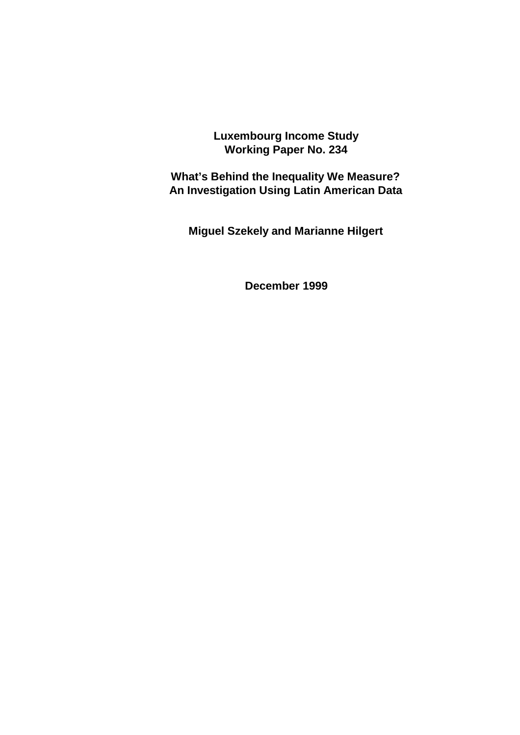**Luxembourg Income Study**
**Working Paper No. 234**

# What's Behind the Inequality We Measure? An Investigation Using Latin American Data

**Miguel Szekely and Marianne Hilgert**

**December 1999**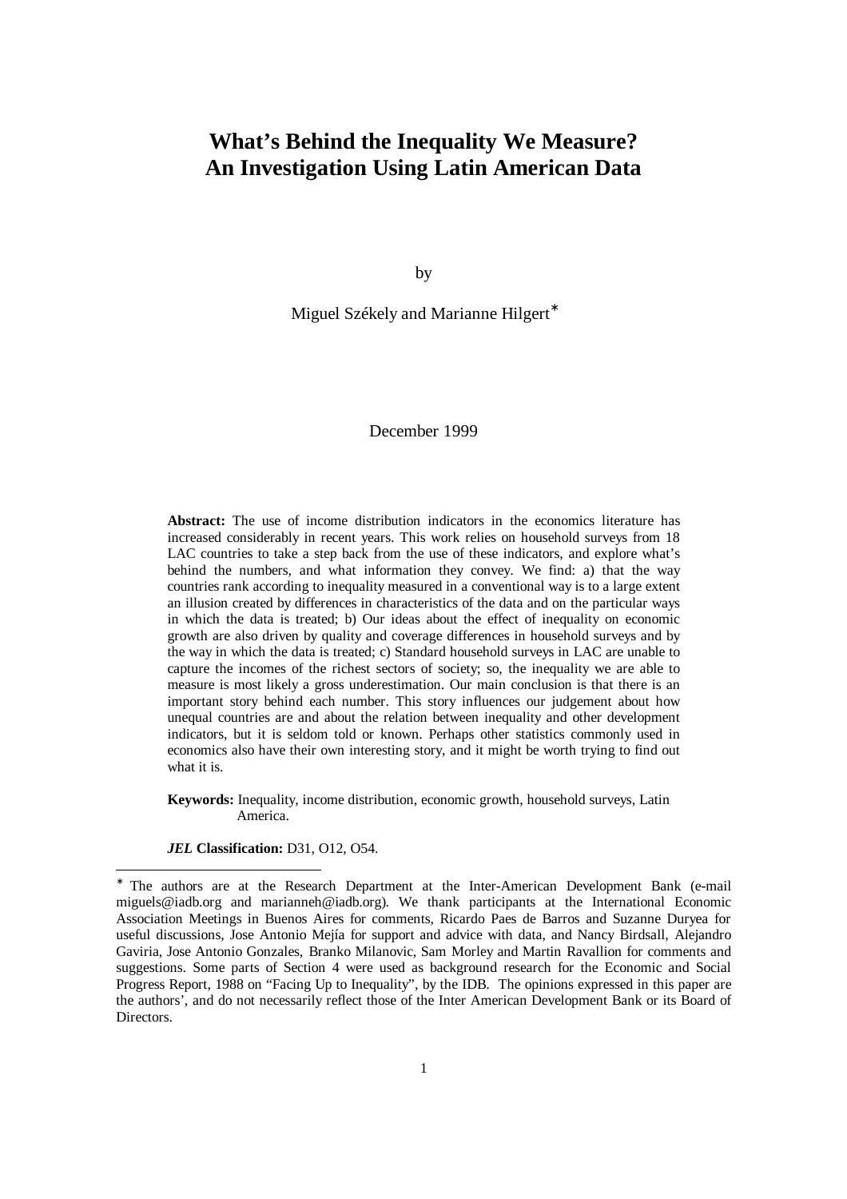# What's Behind the Inequality We Measure?
# An Investigation Using Latin American Data

by

Miguel Székely and Marianne Hilgert*

December 1999

**Abstract:** The use of income distribution indicators in the economics literature has increased considerably in recent years. This work relies on household surveys from 18 LAC countries to take a step back from the use of these indicators, and explore what's behind the numbers, and what information they convey. We find: a) that the way countries rank according to inequality measured in a conventional way is to a large extent an illusion created by differences in characteristics of the data and on the particular ways in which the data is treated; b) Our ideas about the effect of inequality on economic growth are also driven by quality and coverage differences in household surveys and by the way in which the data is treated; c) Standard household surveys in LAC are unable to capture the incomes of the richest sectors of society; so, the inequality we are able to measure is most likely a gross underestimation. Our main conclusion is that there is an important story behind each number. This story influences our judgement about how unequal countries are and about the relation between inequality and other development indicators, but it is seldom told or known. Perhaps other statistics commonly used in economics also have their own interesting story, and it might be worth trying to find out what it is.

**Keywords:** Inequality, income distribution, economic growth, household surveys, Latin America.

***JEL* Classification:** D31, O12, O54.

---

* The authors are at the Research Department at the Inter-American Development Bank (e-mail miguels@iadb.org and marianneh@iadb.org). We thank participants at the International Economic Association Meetings in Buenos Aires for comments, Ricardo Paes de Barros and Suzanne Duryea for useful discussions, Jose Antonio Mejía for support and advice with data, and Nancy Birdsall, Alejandro Gaviria, Jose Antonio Gonzales, Branko Milanovic, Sam Morley and Martin Ravallion for comments and suggestions. Some parts of Section 4 were used as background research for the Economic and Social Progress Report, 1988 on "Facing Up to Inequality", by the IDB. The opinions expressed in this paper are the authors', and do not necessarily reflect those of the Inter American Development Bank or its Board of Directors.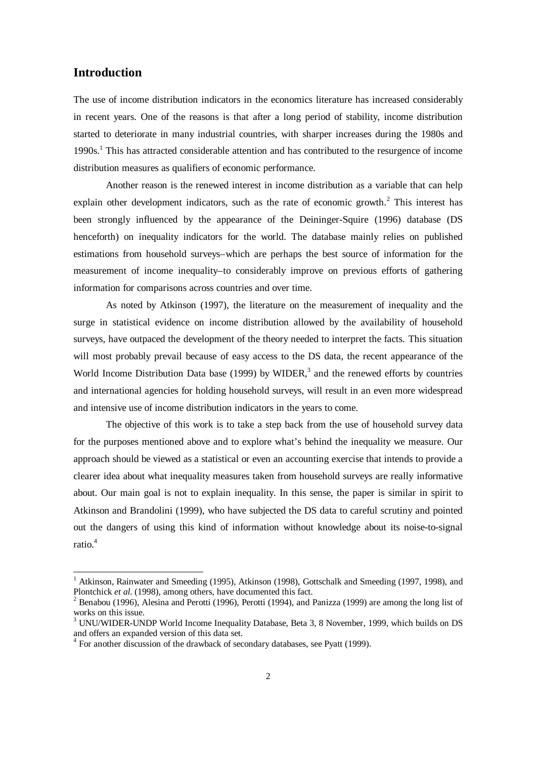## Introduction

The use of income distribution indicators in the economics literature has increased considerably in recent years. One of the reasons is that after a long period of stability, income distribution started to deteriorate in many industrial countries, with sharper increases during the 1980s and 1990s.[1] This has attracted considerable attention and has contributed to the resurgence of income distribution measures as qualifiers of economic performance.

Another reason is the renewed interest in income distribution as a variable that can help explain other development indicators, such as the rate of economic growth.[2] This interest has been strongly influenced by the appearance of the Deininger-Squire (1996) database (DS henceforth) on inequality indicators for the world. The database mainly relies on published estimations from household surveys–which are perhaps the best source of information for the measurement of income inequality–to considerably improve on previous efforts of gathering information for comparisons across countries and over time.

As noted by Atkinson (1997), the literature on the measurement of inequality and the surge in statistical evidence on income distribution allowed by the availability of household surveys, have outpaced the development of the theory needed to interpret the facts. This situation will most probably prevail because of easy access to the DS data, the recent appearance of the World Income Distribution Data base (1999) by WIDER,[3] and the renewed efforts by countries and international agencies for holding household surveys, will result in an even more widespread and intensive use of income distribution indicators in the years to come.

The objective of this work is to take a step back from the use of household survey data for the purposes mentioned above and to explore what's behind the inequality we measure. Our approach should be viewed as a statistical or even an accounting exercise that intends to provide a clearer idea about what inequality measures taken from household surveys are really informative about. Our main goal is not to explain inequality. In this sense, the paper is similar in spirit to Atkinson and Brandolini (1999), who have subjected the DS data to careful scrutiny and pointed out the dangers of using this kind of information without knowledge about its noise-to-signal ratio.[4]

---

[1] Atkinson, Rainwater and Smeeding (1995), Atkinson (1998), Gottschalk and Smeeding (1997, 1998), and Plontchick *et al.* (1998), among others, have documented this fact.

[2] Benabou (1996), Alesina and Perotti (1996), Perotti (1994), and Panizza (1999) are among the long list of works on this issue.

[3] UNU/WIDER-UNDP World Income Inequality Database, Beta 3, 8 November, 1999, which builds on DS and offers an expanded version of this data set.

[4] For another discussion of the drawback of secondary databases, see Pyatt (1999).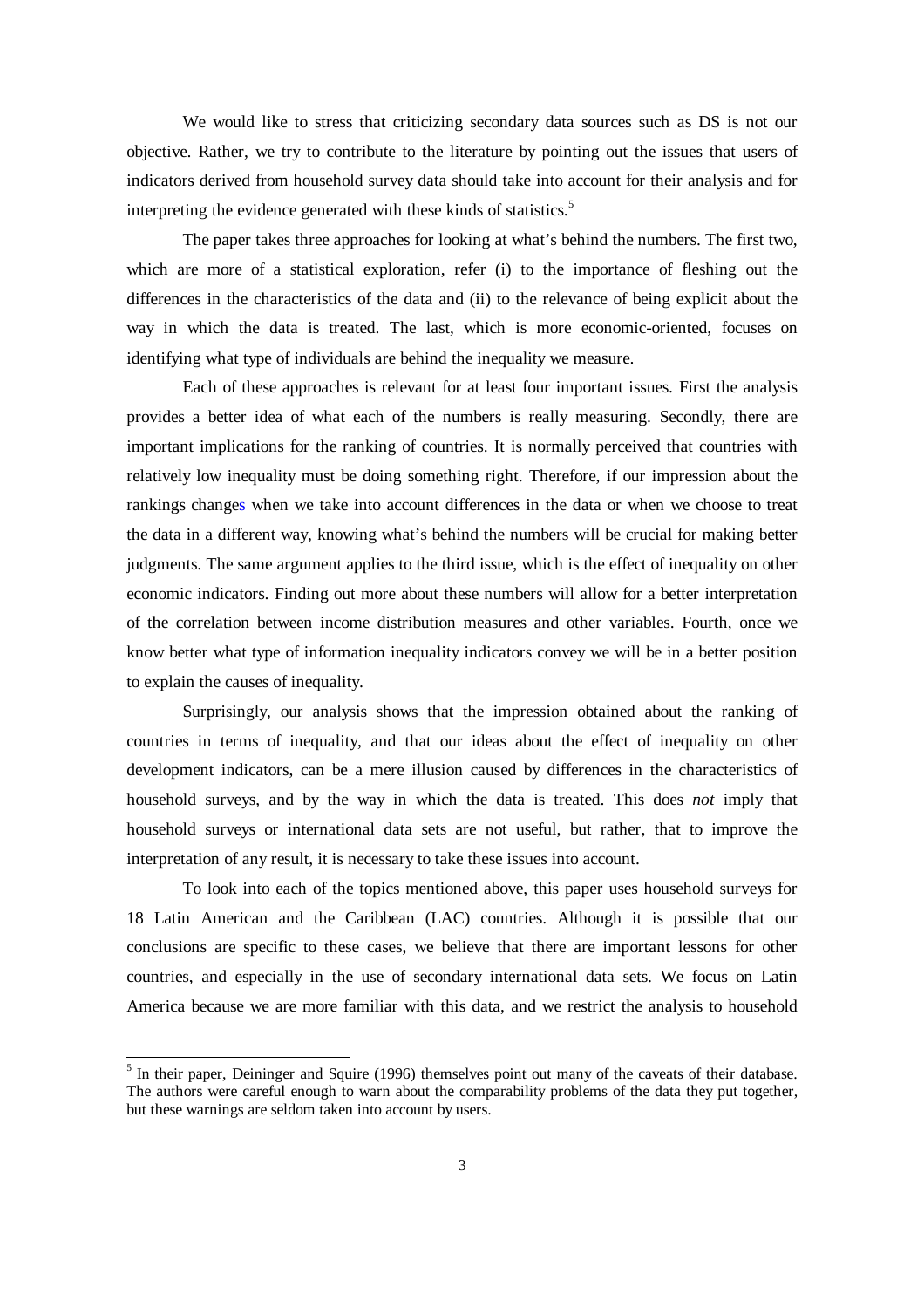We would like to stress that criticizing secondary data sources such as DS is not our objective. Rather, we try to contribute to the literature by pointing out the issues that users of indicators derived from household survey data should take into account for their analysis and for interpreting the evidence generated with these kinds of statistics.[5]

The paper takes three approaches for looking at what's behind the numbers. The first two, which are more of a statistical exploration, refer (i) to the importance of fleshing out the differences in the characteristics of the data and (ii) to the relevance of being explicit about the way in which the data is treated. The last, which is more economic-oriented, focuses on identifying what type of individuals are behind the inequality we measure.

Each of these approaches is relevant for at least four important issues. First the analysis provides a better idea of what each of the numbers is really measuring. Secondly, there are important implications for the ranking of countries. It is normally perceived that countries with relatively low inequality must be doing something right. Therefore, if our impression about the rankings changes when we take into account differences in the data or when we choose to treat the data in a different way, knowing what's behind the numbers will be crucial for making better judgments. The same argument applies to the third issue, which is the effect of inequality on other economic indicators. Finding out more about these numbers will allow for a better interpretation of the correlation between income distribution measures and other variables. Fourth, once we know better what type of information inequality indicators convey we will be in a better position to explain the causes of inequality.

Surprisingly, our analysis shows that the impression obtained about the ranking of countries in terms of inequality, and that our ideas about the effect of inequality on other development indicators, can be a mere illusion caused by differences in the characteristics of household surveys, and by the way in which the data is treated. This does *not* imply that household surveys or international data sets are not useful, but rather, that to improve the interpretation of any result, it is necessary to take these issues into account.

To look into each of the topics mentioned above, this paper uses household surveys for 18 Latin American and the Caribbean (LAC) countries. Although it is possible that our conclusions are specific to these cases, we believe that there are important lessons for other countries, and especially in the use of secondary international data sets. We focus on Latin America because we are more familiar with this data, and we restrict the analysis to household

[5] In their paper, Deininger and Squire (1996) themselves point out many of the caveats of their database. The authors were careful enough to warn about the comparability problems of the data they put together, but these warnings are seldom taken into account by users.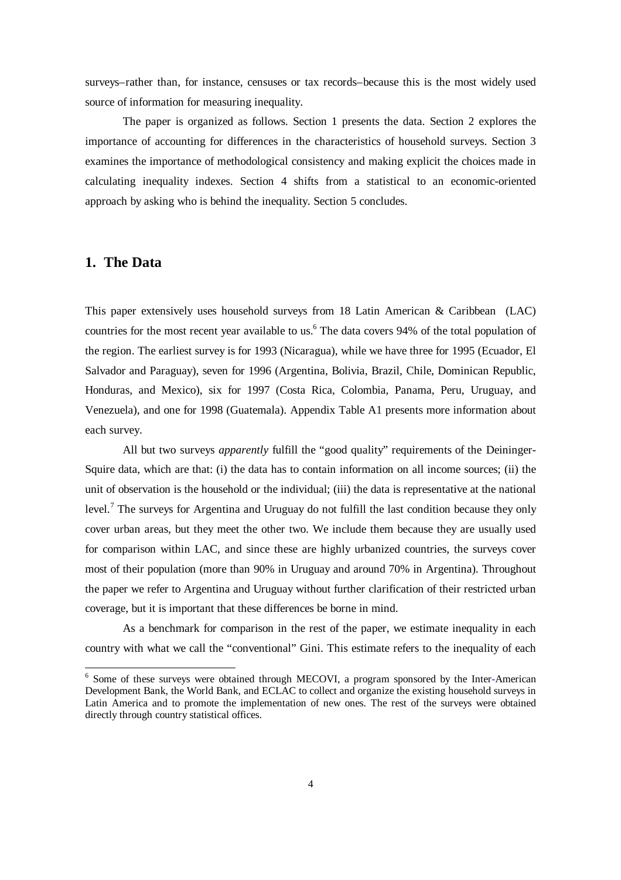surveys–rather than, for instance, censuses or tax records–because this is the most widely used source of information for measuring inequality.

The paper is organized as follows. Section 1 presents the data. Section 2 explores the importance of accounting for differences in the characteristics of household surveys. Section 3 examines the importance of methodological consistency and making explicit the choices made in calculating inequality indexes. Section 4 shifts from a statistical to an economic-oriented approach by asking who is behind the inequality. Section 5 concludes.

## 1. The Data

This paper extensively uses household surveys from 18 Latin American & Caribbean (LAC) countries for the most recent year available to us.[6] The data covers 94% of the total population of the region. The earliest survey is for 1993 (Nicaragua), while we have three for 1995 (Ecuador, El Salvador and Paraguay), seven for 1996 (Argentina, Bolivia, Brazil, Chile, Dominican Republic, Honduras, and Mexico), six for 1997 (Costa Rica, Colombia, Panama, Peru, Uruguay, and Venezuela), and one for 1998 (Guatemala). Appendix Table A1 presents more information about each survey.

All but two surveys *apparently* fulfill the "good quality" requirements of the Deininger-Squire data, which are that: (i) the data has to contain information on all income sources; (ii) the unit of observation is the household or the individual; (iii) the data is representative at the national level.[7] The surveys for Argentina and Uruguay do not fulfill the last condition because they only cover urban areas, but they meet the other two. We include them because they are usually used for comparison within LAC, and since these are highly urbanized countries, the surveys cover most of their population (more than 90% in Uruguay and around 70% in Argentina). Throughout the paper we refer to Argentina and Uruguay without further clarification of their restricted urban coverage, but it is important that these differences be borne in mind.

As a benchmark for comparison in the rest of the paper, we estimate inequality in each country with what we call the "conventional" Gini. This estimate refers to the inequality of each

---

[6] Some of these surveys were obtained through MECOVI, a program sponsored by the Inter-American Development Bank, the World Bank, and ECLAC to collect and organize the existing household surveys in Latin America and to promote the implementation of new ones. The rest of the surveys were obtained directly through country statistical offices.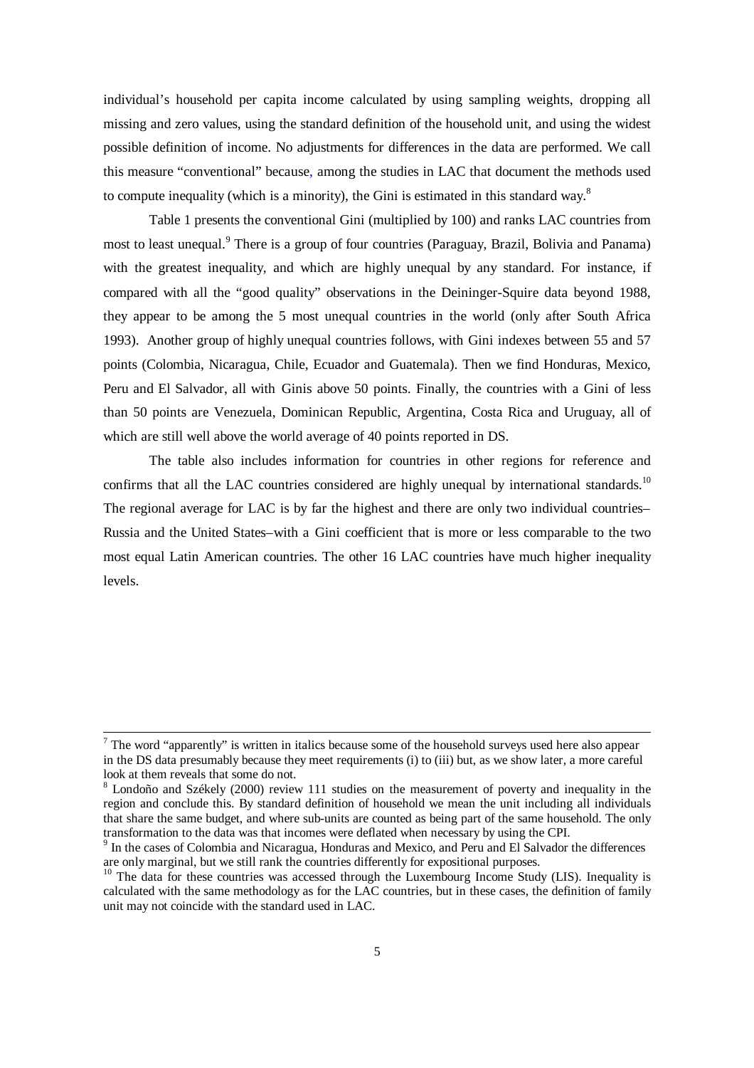individual's household per capita income calculated by using sampling weights, dropping all missing and zero values, using the standard definition of the household unit, and using the widest possible definition of income. No adjustments for differences in the data are performed. We call this measure "conventional" because, among the studies in LAC that document the methods used to compute inequality (which is a minority), the Gini is estimated in this standard way.[8]

Table 1 presents the conventional Gini (multiplied by 100) and ranks LAC countries from most to least unequal.[9] There is a group of four countries (Paraguay, Brazil, Bolivia and Panama) with the greatest inequality, and which are highly unequal by any standard. For instance, if compared with all the "good quality" observations in the Deininger-Squire data beyond 1988, they appear to be among the 5 most unequal countries in the world (only after South Africa 1993). Another group of highly unequal countries follows, with Gini indexes between 55 and 57 points (Colombia, Nicaragua, Chile, Ecuador and Guatemala). Then we find Honduras, Mexico, Peru and El Salvador, all with Ginis above 50 points. Finally, the countries with a Gini of less than 50 points are Venezuela, Dominican Republic, Argentina, Costa Rica and Uruguay, all of which are still well above the world average of 40 points reported in DS.

The table also includes information for countries in other regions for reference and confirms that all the LAC countries considered are highly unequal by international standards.[10] The regional average for LAC is by far the highest and there are only two individual countries– Russia and the United States–with a Gini coefficient that is more or less comparable to the two most equal Latin American countries. The other 16 LAC countries have much higher inequality levels.

---

[7] The word "apparently" is written in italics because some of the household surveys used here also appear in the DS data presumably because they meet requirements (i) to (iii) but, as we show later, a more careful look at them reveals that some do not.

[8] Londoño and Székely (2000) review 111 studies on the measurement of poverty and inequality in the region and conclude this. By standard definition of household we mean the unit including all individuals that share the same budget, and where sub-units are counted as being part of the same household. The only transformation to the data was that incomes were deflated when necessary by using the CPI.

[9] In the cases of Colombia and Nicaragua, Honduras and Mexico, and Peru and El Salvador the differences are only marginal, but we still rank the countries differently for expositional purposes.

[10] The data for these countries was accessed through the Luxembourg Income Study (LIS). Inequality is calculated with the same methodology as for the LAC countries, but in these cases, the definition of family unit may not coincide with the standard used in LAC.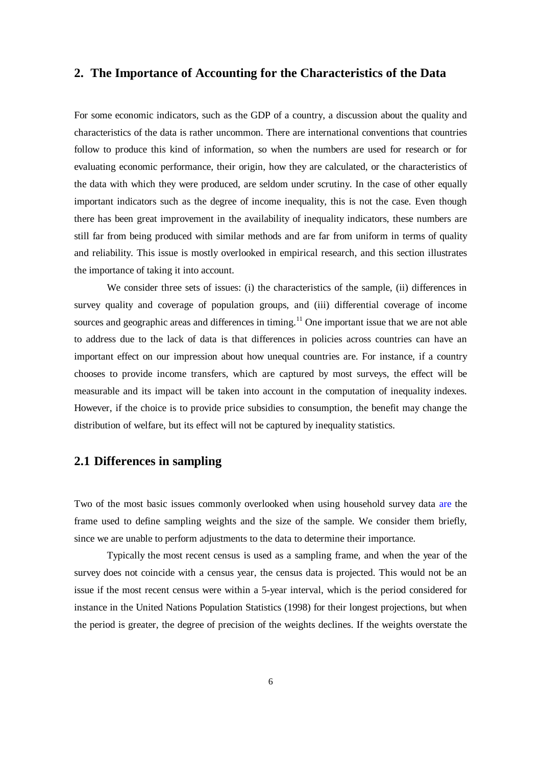## 2. The Importance of Accounting for the Characteristics of the Data

For some economic indicators, such as the GDP of a country, a discussion about the quality and characteristics of the data is rather uncommon. There are international conventions that countries follow to produce this kind of information, so when the numbers are used for research or for evaluating economic performance, their origin, how they are calculated, or the characteristics of the data with which they were produced, are seldom under scrutiny. In the case of other equally important indicators such as the degree of income inequality, this is not the case. Even though there has been great improvement in the availability of inequality indicators, these numbers are still far from being produced with similar methods and are far from uniform in terms of quality and reliability. This issue is mostly overlooked in empirical research, and this section illustrates the importance of taking it into account.

We consider three sets of issues: (i) the characteristics of the sample, (ii) differences in survey quality and coverage of population groups, and (iii) differential coverage of income sources and geographic areas and differences in timing.[11] One important issue that we are not able to address due to the lack of data is that differences in policies across countries can have an important effect on our impression about how unequal countries are. For instance, if a country chooses to provide income transfers, which are captured by most surveys, the effect will be measurable and its impact will be taken into account in the computation of inequality indexes. However, if the choice is to provide price subsidies to consumption, the benefit may change the distribution of welfare, but its effect will not be captured by inequality statistics.

### 2.1 Differences in sampling

Two of the most basic issues commonly overlooked when using household survey data are the frame used to define sampling weights and the size of the sample. We consider them briefly, since we are unable to perform adjustments to the data to determine their importance.

Typically the most recent census is used as a sampling frame, and when the year of the survey does not coincide with a census year, the census data is projected. This would not be an issue if the most recent census were within a 5-year interval, which is the period considered for instance in the United Nations Population Statistics (1998) for their longest projections, but when the period is greater, the degree of precision of the weights declines. If the weights overstate the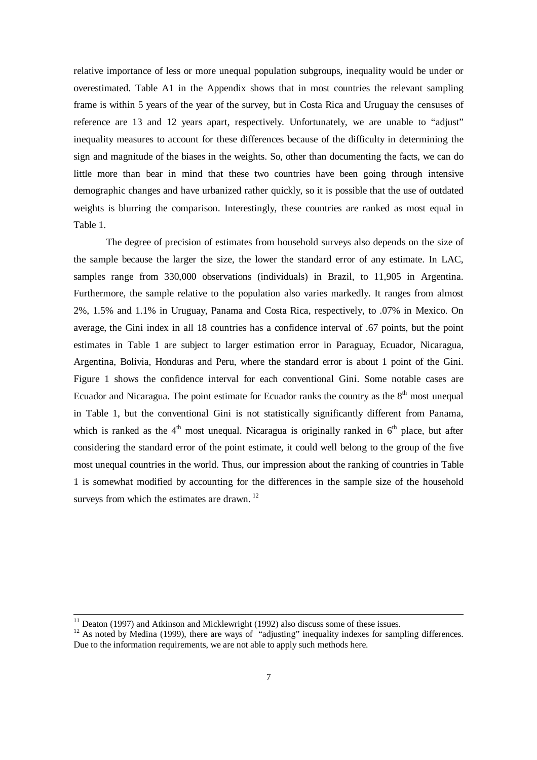relative importance of less or more unequal population subgroups, inequality would be under or overestimated. Table A1 in the Appendix shows that in most countries the relevant sampling frame is within 5 years of the year of the survey, but in Costa Rica and Uruguay the censuses of reference are 13 and 12 years apart, respectively. Unfortunately, we are unable to "adjust" inequality measures to account for these differences because of the difficulty in determining the sign and magnitude of the biases in the weights. So, other than documenting the facts, we can do little more than bear in mind that these two countries have been going through intensive demographic changes and have urbanized rather quickly, so it is possible that the use of outdated weights is blurring the comparison. Interestingly, these countries are ranked as most equal in Table 1.

The degree of precision of estimates from household surveys also depends on the size of the sample because the larger the size, the lower the standard error of any estimate. In LAC, samples range from 330,000 observations (individuals) in Brazil, to 11,905 in Argentina. Furthermore, the sample relative to the population also varies markedly. It ranges from almost 2%, 1.5% and 1.1% in Uruguay, Panama and Costa Rica, respectively, to .07% in Mexico. On average, the Gini index in all 18 countries has a confidence interval of .67 points, but the point estimates in Table 1 are subject to larger estimation error in Paraguay, Ecuador, Nicaragua, Argentina, Bolivia, Honduras and Peru, where the standard error is about 1 point of the Gini. Figure 1 shows the confidence interval for each conventional Gini. Some notable cases are Ecuador and Nicaragua. The point estimate for Ecuador ranks the country as the 8th most unequal in Table 1, but the conventional Gini is not statistically significantly different from Panama, which is ranked as the 4th most unequal. Nicaragua is originally ranked in 6th place, but after considering the standard error of the point estimate, it could well belong to the group of the five most unequal countries in the world. Thus, our impression about the ranking of countries in Table 1 is somewhat modified by accounting for the differences in the sample size of the household surveys from which the estimates are drawn. [12]

---

[11] Deaton (1997) and Atkinson and Micklewright (1992) also discuss some of these issues.

[12] As noted by Medina (1999), there are ways of "adjusting" inequality indexes for sampling differences. Due to the information requirements, we are not able to apply such methods here.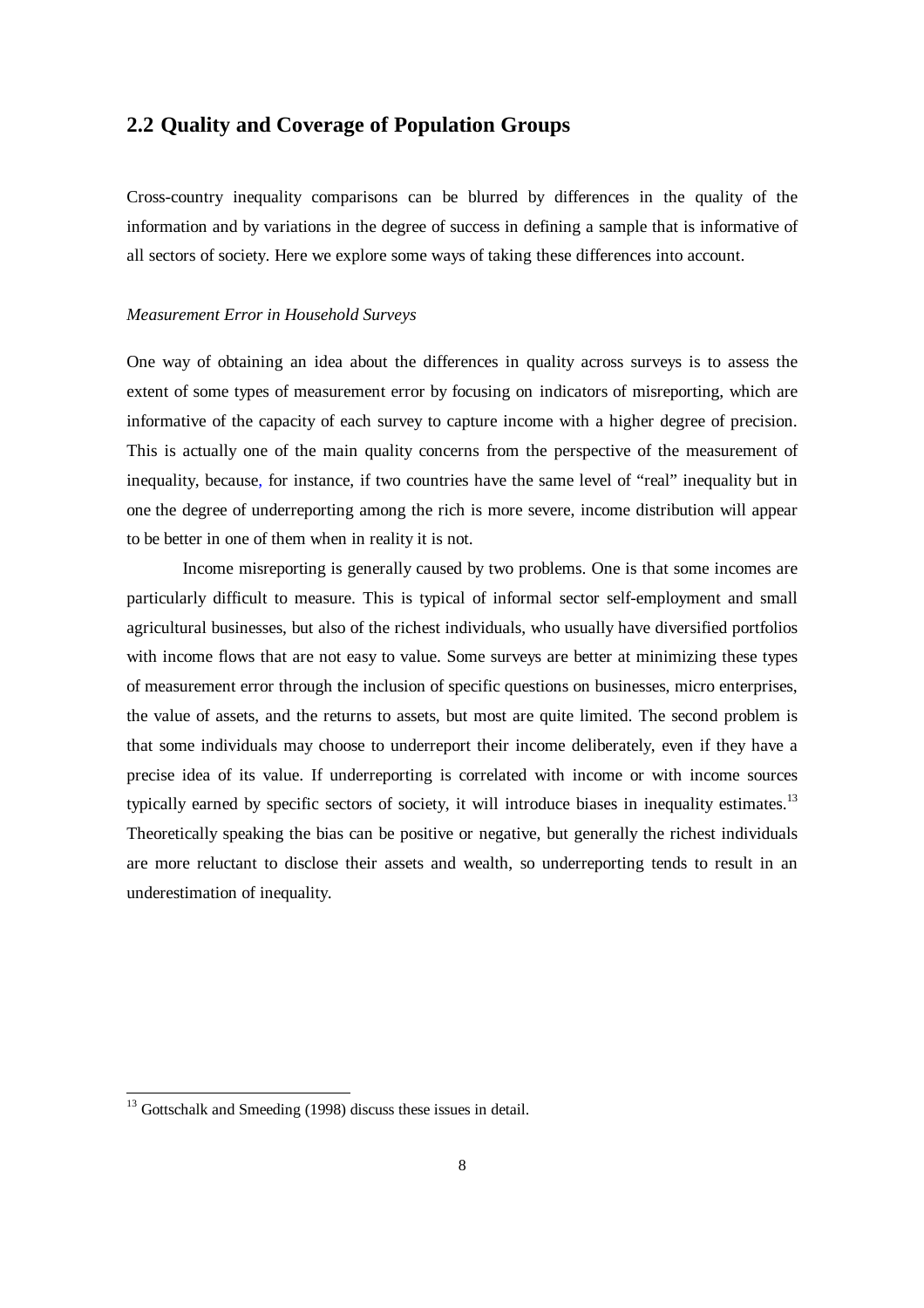## 2.2 Quality and Coverage of Population Groups

Cross-country inequality comparisons can be blurred by differences in the quality of the information and by variations in the degree of success in defining a sample that is informative of all sectors of society. Here we explore some ways of taking these differences into account.

*Measurement Error in Household Surveys*

One way of obtaining an idea about the differences in quality across surveys is to assess the extent of some types of measurement error by focusing on indicators of misreporting, which are informative of the capacity of each survey to capture income with a higher degree of precision. This is actually one of the main quality concerns from the perspective of the measurement of inequality, because, for instance, if two countries have the same level of "real" inequality but in one the degree of underreporting among the rich is more severe, income distribution will appear to be better in one of them when in reality it is not.

Income misreporting is generally caused by two problems. One is that some incomes are particularly difficult to measure. This is typical of informal sector self-employment and small agricultural businesses, but also of the richest individuals, who usually have diversified portfolios with income flows that are not easy to value. Some surveys are better at minimizing these types of measurement error through the inclusion of specific questions on businesses, micro enterprises, the value of assets, and the returns to assets, but most are quite limited. The second problem is that some individuals may choose to underreport their income deliberately, even if they have a precise idea of its value. If underreporting is correlated with income or with income sources typically earned by specific sectors of society, it will introduce biases in inequality estimates.[13] Theoretically speaking the bias can be positive or negative, but generally the richest individuals are more reluctant to disclose their assets and wealth, so underreporting tends to result in an underestimation of inequality.

[13] Gottschalk and Smeeding (1998) discuss these issues in detail.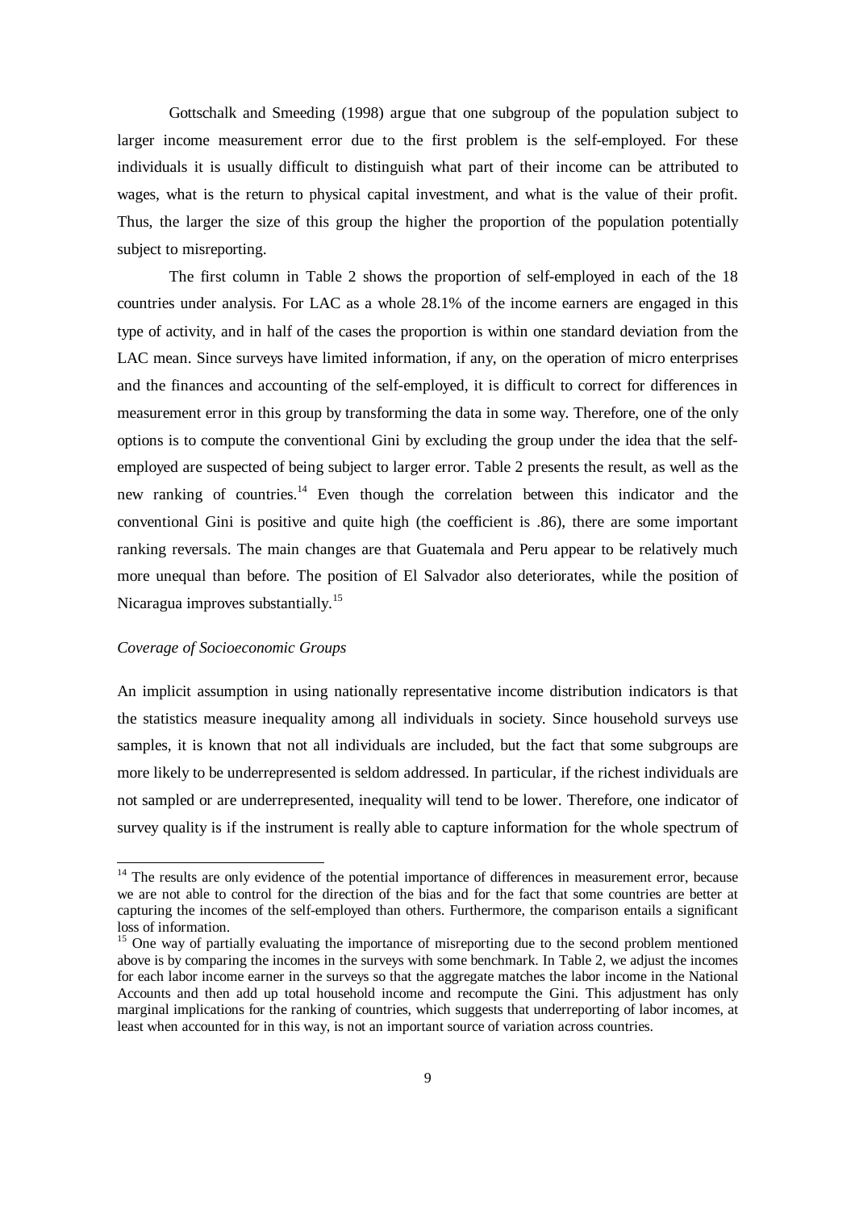Gottschalk and Smeeding (1998) argue that one subgroup of the population subject to larger income measurement error due to the first problem is the self-employed. For these individuals it is usually difficult to distinguish what part of their income can be attributed to wages, what is the return to physical capital investment, and what is the value of their profit. Thus, the larger the size of this group the higher the proportion of the population potentially subject to misreporting.

The first column in Table 2 shows the proportion of self-employed in each of the 18 countries under analysis. For LAC as a whole 28.1% of the income earners are engaged in this type of activity, and in half of the cases the proportion is within one standard deviation from the LAC mean. Since surveys have limited information, if any, on the operation of micro enterprises and the finances and accounting of the self-employed, it is difficult to correct for differences in measurement error in this group by transforming the data in some way. Therefore, one of the only options is to compute the conventional Gini by excluding the group under the idea that the self-employed are suspected of being subject to larger error. Table 2 presents the result, as well as the new ranking of countries.[14] Even though the correlation between this indicator and the conventional Gini is positive and quite high (the coefficient is .86), there are some important ranking reversals. The main changes are that Guatemala and Peru appear to be relatively much more unequal than before. The position of El Salvador also deteriorates, while the position of Nicaragua improves substantially.[15]

*Coverage of Socioeconomic Groups*

An implicit assumption in using nationally representative income distribution indicators is that the statistics measure inequality among all individuals in society. Since household surveys use samples, it is known that not all individuals are included, but the fact that some subgroups are more likely to be underrepresented is seldom addressed. In particular, if the richest individuals are not sampled or are underrepresented, inequality will tend to be lower. Therefore, one indicator of survey quality is if the instrument is really able to capture information for the whole spectrum of

[14] The results are only evidence of the potential importance of differences in measurement error, because we are not able to control for the direction of the bias and for the fact that some countries are better at capturing the incomes of the self-employed than others. Furthermore, the comparison entails a significant loss of information.

[15] One way of partially evaluating the importance of misreporting due to the second problem mentioned above is by comparing the incomes in the surveys with some benchmark. In Table 2, we adjust the incomes for each labor income earner in the surveys so that the aggregate matches the labor income in the National Accounts and then add up total household income and recompute the Gini. This adjustment has only marginal implications for the ranking of countries, which suggests that underreporting of labor incomes, at least when accounted for in this way, is not an important source of variation across countries.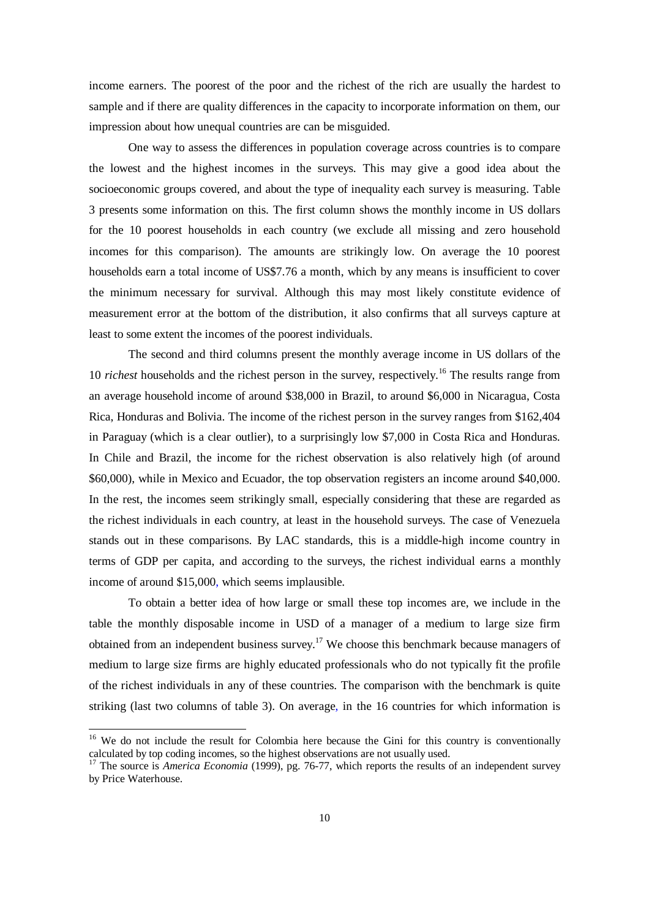income earners. The poorest of the poor and the richest of the rich are usually the hardest to sample and if there are quality differences in the capacity to incorporate information on them, our impression about how unequal countries are can be misguided.

One way to assess the differences in population coverage across countries is to compare the lowest and the highest incomes in the surveys. This may give a good idea about the socioeconomic groups covered, and about the type of inequality each survey is measuring. Table 3 presents some information on this. The first column shows the monthly income in US dollars for the 10 poorest households in each country (we exclude all missing and zero household incomes for this comparison). The amounts are strikingly low. On average the 10 poorest households earn a total income of US$7.76 a month, which by any means is insufficient to cover the minimum necessary for survival. Although this may most likely constitute evidence of measurement error at the bottom of the distribution, it also confirms that all surveys capture at least to some extent the incomes of the poorest individuals.

The second and third columns present the monthly average income in US dollars of the 10 *richest* households and the richest person in the survey, respectively.[16] The results range from an average household income of around $38,000 in Brazil, to around $6,000 in Nicaragua, Costa Rica, Honduras and Bolivia. The income of the richest person in the survey ranges from $162,404 in Paraguay (which is a clear outlier), to a surprisingly low $7,000 in Costa Rica and Honduras. In Chile and Brazil, the income for the richest observation is also relatively high (of around $60,000), while in Mexico and Ecuador, the top observation registers an income around $40,000. In the rest, the incomes seem strikingly small, especially considering that these are regarded as the richest individuals in each country, at least in the household surveys. The case of Venezuela stands out in these comparisons. By LAC standards, this is a middle-high income country in terms of GDP per capita, and according to the surveys, the richest individual earns a monthly income of around $15,000, which seems implausible.

To obtain a better idea of how large or small these top incomes are, we include in the table the monthly disposable income in USD of a manager of a medium to large size firm obtained from an independent business survey.[17] We choose this benchmark because managers of medium to large size firms are highly educated professionals who do not typically fit the profile of the richest individuals in any of these countries. The comparison with the benchmark is quite striking (last two columns of table 3). On average, in the 16 countries for which information is

[16] We do not include the result for Colombia here because the Gini for this country is conventionally calculated by top coding incomes, so the highest observations are not usually used.

[17] The source is *America Economia* (1999), pg. 76-77, which reports the results of an independent survey by Price Waterhouse.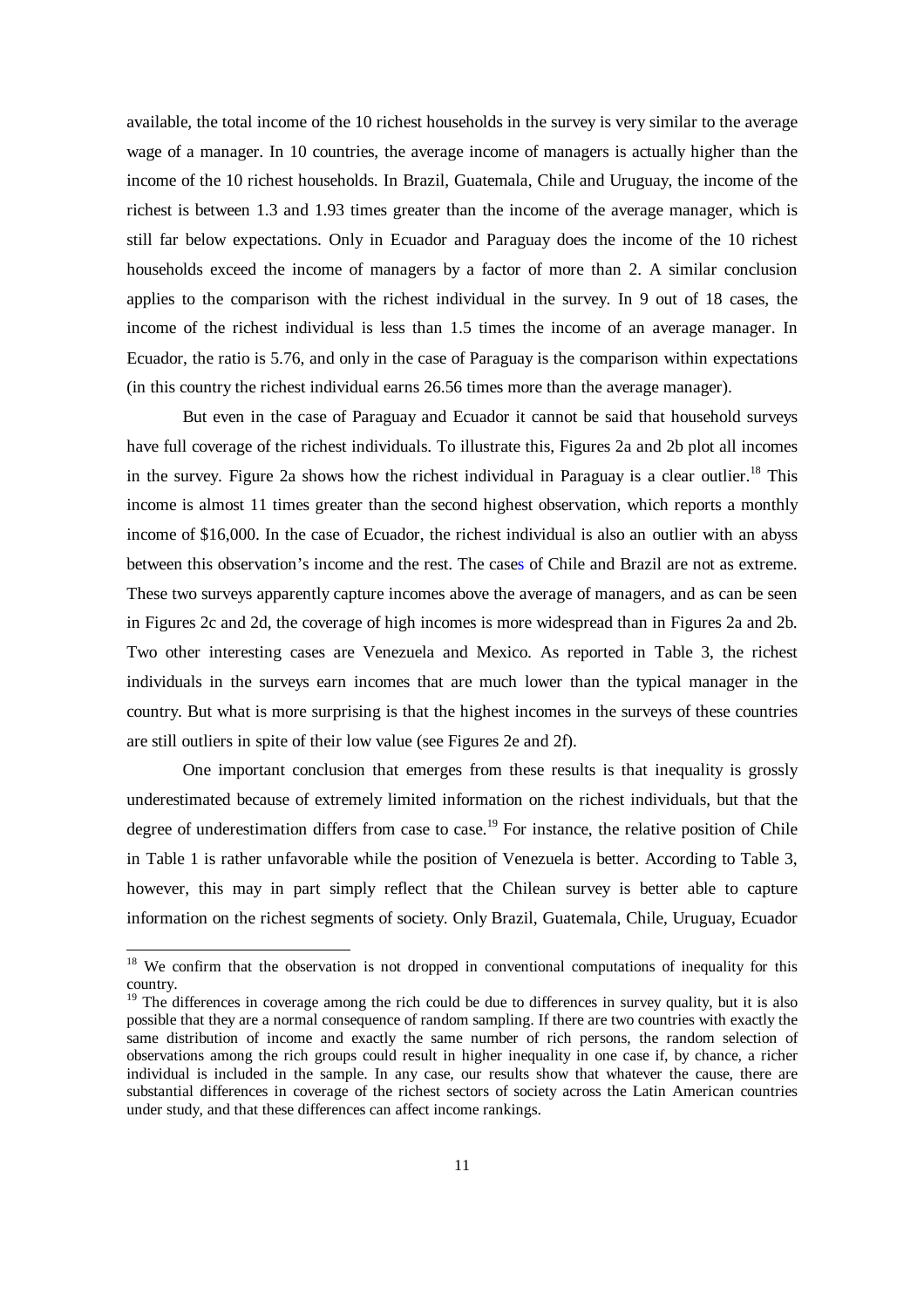available, the total income of the 10 richest households in the survey is very similar to the average wage of a manager. In 10 countries, the average income of managers is actually higher than the income of the 10 richest households. In Brazil, Guatemala, Chile and Uruguay, the income of the richest is between 1.3 and 1.93 times greater than the income of the average manager, which is still far below expectations. Only in Ecuador and Paraguay does the income of the 10 richest households exceed the income of managers by a factor of more than 2. A similar conclusion applies to the comparison with the richest individual in the survey. In 9 out of 18 cases, the income of the richest individual is less than 1.5 times the income of an average manager. In Ecuador, the ratio is 5.76, and only in the case of Paraguay is the comparison within expectations (in this country the richest individual earns 26.56 times more than the average manager).

But even in the case of Paraguay and Ecuador it cannot be said that household surveys have full coverage of the richest individuals. To illustrate this, Figures 2a and 2b plot all incomes in the survey. Figure 2a shows how the richest individual in Paraguay is a clear outlier.[18] This income is almost 11 times greater than the second highest observation, which reports a monthly income of $16,000. In the case of Ecuador, the richest individual is also an outlier with an abyss between this observation's income and the rest. The cases of Chile and Brazil are not as extreme. These two surveys apparently capture incomes above the average of managers, and as can be seen in Figures 2c and 2d, the coverage of high incomes is more widespread than in Figures 2a and 2b. Two other interesting cases are Venezuela and Mexico. As reported in Table 3, the richest individuals in the surveys earn incomes that are much lower than the typical manager in the country. But what is more surprising is that the highest incomes in the surveys of these countries are still outliers in spite of their low value (see Figures 2e and 2f).

One important conclusion that emerges from these results is that inequality is grossly underestimated because of extremely limited information on the richest individuals, but that the degree of underestimation differs from case to case.[19] For instance, the relative position of Chile in Table 1 is rather unfavorable while the position of Venezuela is better. According to Table 3, however, this may in part simply reflect that the Chilean survey is better able to capture information on the richest segments of society. Only Brazil, Guatemala, Chile, Uruguay, Ecuador

---

[18] We confirm that the observation is not dropped in conventional computations of inequality for this country.

[19] The differences in coverage among the rich could be due to differences in survey quality, but it is also possible that they are a normal consequence of random sampling. If there are two countries with exactly the same distribution of income and exactly the same number of rich persons, the random selection of observations among the rich groups could result in higher inequality in one case if, by chance, a richer individual is included in the sample. In any case, our results show that whatever the cause, there are substantial differences in coverage of the richest sectors of society across the Latin American countries under study, and that these differences can affect income rankings.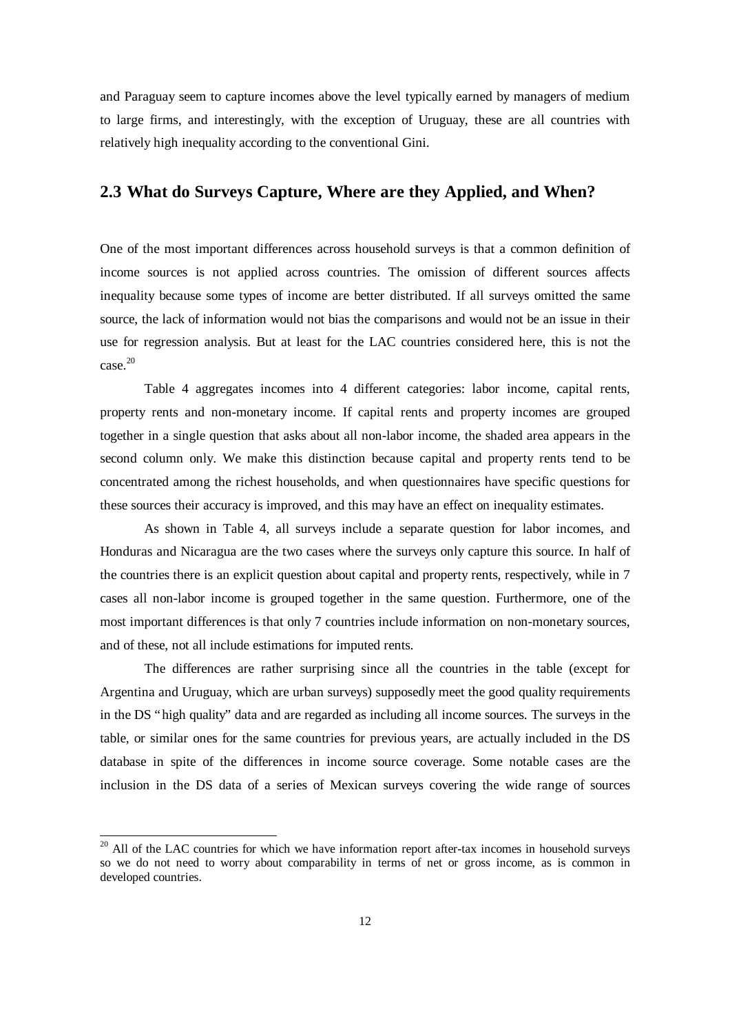and Paraguay seem to capture incomes above the level typically earned by managers of medium to large firms, and interestingly, with the exception of Uruguay, these are all countries with relatively high inequality according to the conventional Gini.

## 2.3 What do Surveys Capture, Where are they Applied, and When?

One of the most important differences across household surveys is that a common definition of income sources is not applied across countries. The omission of different sources affects inequality because some types of income are better distributed. If all surveys omitted the same source, the lack of information would not bias the comparisons and would not be an issue in their use for regression analysis. But at least for the LAC countries considered here, this is not the case.[20]

Table 4 aggregates incomes into 4 different categories: labor income, capital rents, property rents and non-monetary income. If capital rents and property incomes are grouped together in a single question that asks about all non-labor income, the shaded area appears in the second column only. We make this distinction because capital and property rents tend to be concentrated among the richest households, and when questionnaires have specific questions for these sources their accuracy is improved, and this may have an effect on inequality estimates.

As shown in Table 4, all surveys include a separate question for labor incomes, and Honduras and Nicaragua are the two cases where the surveys only capture this source. In half of the countries there is an explicit question about capital and property rents, respectively, while in 7 cases all non-labor income is grouped together in the same question. Furthermore, one of the most important differences is that only 7 countries include information on non-monetary sources, and of these, not all include estimations for imputed rents.

The differences are rather surprising since all the countries in the table (except for Argentina and Uruguay, which are urban surveys) supposedly meet the good quality requirements in the DS "high quality" data and are regarded as including all income sources. The surveys in the table, or similar ones for the same countries for previous years, are actually included in the DS database in spite of the differences in income source coverage. Some notable cases are the inclusion in the DS data of a series of Mexican surveys covering the wide range of sources

[20] All of the LAC countries for which we have information report after-tax incomes in household surveys so we do not need to worry about comparability in terms of net or gross income, as is common in developed countries.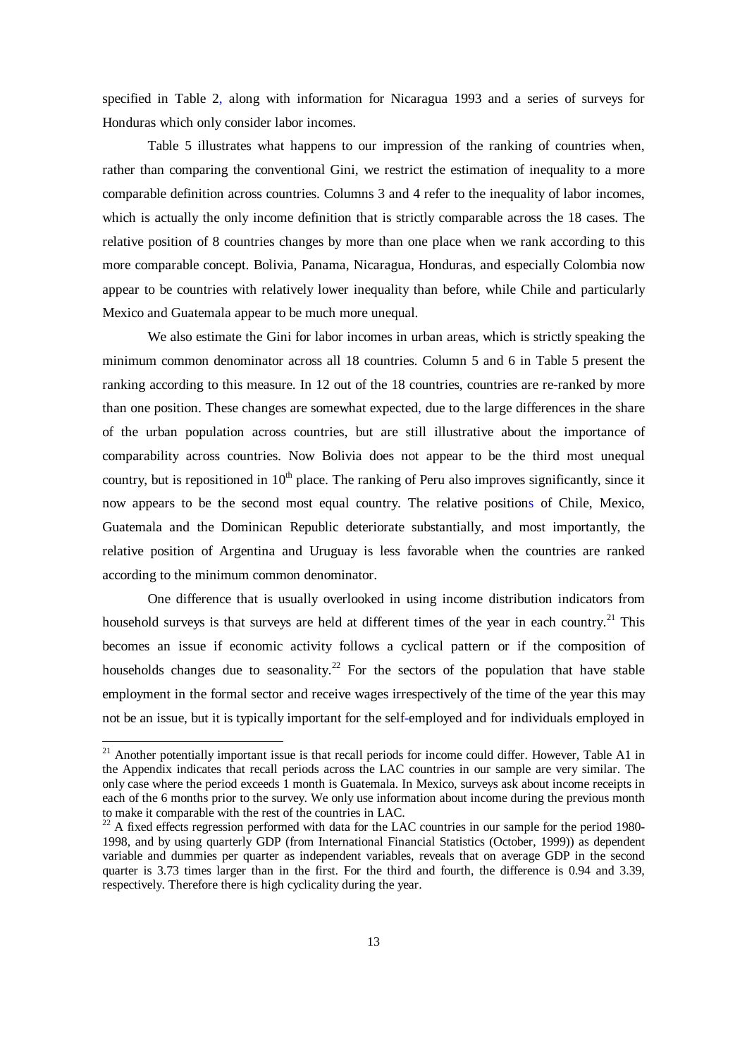specified in Table 2, along with information for Nicaragua 1993 and a series of surveys for Honduras which only consider labor incomes.

Table 5 illustrates what happens to our impression of the ranking of countries when, rather than comparing the conventional Gini, we restrict the estimation of inequality to a more comparable definition across countries. Columns 3 and 4 refer to the inequality of labor incomes, which is actually the only income definition that is strictly comparable across the 18 cases. The relative position of 8 countries changes by more than one place when we rank according to this more comparable concept. Bolivia, Panama, Nicaragua, Honduras, and especially Colombia now appear to be countries with relatively lower inequality than before, while Chile and particularly Mexico and Guatemala appear to be much more unequal.

We also estimate the Gini for labor incomes in urban areas, which is strictly speaking the minimum common denominator across all 18 countries. Column 5 and 6 in Table 5 present the ranking according to this measure. In 12 out of the 18 countries, countries are re-ranked by more than one position. These changes are somewhat expected, due to the large differences in the share of the urban population across countries, but are still illustrative about the importance of comparability across countries. Now Bolivia does not appear to be the third most unequal country, but is repositioned in 10th place. The ranking of Peru also improves significantly, since it now appears to be the second most equal country. The relative positions of Chile, Mexico, Guatemala and the Dominican Republic deteriorate substantially, and most importantly, the relative position of Argentina and Uruguay is less favorable when the countries are ranked according to the minimum common denominator.

One difference that is usually overlooked in using income distribution indicators from household surveys is that surveys are held at different times of the year in each country.[21] This becomes an issue if economic activity follows a cyclical pattern or if the composition of households changes due to seasonality.[22] For the sectors of the population that have stable employment in the formal sector and receive wages irrespectively of the time of the year this may not be an issue, but it is typically important for the self-employed and for individuals employed in

[21] Another potentially important issue is that recall periods for income could differ. However, Table A1 in the Appendix indicates that recall periods across the LAC countries in our sample are very similar. The only case where the period exceeds 1 month is Guatemala. In Mexico, surveys ask about income receipts in each of the 6 months prior to the survey. We only use information about income during the previous month to make it comparable with the rest of the countries in LAC.

[22] A fixed effects regression performed with data for the LAC countries in our sample for the period 1980-1998, and by using quarterly GDP (from International Financial Statistics (October, 1999)) as dependent variable and dummies per quarter as independent variables, reveals that on average GDP in the second quarter is 3.73 times larger than in the first. For the third and fourth, the difference is 0.94 and 3.39, respectively. Therefore there is high cyclicality during the year.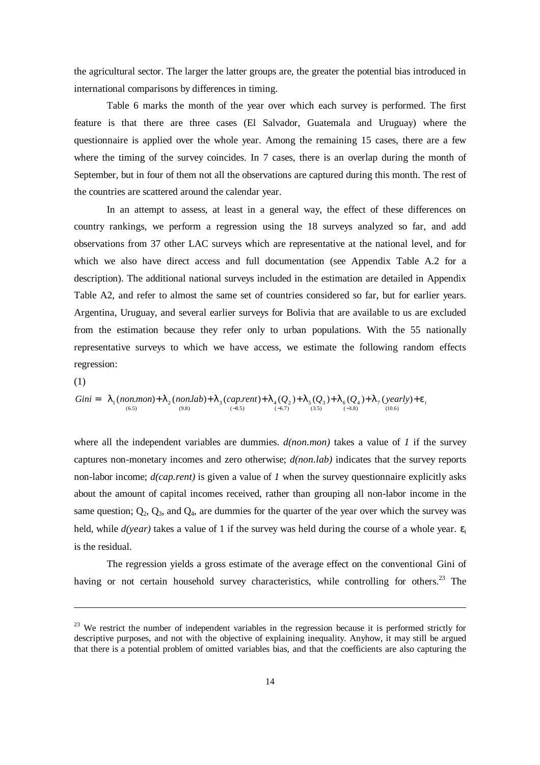the agricultural sector. The larger the latter groups are, the greater the potential bias introduced in international comparisons by differences in timing.

Table 6 marks the month of the year over which each survey is performed. The first feature is that there are three cases (El Salvador, Guatemala and Uruguay) where the questionnaire is applied over the whole year. Among the remaining 15 cases, there are a few where the timing of the survey coincides. In 7 cases, there is an overlap during the month of September, but in four of them not all the observations are captured during this month. The rest of the countries are scattered around the calendar year.

In an attempt to assess, at least in a general way, the effect of these differences on country rankings, we perform a regression using the 18 surveys analyzed so far, and add observations from 37 other LAC surveys which are representative at the national level, and for which we also have direct access and full documentation (see Appendix Table A.2 for a description). The additional national surveys included in the estimation are detailed in Appendix Table A2, and refer to almost the same set of countries considered so far, but for earlier years. Argentina, Uruguay, and several earlier surveys for Bolivia that are available to us are excluded from the estimation because they refer only to urban populations. With the 55 nationally representative surveys to which we have access, we estimate the following random effects regression:

(1)

$$Gini = \underset{(6.5)}{\lambda_1 (non.mon)} + \underset{(9.8)}{\lambda_2 (non.lab)} + \underset{(-8.5)}{\lambda_3 (cap.rent)} + \underset{(-6.7)}{\lambda_4 (Q_2)} + \underset{(3.5)}{\lambda_5 (Q_3)} + \underset{(-3.8)}{\lambda_6 (Q_4)} + \underset{(10.6)}{\lambda_7 (yearly)} + \varepsilon_i$$

where all the independent variables are dummies. *d(non.mon)* takes a value of *1* if the survey captures non-monetary incomes and zero otherwise; *d(non.lab)* indicates that the survey reports non-labor income; *d(cap.rent)* is given a value of *1* when the survey questionnaire explicitly asks about the amount of capital incomes received, rather than grouping all non-labor income in the same question; $Q_2$, $Q_3$, and $Q_4$, are dummies for the quarter of the year over which the survey was held, while *d(year)* takes a value of 1 if the survey was held during the course of a whole year. $\varepsilon_i$ is the residual.

The regression yields a gross estimate of the average effect on the conventional Gini of having or not certain household survey characteristics, while controlling for others.[23] The

[23] We restrict the number of independent variables in the regression because it is performed strictly for descriptive purposes, and not with the objective of explaining inequality. Anyhow, it may still be argued that there is a potential problem of omitted variables bias, and that the coefficients are also capturing the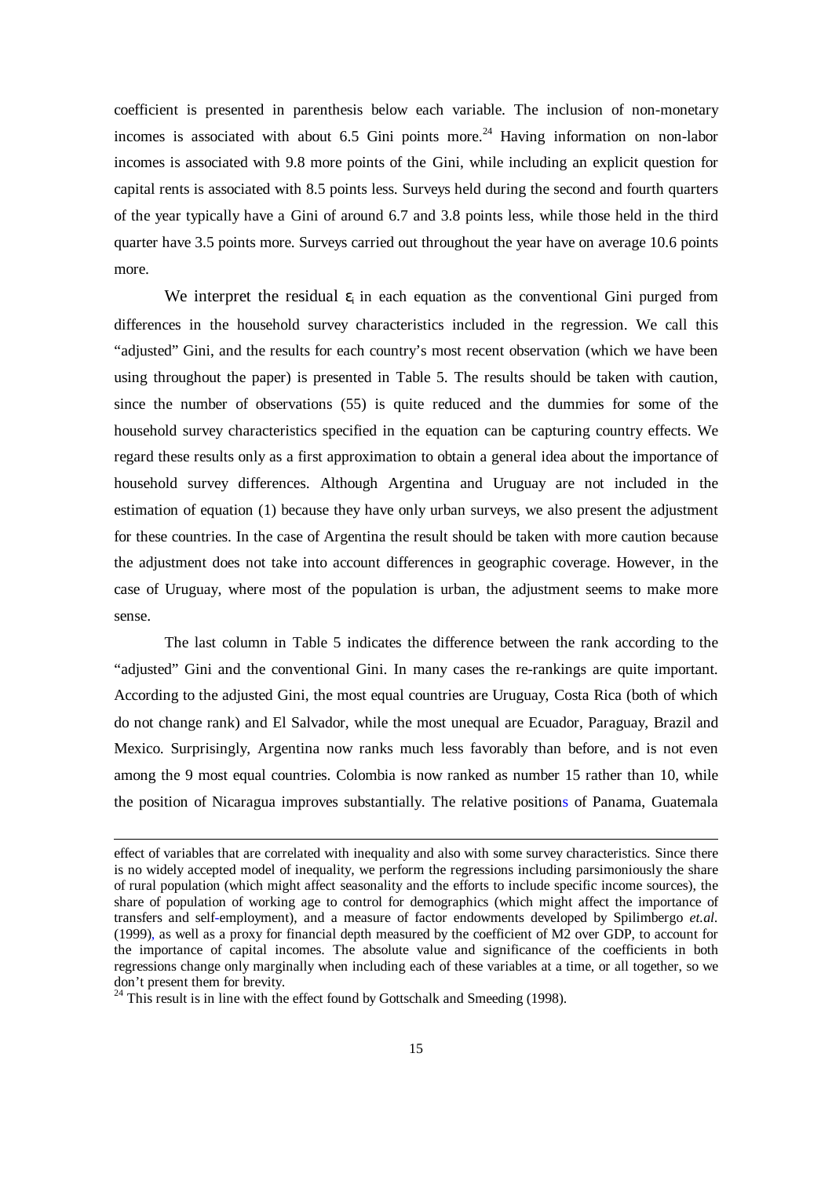coefficient is presented in parenthesis below each variable. The inclusion of non-monetary incomes is associated with about 6.5 Gini points more.[24] Having information on non-labor incomes is associated with 9.8 more points of the Gini, while including an explicit question for capital rents is associated with 8.5 points less. Surveys held during the second and fourth quarters of the year typically have a Gini of around 6.7 and 3.8 points less, while those held in the third quarter have 3.5 points more. Surveys carried out throughout the year have on average 10.6 points more.

We interpret the residual $\varepsilon_i$ in each equation as the conventional Gini purged from differences in the household survey characteristics included in the regression. We call this "adjusted" Gini, and the results for each country's most recent observation (which we have been using throughout the paper) is presented in Table 5. The results should be taken with caution, since the number of observations (55) is quite reduced and the dummies for some of the household survey characteristics specified in the equation can be capturing country effects. We regard these results only as a first approximation to obtain a general idea about the importance of household survey differences. Although Argentina and Uruguay are not included in the estimation of equation (1) because they have only urban surveys, we also present the adjustment for these countries. In the case of Argentina the result should be taken with more caution because the adjustment does not take into account differences in geographic coverage. However, in the case of Uruguay, where most of the population is urban, the adjustment seems to make more sense.

The last column in Table 5 indicates the difference between the rank according to the "adjusted" Gini and the conventional Gini. In many cases the re-rankings are quite important. According to the adjusted Gini, the most equal countries are Uruguay, Costa Rica (both of which do not change rank) and El Salvador, while the most unequal are Ecuador, Paraguay, Brazil and Mexico. Surprisingly, Argentina now ranks much less favorably than before, and is not even among the 9 most equal countries. Colombia is now ranked as number 15 rather than 10, while the position of Nicaragua improves substantially. The relative positions of Panama, Guatemala

effect of variables that are correlated with inequality and also with some survey characteristics. Since there is no widely accepted model of inequality, we perform the regressions including parsimoniously the share of rural population (which might affect seasonality and the efforts to include specific income sources), the share of population of working age to control for demographics (which might affect the importance of transfers and self-employment), and a measure of factor endowments developed by Spilimbergo *et.al.* (1999), as well as a proxy for financial depth measured by the coefficient of M2 over GDP, to account for the importance of capital incomes. The absolute value and significance of the coefficients in both regressions change only marginally when including each of these variables at a time, or all together, so we don't present them for brevity.

[24] This result is in line with the effect found by Gottschalk and Smeeding (1998).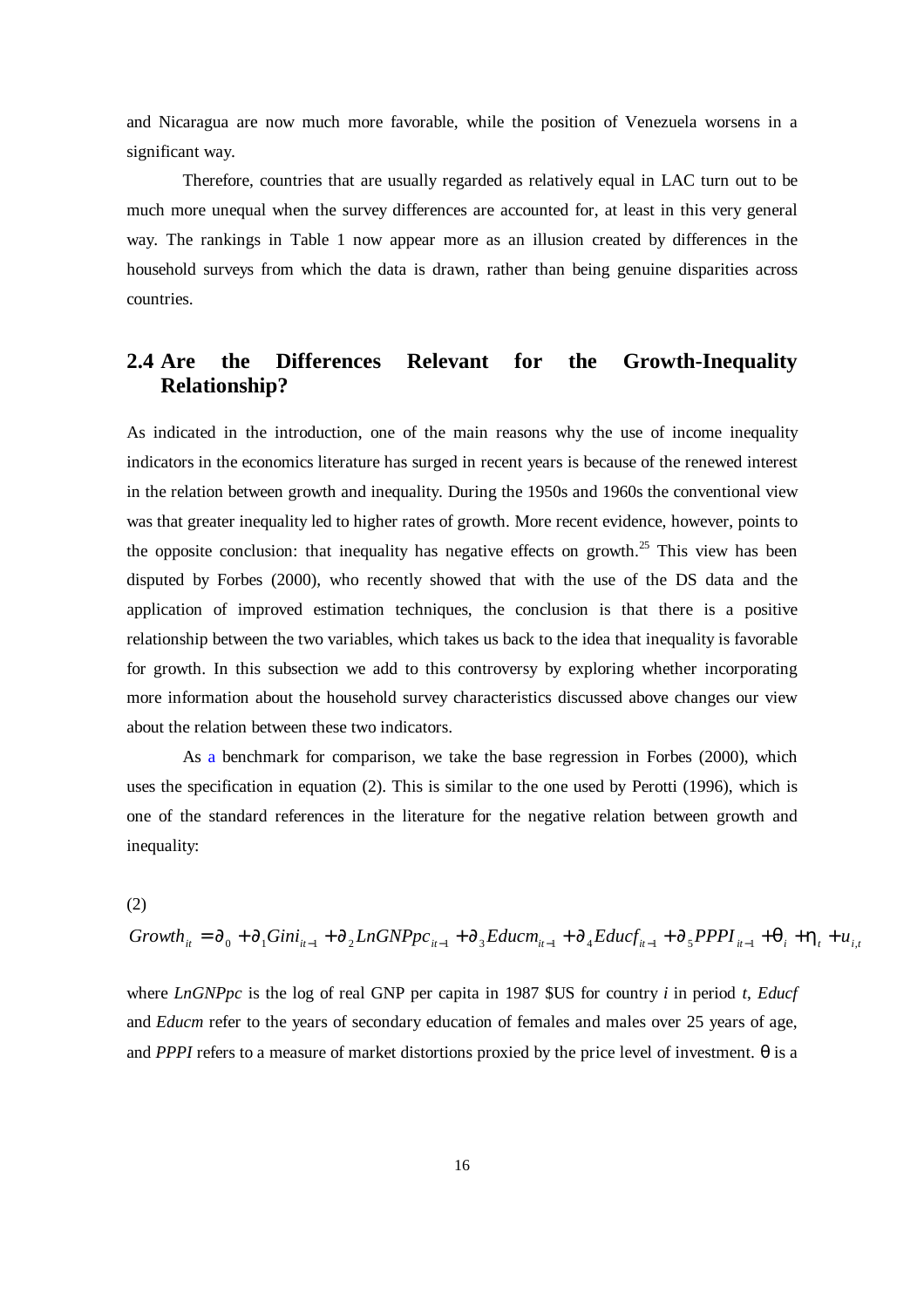and Nicaragua are now much more favorable, while the position of Venezuela worsens in a significant way.

Therefore, countries that are usually regarded as relatively equal in LAC turn out to be much more unequal when the survey differences are accounted for, at least in this very general way. The rankings in Table 1 now appear more as an illusion created by differences in the household surveys from which the data is drawn, rather than being genuine disparities across countries.

## 2.4 Are the Differences Relevant for the Growth-Inequality Relationship?

As indicated in the introduction, one of the main reasons why the use of income inequality indicators in the economics literature has surged in recent years is because of the renewed interest in the relation between growth and inequality. During the 1950s and 1960s the conventional view was that greater inequality led to higher rates of growth. More recent evidence, however, points to the opposite conclusion: that inequality has negative effects on growth.[25] This view has been disputed by Forbes (2000), who recently showed that with the use of the DS data and the application of improved estimation techniques, the conclusion is that there is a positive relationship between the two variables, which takes us back to the idea that inequality is favorable for growth. In this subsection we add to this controversy by exploring whether incorporating more information about the household survey characteristics discussed above changes our view about the relation between these two indicators.

As a benchmark for comparison, we take the base regression in Forbes (2000), which uses the specification in equation (2). This is similar to the one used by Perotti (1996), which is one of the standard references in the literature for the negative relation between growth and inequality:

(2)

$$Growth_{it} = \partial_0 + \partial_1 Gini_{it-1} + \partial_2 LnGNPpc_{it-1} + \partial_3 Educm_{it-1} + \partial_4 Educf_{it-1} + \partial_5 PPPI_{it-1} + \theta_i + \eta_t + u_{i,t}$$

where *LnGNPpc* is the log of real GNP per capita in 1987 \$US for country *i* in period *t*, *Educf* and *Educm* refer to the years of secondary education of females and males over 25 years of age, and *PPPI* refers to a measure of market distortions proxied by the price level of investment. $\theta$ is a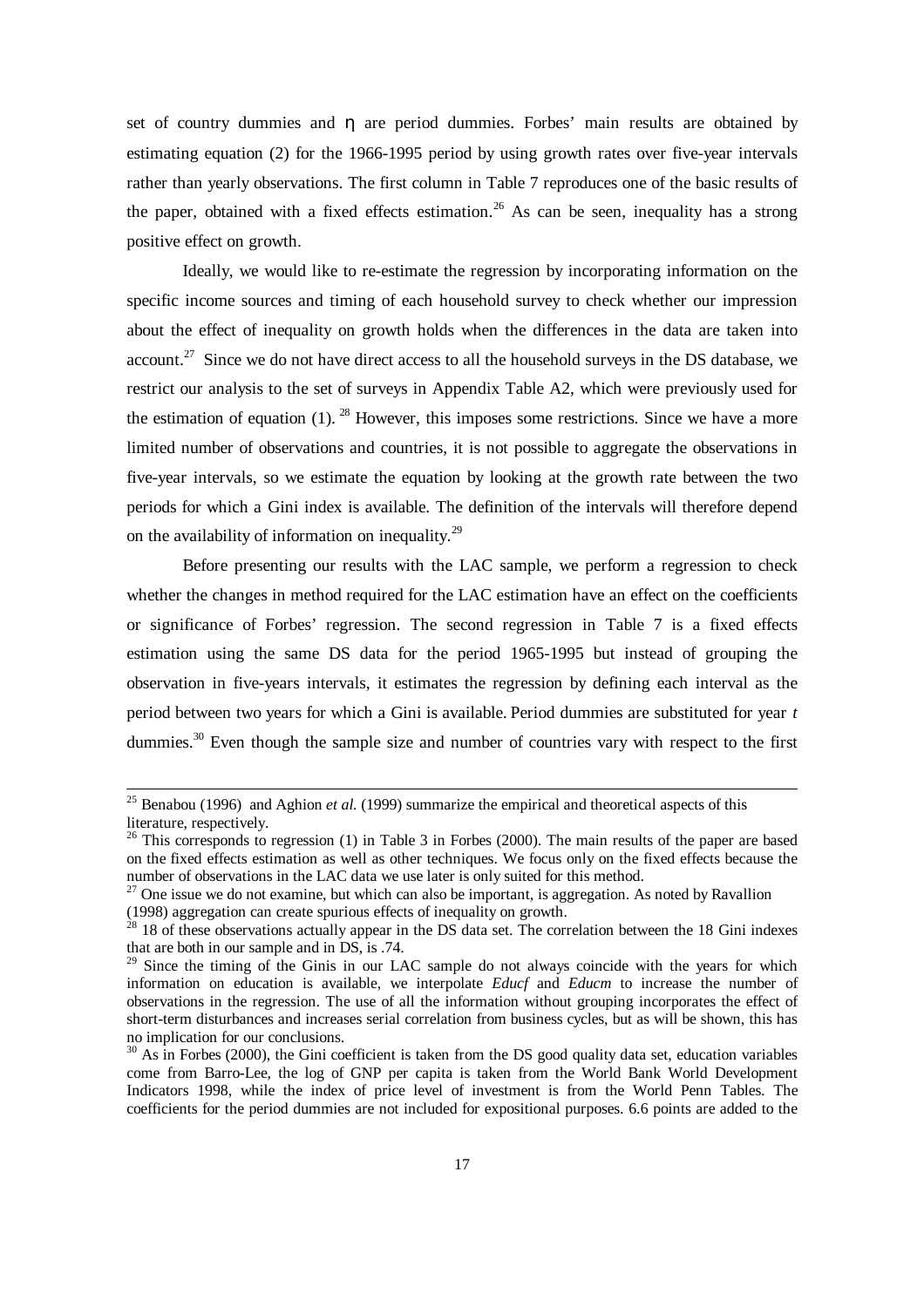set of country dummies and η are period dummies. Forbes' main results are obtained by estimating equation (2) for the 1966-1995 period by using growth rates over five-year intervals rather than yearly observations. The first column in Table 7 reproduces one of the basic results of the paper, obtained with a fixed effects estimation.[26] As can be seen, inequality has a strong positive effect on growth.

Ideally, we would like to re-estimate the regression by incorporating information on the specific income sources and timing of each household survey to check whether our impression about the effect of inequality on growth holds when the differences in the data are taken into account.[27] Since we do not have direct access to all the household surveys in the DS database, we restrict our analysis to the set of surveys in Appendix Table A2, which were previously used for the estimation of equation (1).[28] However, this imposes some restrictions. Since we have a more limited number of observations and countries, it is not possible to aggregate the observations in five-year intervals, so we estimate the equation by looking at the growth rate between the two periods for which a Gini index is available. The definition of the intervals will therefore depend on the availability of information on inequality.[29]

Before presenting our results with the LAC sample, we perform a regression to check whether the changes in method required for the LAC estimation have an effect on the coefficients or significance of Forbes' regression. The second regression in Table 7 is a fixed effects estimation using the same DS data for the period 1965-1995 but instead of grouping the observation in five-years intervals, it estimates the regression by defining each interval as the period between two years for which a Gini is available. Period dummies are substituted for year *t* dummies.[30] Even though the sample size and number of countries vary with respect to the first

---

[25] Benabou (1996) and Aghion *et al.* (1999) summarize the empirical and theoretical aspects of this literature, respectively.

[26] This corresponds to regression (1) in Table 3 in Forbes (2000). The main results of the paper are based on the fixed effects estimation as well as other techniques. We focus only on the fixed effects because the number of observations in the LAC data we use later is only suited for this method.

[27] One issue we do not examine, but which can also be important, is aggregation. As noted by Ravallion (1998) aggregation can create spurious effects of inequality on growth.

[28] 18 of these observations actually appear in the DS data set. The correlation between the 18 Gini indexes that are both in our sample and in DS, is .74.

[29] Since the timing of the Ginis in our LAC sample do not always coincide with the years for which information on education is available, we interpolate *Educf* and *Educm* to increase the number of observations in the regression. The use of all the information without grouping incorporates the effect of short-term disturbances and increases serial correlation from business cycles, but as will be shown, this has no implication for our conclusions.

[30] As in Forbes (2000), the Gini coefficient is taken from the DS good quality data set, education variables come from Barro-Lee, the log of GNP per capita is taken from the World Bank World Development Indicators 1998, while the index of price level of investment is from the World Penn Tables. The coefficients for the period dummies are not included for expositional purposes. 6.6 points are added to the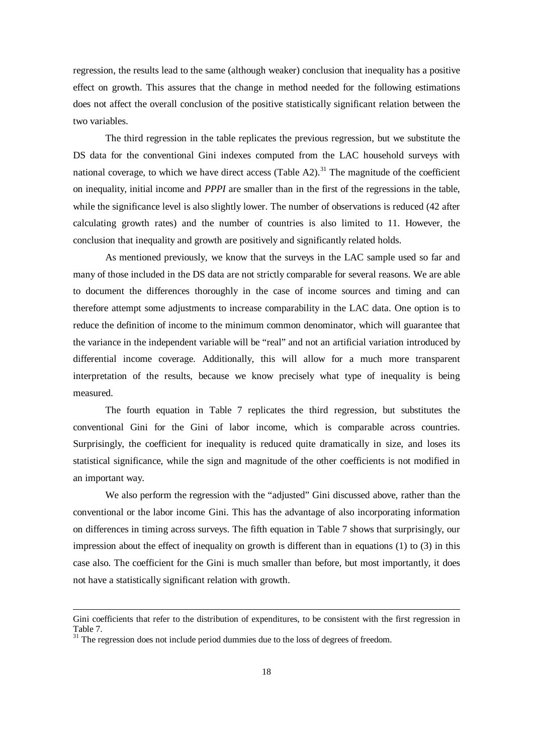regression, the results lead to the same (although weaker) conclusion that inequality has a positive effect on growth. This assures that the change in method needed for the following estimations does not affect the overall conclusion of the positive statistically significant relation between the two variables.

The third regression in the table replicates the previous regression, but we substitute the DS data for the conventional Gini indexes computed from the LAC household surveys with national coverage, to which we have direct access (Table A2).[31] The magnitude of the coefficient on inequality, initial income and *PPPI* are smaller than in the first of the regressions in the table, while the significance level is also slightly lower. The number of observations is reduced (42 after calculating growth rates) and the number of countries is also limited to 11. However, the conclusion that inequality and growth are positively and significantly related holds.

As mentioned previously, we know that the surveys in the LAC sample used so far and many of those included in the DS data are not strictly comparable for several reasons. We are able to document the differences thoroughly in the case of income sources and timing and can therefore attempt some adjustments to increase comparability in the LAC data. One option is to reduce the definition of income to the minimum common denominator, which will guarantee that the variance in the independent variable will be "real" and not an artificial variation introduced by differential income coverage. Additionally, this will allow for a much more transparent interpretation of the results, because we know precisely what type of inequality is being measured.

The fourth equation in Table 7 replicates the third regression, but substitutes the conventional Gini for the Gini of labor income, which is comparable across countries. Surprisingly, the coefficient for inequality is reduced quite dramatically in size, and loses its statistical significance, while the sign and magnitude of the other coefficients is not modified in an important way.

We also perform the regression with the "adjusted" Gini discussed above, rather than the conventional or the labor income Gini. This has the advantage of also incorporating information on differences in timing across surveys. The fifth equation in Table 7 shows that surprisingly, our impression about the effect of inequality on growth is different than in equations (1) to (3) in this case also. The coefficient for the Gini is much smaller than before, but most importantly, it does not have a statistically significant relation with growth.

---

Gini coefficients that refer to the distribution of expenditures, to be consistent with the first regression in Table 7.

[31] The regression does not include period dummies due to the loss of degrees of freedom.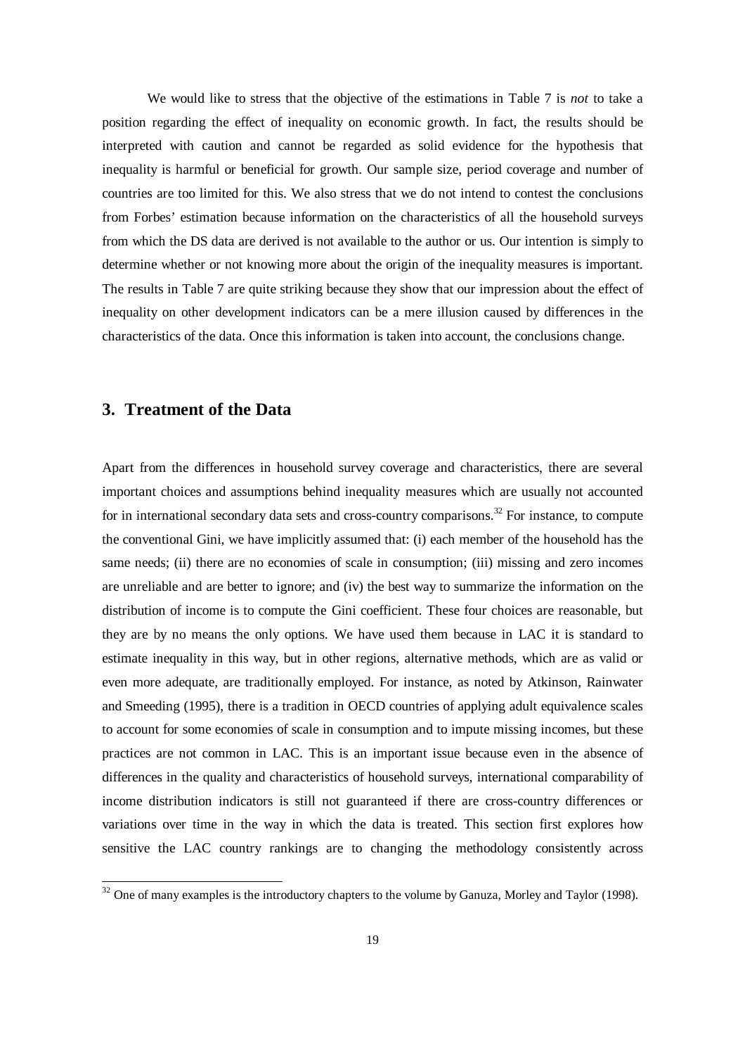We would like to stress that the objective of the estimations in Table 7 is *not* to take a position regarding the effect of inequality on economic growth. In fact, the results should be interpreted with caution and cannot be regarded as solid evidence for the hypothesis that inequality is harmful or beneficial for growth. Our sample size, period coverage and number of countries are too limited for this. We also stress that we do not intend to contest the conclusions from Forbes' estimation because information on the characteristics of all the household surveys from which the DS data are derived is not available to the author or us. Our intention is simply to determine whether or not knowing more about the origin of the inequality measures is important. The results in Table 7 are quite striking because they show that our impression about the effect of inequality on other development indicators can be a mere illusion caused by differences in the characteristics of the data. Once this information is taken into account, the conclusions change.

## 3. Treatment of the Data

Apart from the differences in household survey coverage and characteristics, there are several important choices and assumptions behind inequality measures which are usually not accounted for in international secondary data sets and cross-country comparisons.[32] For instance, to compute the conventional Gini, we have implicitly assumed that: (i) each member of the household has the same needs; (ii) there are no economies of scale in consumption; (iii) missing and zero incomes are unreliable and are better to ignore; and (iv) the best way to summarize the information on the distribution of income is to compute the Gini coefficient. These four choices are reasonable, but they are by no means the only options. We have used them because in LAC it is standard to estimate inequality in this way, but in other regions, alternative methods, which are as valid or even more adequate, are traditionally employed. For instance, as noted by Atkinson, Rainwater and Smeeding (1995), there is a tradition in OECD countries of applying adult equivalence scales to account for some economies of scale in consumption and to impute missing incomes, but these practices are not common in LAC. This is an important issue because even in the absence of differences in the quality and characteristics of household surveys, international comparability of income distribution indicators is still not guaranteed if there are cross-country differences or variations over time in the way in which the data is treated. This section first explores how sensitive the LAC country rankings are to changing the methodology consistently across

[32] One of many examples is the introductory chapters to the volume by Ganuza, Morley and Taylor (1998).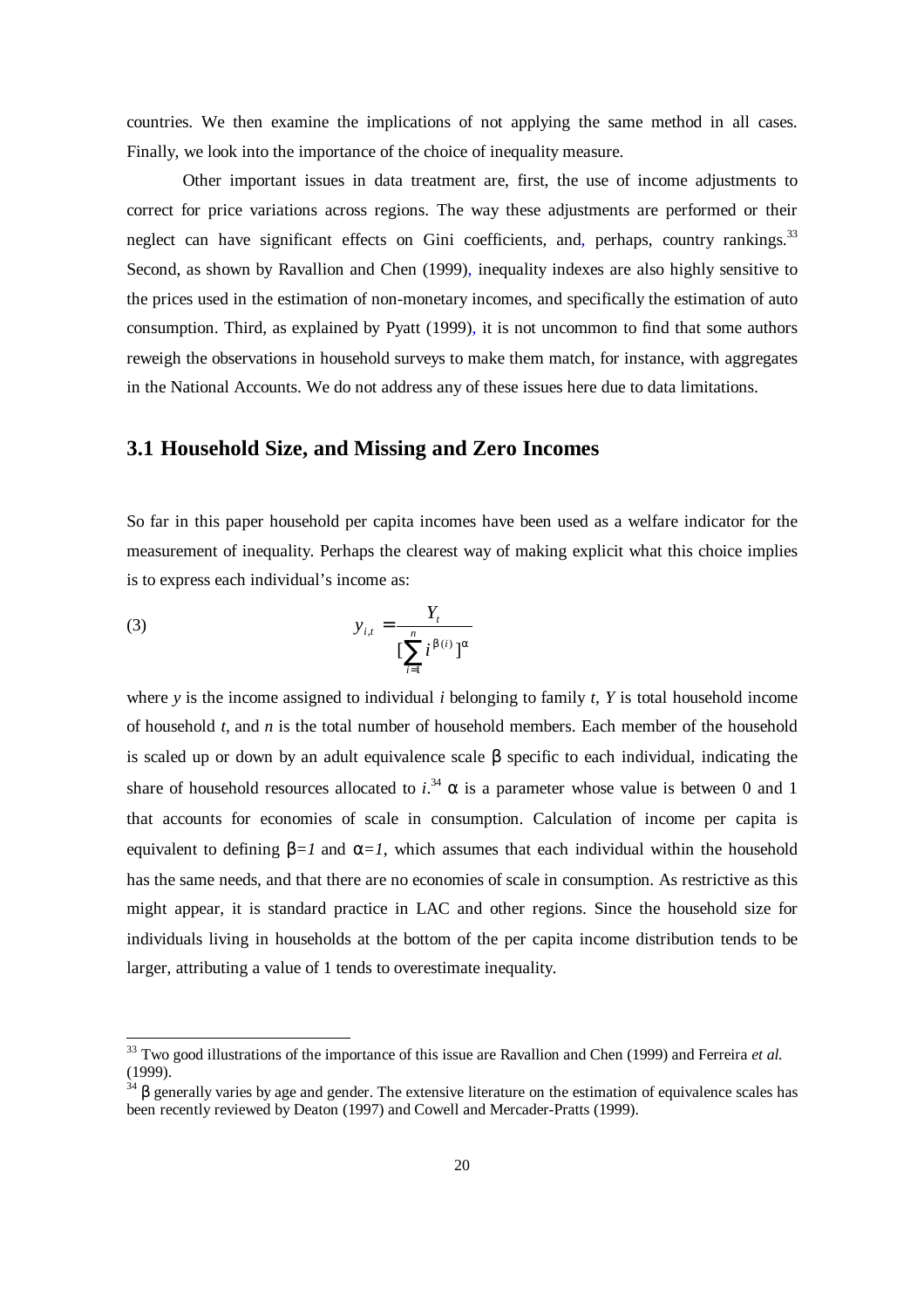countries. We then examine the implications of not applying the same method in all cases. Finally, we look into the importance of the choice of inequality measure.

Other important issues in data treatment are, first, the use of income adjustments to correct for price variations across regions. The way these adjustments are performed or their neglect can have significant effects on Gini coefficients, and, perhaps, country rankings.[33] Second, as shown by Ravallion and Chen (1999), inequality indexes are also highly sensitive to the prices used in the estimation of non-monetary incomes, and specifically the estimation of auto consumption. Third, as explained by Pyatt (1999), it is not uncommon to find that some authors reweigh the observations in household surveys to make them match, for instance, with aggregates in the National Accounts. We do not address any of these issues here due to data limitations.

## 3.1 Household Size, and Missing and Zero Incomes

So far in this paper household per capita incomes have been used as a welfare indicator for the measurement of inequality. Perhaps the clearest way of making explicit what this choice implies is to express each individual's income as:

$$y_{i,t} = \frac{Y_t}{[\sum_{i=1}^{n} i^{\beta(i)}]^{\alpha}} \tag{3}$$

where *y* is the income assigned to individual *i* belonging to family *t*, *Y* is total household income of household *t*, and *n* is the total number of household members. Each member of the household is scaled up or down by an adult equivalence scale $\beta$ specific to each individual, indicating the share of household resources allocated to *i*.[34] $\alpha$ is a parameter whose value is between 0 and 1 that accounts for economies of scale in consumption. Calculation of income per capita is equivalent to defining $\beta=1$ and $\alpha=1$, which assumes that each individual within the household has the same needs, and that there are no economies of scale in consumption. As restrictive as this might appear, it is standard practice in LAC and other regions. Since the household size for individuals living in households at the bottom of the per capita income distribution tends to be larger, attributing a value of 1 tends to overestimate inequality.

[33] Two good illustrations of the importance of this issue are Ravallion and Chen (1999) and Ferreira *et al.* (1999).

[34] $\beta$ generally varies by age and gender. The extensive literature on the estimation of equivalence scales has been recently reviewed by Deaton (1997) and Cowell and Mercader-Pratts (1999).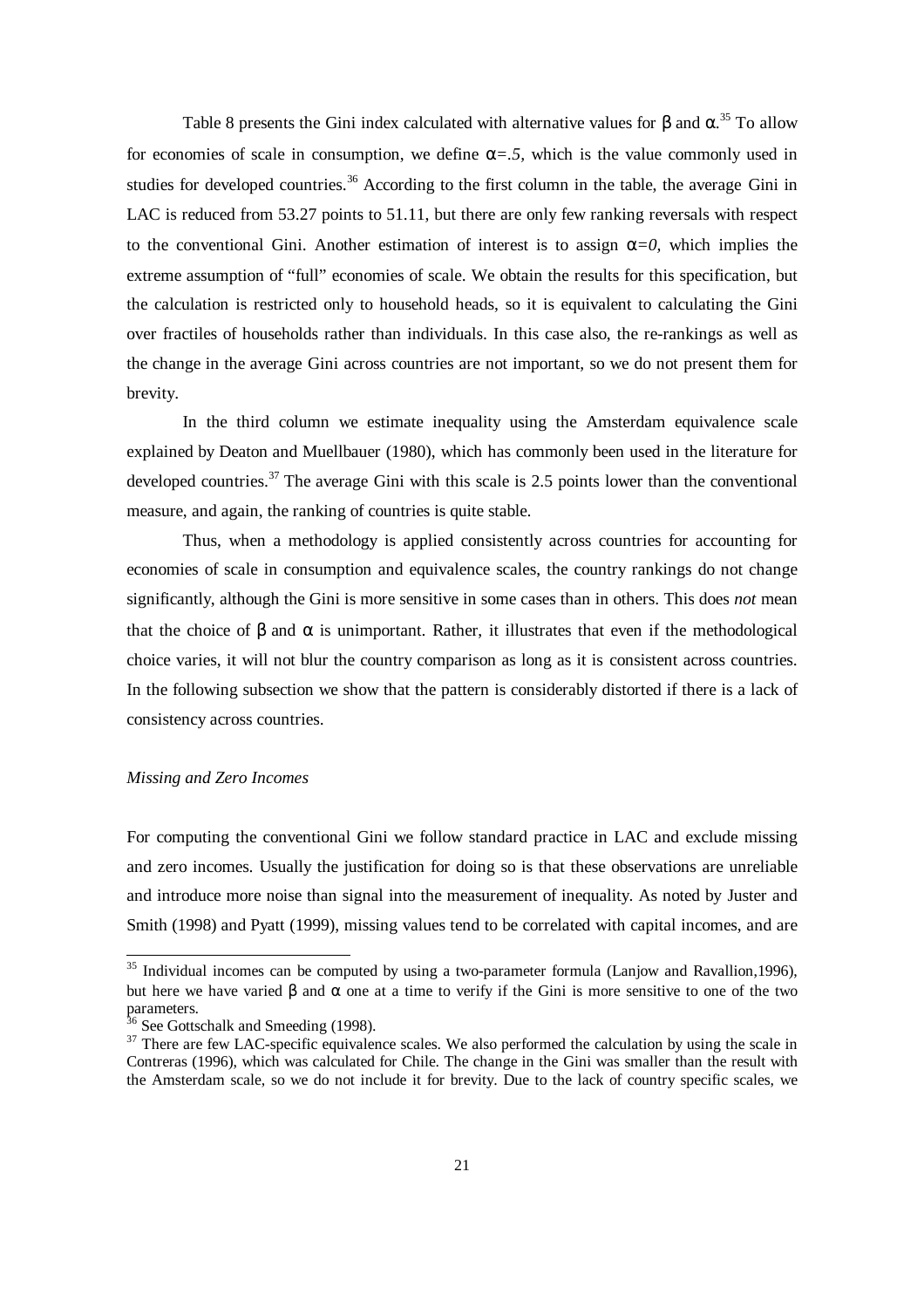Table 8 presents the Gini index calculated with alternative values for $\beta$ and $\alpha$.[35] To allow for economies of scale in consumption, we define $\alpha=.5$, which is the value commonly used in studies for developed countries.[36] According to the first column in the table, the average Gini in LAC is reduced from 53.27 points to 51.11, but there are only few ranking reversals with respect to the conventional Gini. Another estimation of interest is to assign $\alpha=0$, which implies the extreme assumption of "full" economies of scale. We obtain the results for this specification, but the calculation is restricted only to household heads, so it is equivalent to calculating the Gini over fractiles of households rather than individuals. In this case also, the re-rankings as well as the change in the average Gini across countries are not important, so we do not present them for brevity.

In the third column we estimate inequality using the Amsterdam equivalence scale explained by Deaton and Muellbauer (1980), which has commonly been used in the literature for developed countries.[37] The average Gini with this scale is 2.5 points lower than the conventional measure, and again, the ranking of countries is quite stable.

Thus, when a methodology is applied consistently across countries for accounting for economies of scale in consumption and equivalence scales, the country rankings do not change significantly, although the Gini is more sensitive in some cases than in others. This does *not* mean that the choice of $\beta$ and $\alpha$ is unimportant. Rather, it illustrates that even if the methodological choice varies, it will not blur the country comparison as long as it is consistent across countries. In the following subsection we show that the pattern is considerably distorted if there is a lack of consistency across countries.

*Missing and Zero Incomes*

For computing the conventional Gini we follow standard practice in LAC and exclude missing and zero incomes. Usually the justification for doing so is that these observations are unreliable and introduce more noise than signal into the measurement of inequality. As noted by Juster and Smith (1998) and Pyatt (1999), missing values tend to be correlated with capital incomes, and are

---

[35] Individual incomes can be computed by using a two-parameter formula (Lanjow and Ravallion,1996), but here we have varied $\beta$ and $\alpha$ one at a time to verify if the Gini is more sensitive to one of the two parameters.

[36] See Gottschalk and Smeeding (1998).

[37] There are few LAC-specific equivalence scales. We also performed the calculation by using the scale in Contreras (1996), which was calculated for Chile. The change in the Gini was smaller than the result with the Amsterdam scale, so we do not include it for brevity. Due to the lack of country specific scales, we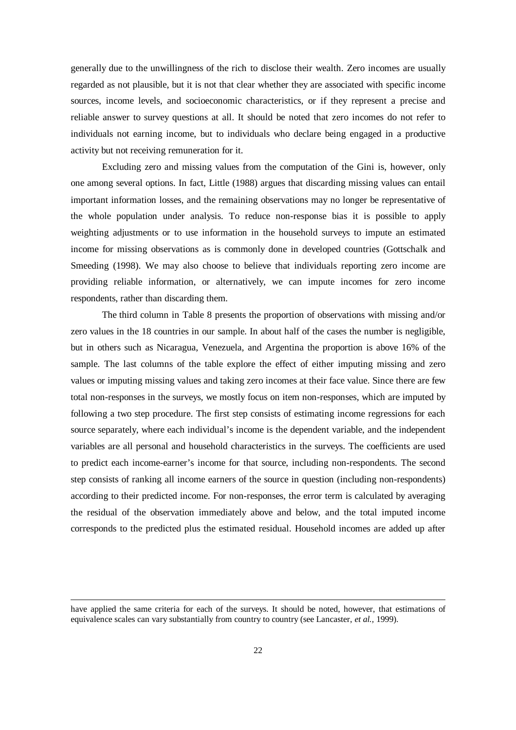generally due to the unwillingness of the rich to disclose their wealth. Zero incomes are usually regarded as not plausible, but it is not that clear whether they are associated with specific income sources, income levels, and socioeconomic characteristics, or if they represent a precise and reliable answer to survey questions at all. It should be noted that zero incomes do not refer to individuals not earning income, but to individuals who declare being engaged in a productive activity but not receiving remuneration for it.

Excluding zero and missing values from the computation of the Gini is, however, only one among several options. In fact, Little (1988) argues that discarding missing values can entail important information losses, and the remaining observations may no longer be representative of the whole population under analysis. To reduce non-response bias it is possible to apply weighting adjustments or to use information in the household surveys to impute an estimated income for missing observations as is commonly done in developed countries (Gottschalk and Smeeding (1998). We may also choose to believe that individuals reporting zero income are providing reliable information, or alternatively, we can impute incomes for zero income respondents, rather than discarding them.

The third column in Table 8 presents the proportion of observations with missing and/or zero values in the 18 countries in our sample. In about half of the cases the number is negligible, but in others such as Nicaragua, Venezuela, and Argentina the proportion is above 16% of the sample. The last columns of the table explore the effect of either imputing missing and zero values or imputing missing values and taking zero incomes at their face value. Since there are few total non-responses in the surveys, we mostly focus on item non-responses, which are imputed by following a two step procedure. The first step consists of estimating income regressions for each source separately, where each individual's income is the dependent variable, and the independent variables are all personal and household characteristics in the surveys. The coefficients are used to predict each income-earner's income for that source, including non-respondents. The second step consists of ranking all income earners of the source in question (including non-respondents) according to their predicted income. For non-responses, the error term is calculated by averaging the residual of the observation immediately above and below, and the total imputed income corresponds to the predicted plus the estimated residual. Household incomes are added up after

have applied the same criteria for each of the surveys. It should be noted, however, that estimations of equivalence scales can vary substantially from country to country (see Lancaster, *et al.*, 1999).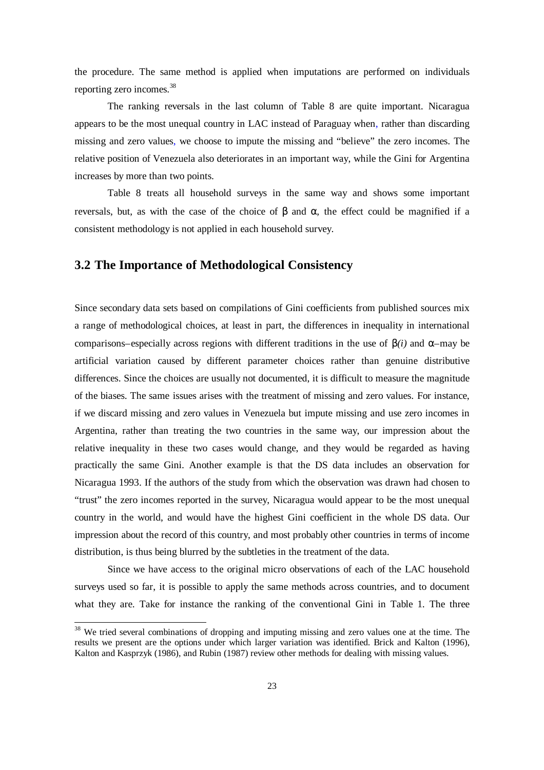the procedure. The same method is applied when imputations are performed on individuals reporting zero incomes.[38]

The ranking reversals in the last column of Table 8 are quite important. Nicaragua appears to be the most unequal country in LAC instead of Paraguay when, rather than discarding missing and zero values, we choose to impute the missing and "believe" the zero incomes. The relative position of Venezuela also deteriorates in an important way, while the Gini for Argentina increases by more than two points.

Table 8 treats all household surveys in the same way and shows some important reversals, but, as with the case of the choice of $\beta$ and $\alpha$, the effect could be magnified if a consistent methodology is not applied in each household survey.

## 3.2 The Importance of Methodological Consistency

Since secondary data sets based on compilations of Gini coefficients from published sources mix a range of methodological choices, at least in part, the differences in inequality in international comparisons–especially across regions with different traditions in the use of $\beta(i)$ and $\alpha$–may be artificial variation caused by different parameter choices rather than genuine distributive differences. Since the choices are usually not documented, it is difficult to measure the magnitude of the biases. The same issues arises with the treatment of missing and zero values. For instance, if we discard missing and zero values in Venezuela but impute missing and use zero incomes in Argentina, rather than treating the two countries in the same way, our impression about the relative inequality in these two cases would change, and they would be regarded as having practically the same Gini. Another example is that the DS data includes an observation for Nicaragua 1993. If the authors of the study from which the observation was drawn had chosen to "trust" the zero incomes reported in the survey, Nicaragua would appear to be the most unequal country in the world, and would have the highest Gini coefficient in the whole DS data. Our impression about the record of this country, and most probably other countries in terms of income distribution, is thus being blurred by the subtleties in the treatment of the data.

Since we have access to the original micro observations of each of the LAC household surveys used so far, it is possible to apply the same methods across countries, and to document what they are. Take for instance the ranking of the conventional Gini in Table 1. The three

[38] We tried several combinations of dropping and imputing missing and zero values one at the time. The results we present are the options under which larger variation was identified. Brick and Kalton (1996), Kalton and Kasprzyk (1986), and Rubin (1987) review other methods for dealing with missing values.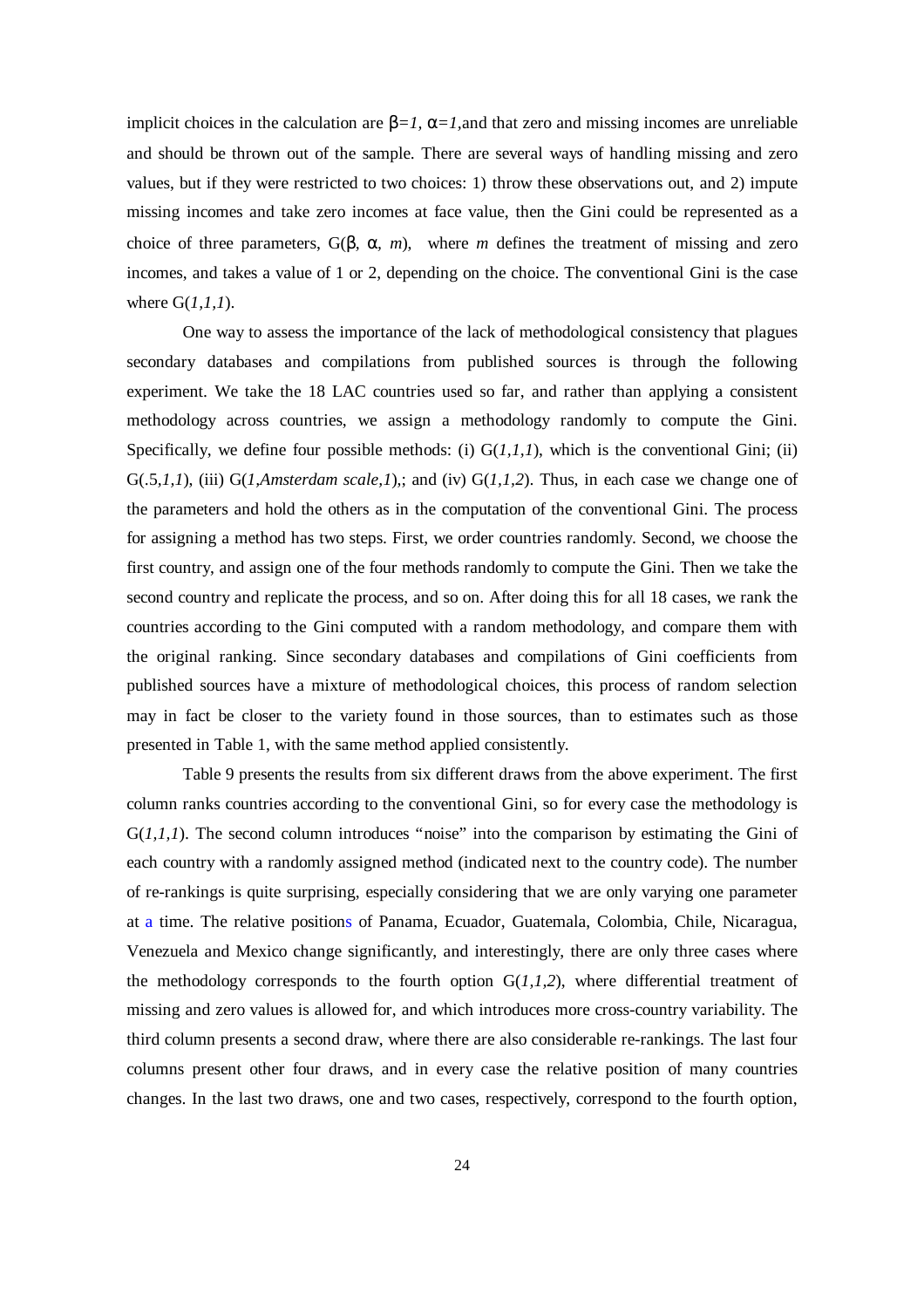implicit choices in the calculation are $\beta=1$, $\alpha=1$,and that zero and missing incomes are unreliable and should be thrown out of the sample. There are several ways of handling missing and zero values, but if they were restricted to two choices: 1) throw these observations out, and 2) impute missing incomes and take zero incomes at face value, then the Gini could be represented as a choice of three parameters, $G(\beta, \alpha, m)$, where $m$ defines the treatment of missing and zero incomes, and takes a value of 1 or 2, depending on the choice. The conventional Gini is the case where $G(1,1,1)$.

One way to assess the importance of the lack of methodological consistency that plagues secondary databases and compilations from published sources is through the following experiment. We take the 18 LAC countries used so far, and rather than applying a consistent methodology across countries, we assign a methodology randomly to compute the Gini. Specifically, we define four possible methods: (i) $G(1,1,1)$, which is the conventional Gini; (ii) $G(.5,1,1)$, (iii) G(*1,Amsterdam scale,1*),; and (iv) $G(1,1,2)$. Thus, in each case we change one of the parameters and hold the others as in the computation of the conventional Gini. The process for assigning a method has two steps. First, we order countries randomly. Second, we choose the first country, and assign one of the four methods randomly to compute the Gini. Then we take the second country and replicate the process, and so on. After doing this for all 18 cases, we rank the countries according to the Gini computed with a random methodology, and compare them with the original ranking. Since secondary databases and compilations of Gini coefficients from published sources have a mixture of methodological choices, this process of random selection may in fact be closer to the variety found in those sources, than to estimates such as those presented in Table 1, with the same method applied consistently.

Table 9 presents the results from six different draws from the above experiment. The first column ranks countries according to the conventional Gini, so for every case the methodology is $G(1,1,1)$. The second column introduces "noise" into the comparison by estimating the Gini of each country with a randomly assigned method (indicated next to the country code). The number of re-rankings is quite surprising, especially considering that we are only varying one parameter at a time. The relative positions of Panama, Ecuador, Guatemala, Colombia, Chile, Nicaragua, Venezuela and Mexico change significantly, and interestingly, there are only three cases where the methodology corresponds to the fourth option $G(1,1,2)$, where differential treatment of missing and zero values is allowed for, and which introduces more cross-country variability. The third column presents a second draw, where there are also considerable re-rankings. The last four columns present other four draws, and in every case the relative position of many countries changes. In the last two draws, one and two cases, respectively, correspond to the fourth option,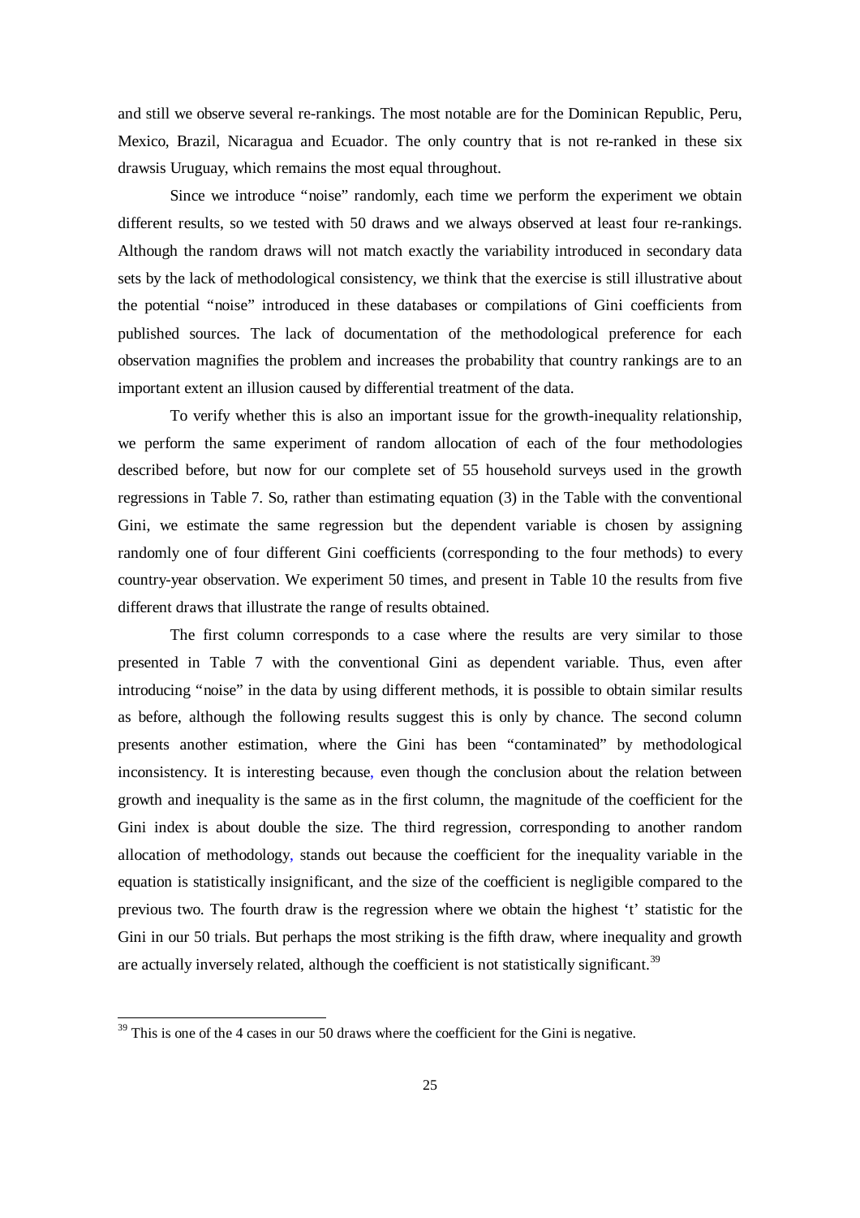and still we observe several re-rankings. The most notable are for the Dominican Republic, Peru, Mexico, Brazil, Nicaragua and Ecuador. The only country that is not re-ranked in these six drawsis Uruguay, which remains the most equal throughout.

Since we introduce "noise" randomly, each time we perform the experiment we obtain different results, so we tested with 50 draws and we always observed at least four re-rankings. Although the random draws will not match exactly the variability introduced in secondary data sets by the lack of methodological consistency, we think that the exercise is still illustrative about the potential "noise" introduced in these databases or compilations of Gini coefficients from published sources. The lack of documentation of the methodological preference for each observation magnifies the problem and increases the probability that country rankings are to an important extent an illusion caused by differential treatment of the data.

To verify whether this is also an important issue for the growth-inequality relationship, we perform the same experiment of random allocation of each of the four methodologies described before, but now for our complete set of 55 household surveys used in the growth regressions in Table 7. So, rather than estimating equation (3) in the Table with the conventional Gini, we estimate the same regression but the dependent variable is chosen by assigning randomly one of four different Gini coefficients (corresponding to the four methods) to every country-year observation. We experiment 50 times, and present in Table 10 the results from five different draws that illustrate the range of results obtained.

The first column corresponds to a case where the results are very similar to those presented in Table 7 with the conventional Gini as dependent variable. Thus, even after introducing "noise" in the data by using different methods, it is possible to obtain similar results as before, although the following results suggest this is only by chance. The second column presents another estimation, where the Gini has been "contaminated" by methodological inconsistency. It is interesting because, even though the conclusion about the relation between growth and inequality is the same as in the first column, the magnitude of the coefficient for the Gini index is about double the size. The third regression, corresponding to another random allocation of methodology, stands out because the coefficient for the inequality variable in the equation is statistically insignificant, and the size of the coefficient is negligible compared to the previous two. The fourth draw is the regression where we obtain the highest 't' statistic for the Gini in our 50 trials. But perhaps the most striking is the fifth draw, where inequality and growth are actually inversely related, although the coefficient is not statistically significant.[39]

[39] This is one of the 4 cases in our 50 draws where the coefficient for the Gini is negative.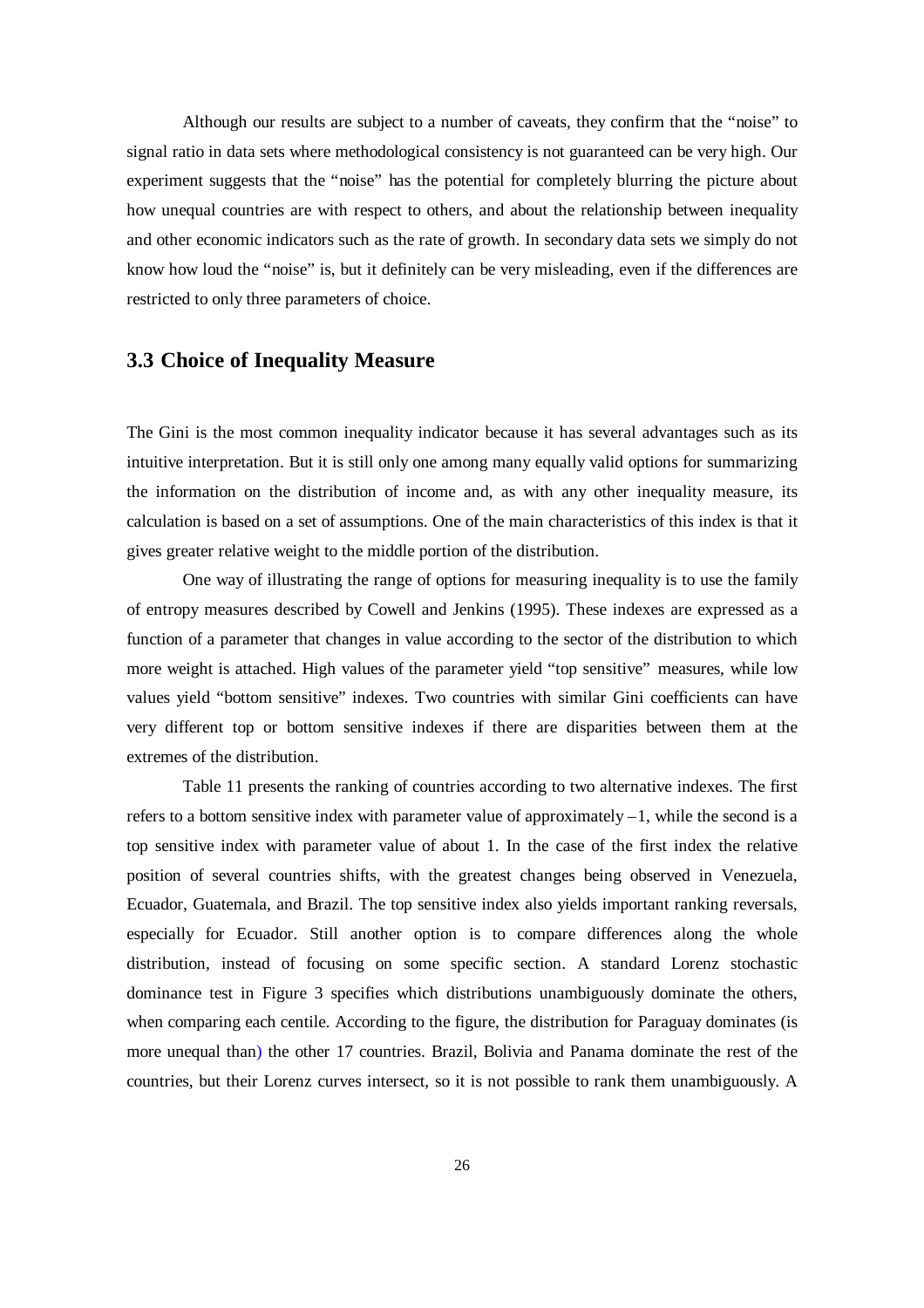Although our results are subject to a number of caveats, they confirm that the "noise" to signal ratio in data sets where methodological consistency is not guaranteed can be very high. Our experiment suggests that the "noise" has the potential for completely blurring the picture about how unequal countries are with respect to others, and about the relationship between inequality and other economic indicators such as the rate of growth. In secondary data sets we simply do not know how loud the "noise" is, but it definitely can be very misleading, even if the differences are restricted to only three parameters of choice.

## 3.3 Choice of Inequality Measure

The Gini is the most common inequality indicator because it has several advantages such as its intuitive interpretation. But it is still only one among many equally valid options for summarizing the information on the distribution of income and, as with any other inequality measure, its calculation is based on a set of assumptions. One of the main characteristics of this index is that it gives greater relative weight to the middle portion of the distribution.

One way of illustrating the range of options for measuring inequality is to use the family of entropy measures described by Cowell and Jenkins (1995). These indexes are expressed as a function of a parameter that changes in value according to the sector of the distribution to which more weight is attached. High values of the parameter yield "top sensitive" measures, while low values yield "bottom sensitive" indexes. Two countries with similar Gini coefficients can have very different top or bottom sensitive indexes if there are disparities between them at the extremes of the distribution.

Table 11 presents the ranking of countries according to two alternative indexes. The first refers to a bottom sensitive index with parameter value of approximately $-1$, while the second is a top sensitive index with parameter value of about 1. In the case of the first index the relative position of several countries shifts, with the greatest changes being observed in Venezuela, Ecuador, Guatemala, and Brazil. The top sensitive index also yields important ranking reversals, especially for Ecuador. Still another option is to compare differences along the whole distribution, instead of focusing on some specific section. A standard Lorenz stochastic dominance test in Figure 3 specifies which distributions unambiguously dominate the others, when comparing each centile. According to the figure, the distribution for Paraguay dominates (is more unequal than) the other 17 countries. Brazil, Bolivia and Panama dominate the rest of the countries, but their Lorenz curves intersect, so it is not possible to rank them unambiguously. A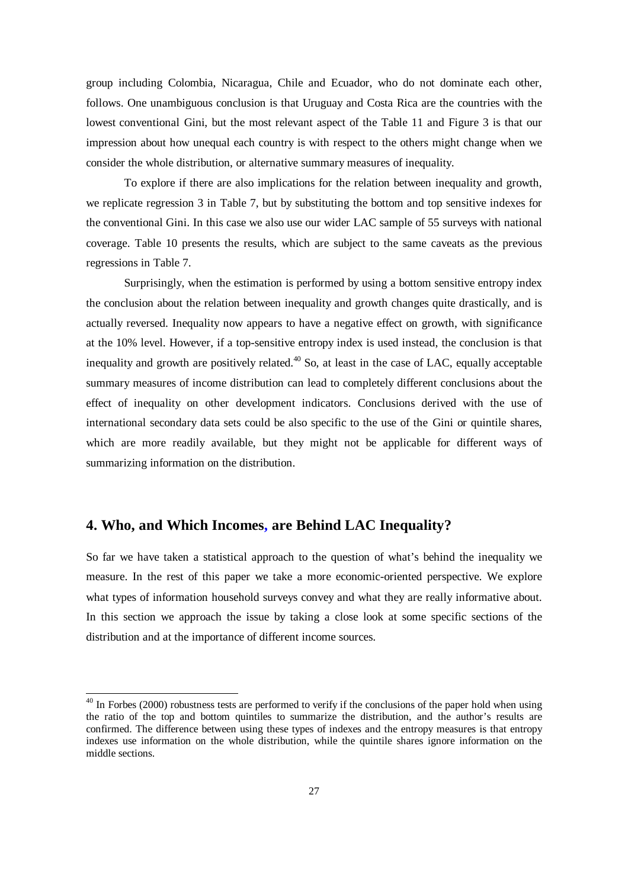group including Colombia, Nicaragua, Chile and Ecuador, who do not dominate each other, follows. One unambiguous conclusion is that Uruguay and Costa Rica are the countries with the lowest conventional Gini, but the most relevant aspect of the Table 11 and Figure 3 is that our impression about how unequal each country is with respect to the others might change when we consider the whole distribution, or alternative summary measures of inequality.

To explore if there are also implications for the relation between inequality and growth, we replicate regression 3 in Table 7, but by substituting the bottom and top sensitive indexes for the conventional Gini. In this case we also use our wider LAC sample of 55 surveys with national coverage. Table 10 presents the results, which are subject to the same caveats as the previous regressions in Table 7.

Surprisingly, when the estimation is performed by using a bottom sensitive entropy index the conclusion about the relation between inequality and growth changes quite drastically, and is actually reversed. Inequality now appears to have a negative effect on growth, with significance at the 10% level. However, if a top-sensitive entropy index is used instead, the conclusion is that inequality and growth are positively related.[40] So, at least in the case of LAC, equally acceptable summary measures of income distribution can lead to completely different conclusions about the effect of inequality on other development indicators. Conclusions derived with the use of international secondary data sets could be also specific to the use of the Gini or quintile shares, which are more readily available, but they might not be applicable for different ways of summarizing information on the distribution.

## 4. Who, and Which Incomes, are Behind LAC Inequality?

So far we have taken a statistical approach to the question of what's behind the inequality we measure. In the rest of this paper we take a more economic-oriented perspective. We explore what types of information household surveys convey and what they are really informative about. In this section we approach the issue by taking a close look at some specific sections of the distribution and at the importance of different income sources.

[40] In Forbes (2000) robustness tests are performed to verify if the conclusions of the paper hold when using the ratio of the top and bottom quintiles to summarize the distribution, and the author's results are confirmed. The difference between using these types of indexes and the entropy measures is that entropy indexes use information on the whole distribution, while the quintile shares ignore information on the middle sections.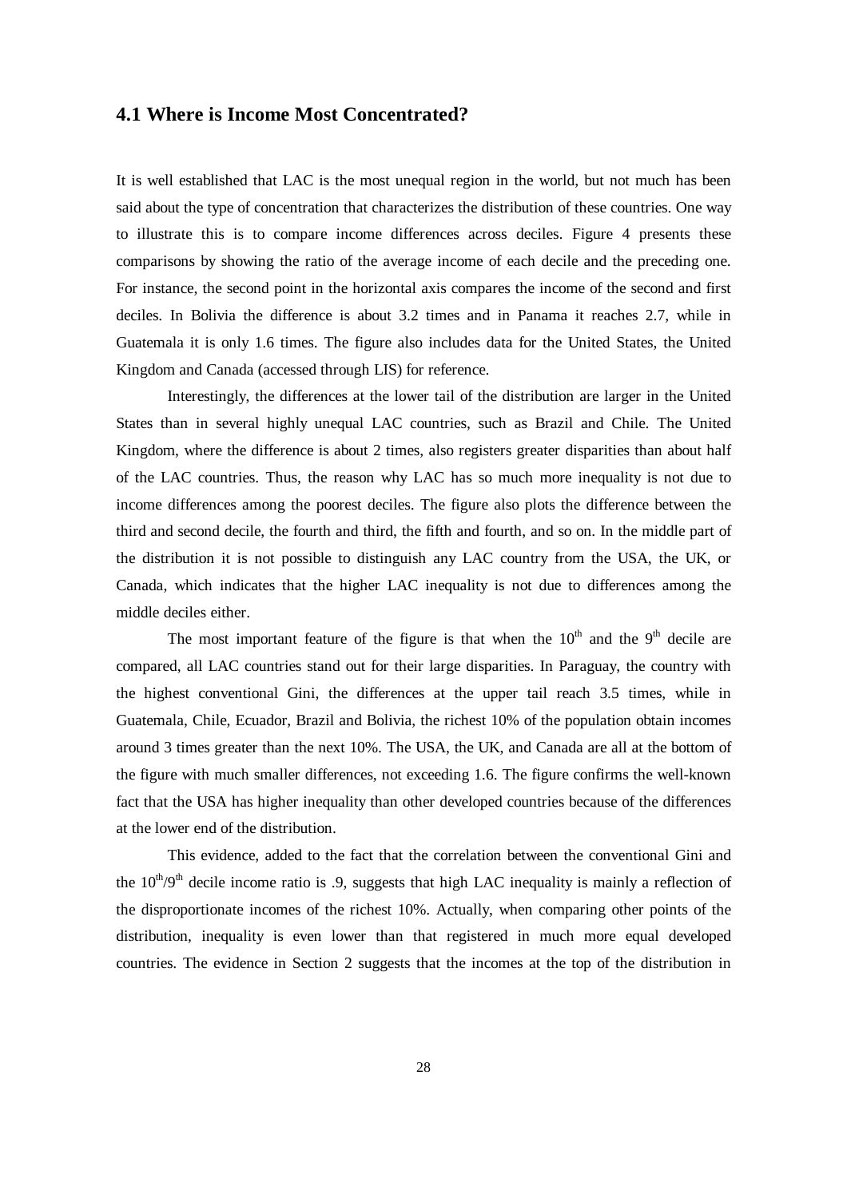## 4.1 Where is Income Most Concentrated?

It is well established that LAC is the most unequal region in the world, but not much has been said about the type of concentration that characterizes the distribution of these countries. One way to illustrate this is to compare income differences across deciles. Figure 4 presents these comparisons by showing the ratio of the average income of each decile and the preceding one. For instance, the second point in the horizontal axis compares the income of the second and first deciles. In Bolivia the difference is about 3.2 times and in Panama it reaches 2.7, while in Guatemala it is only 1.6 times. The figure also includes data for the United States, the United Kingdom and Canada (accessed through LIS) for reference.

Interestingly, the differences at the lower tail of the distribution are larger in the United States than in several highly unequal LAC countries, such as Brazil and Chile. The United Kingdom, where the difference is about 2 times, also registers greater disparities than about half of the LAC countries. Thus, the reason why LAC has so much more inequality is not due to income differences among the poorest deciles. The figure also plots the difference between the third and second decile, the fourth and third, the fifth and fourth, and so on. In the middle part of the distribution it is not possible to distinguish any LAC country from the USA, the UK, or Canada, which indicates that the higher LAC inequality is not due to differences among the middle deciles either.

The most important feature of the figure is that when the 10th and the 9th decile are compared, all LAC countries stand out for their large disparities. In Paraguay, the country with the highest conventional Gini, the differences at the upper tail reach 3.5 times, while in Guatemala, Chile, Ecuador, Brazil and Bolivia, the richest 10% of the population obtain incomes around 3 times greater than the next 10%. The USA, the UK, and Canada are all at the bottom of the figure with much smaller differences, not exceeding 1.6. The figure confirms the well-known fact that the USA has higher inequality than other developed countries because of the differences at the lower end of the distribution.

This evidence, added to the fact that the correlation between the conventional Gini and the 10th/9th decile income ratio is .9, suggests that high LAC inequality is mainly a reflection of the disproportionate incomes of the richest 10%. Actually, when comparing other points of the distribution, inequality is even lower than that registered in much more equal developed countries. The evidence in Section 2 suggests that the incomes at the top of the distribution in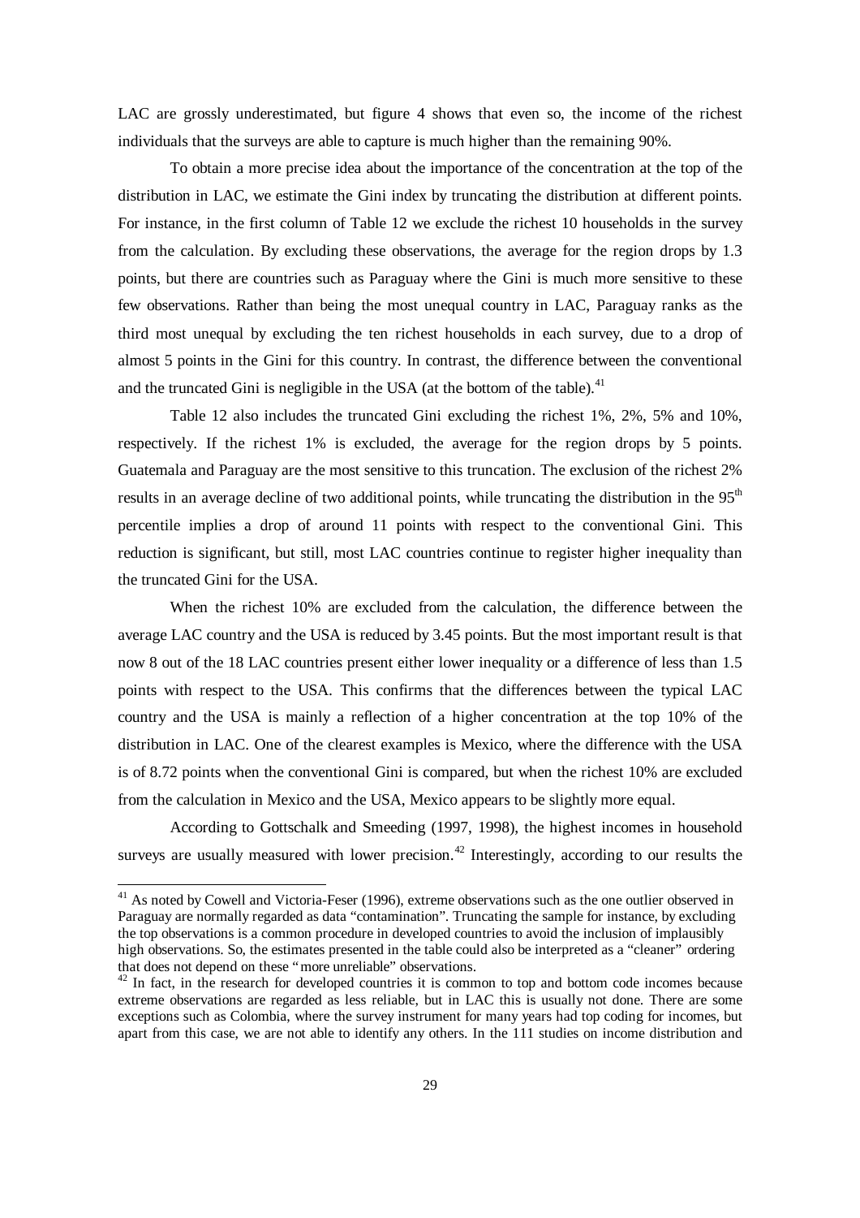LAC are grossly underestimated, but figure 4 shows that even so, the income of the richest individuals that the surveys are able to capture is much higher than the remaining 90%.

To obtain a more precise idea about the importance of the concentration at the top of the distribution in LAC, we estimate the Gini index by truncating the distribution at different points. For instance, in the first column of Table 12 we exclude the richest 10 households in the survey from the calculation. By excluding these observations, the average for the region drops by 1.3 points, but there are countries such as Paraguay where the Gini is much more sensitive to these few observations. Rather than being the most unequal country in LAC, Paraguay ranks as the third most unequal by excluding the ten richest households in each survey, due to a drop of almost 5 points in the Gini for this country. In contrast, the difference between the conventional and the truncated Gini is negligible in the USA (at the bottom of the table).[41]

Table 12 also includes the truncated Gini excluding the richest 1%, 2%, 5% and 10%, respectively. If the richest 1% is excluded, the average for the region drops by 5 points. Guatemala and Paraguay are the most sensitive to this truncation. The exclusion of the richest 2% results in an average decline of two additional points, while truncating the distribution in the 95th percentile implies a drop of around 11 points with respect to the conventional Gini. This reduction is significant, but still, most LAC countries continue to register higher inequality than the truncated Gini for the USA.

When the richest 10% are excluded from the calculation, the difference between the average LAC country and the USA is reduced by 3.45 points. But the most important result is that now 8 out of the 18 LAC countries present either lower inequality or a difference of less than 1.5 points with respect to the USA. This confirms that the differences between the typical LAC country and the USA is mainly a reflection of a higher concentration at the top 10% of the distribution in LAC. One of the clearest examples is Mexico, where the difference with the USA is of 8.72 points when the conventional Gini is compared, but when the richest 10% are excluded from the calculation in Mexico and the USA, Mexico appears to be slightly more equal.

According to Gottschalk and Smeeding (1997, 1998), the highest incomes in household surveys are usually measured with lower precision.[42] Interestingly, according to our results the

---

[41] As noted by Cowell and Victoria-Feser (1996), extreme observations such as the one outlier observed in Paraguay are normally regarded as data "contamination". Truncating the sample for instance, by excluding the top observations is a common procedure in developed countries to avoid the inclusion of implausibly high observations. So, the estimates presented in the table could also be interpreted as a "cleaner" ordering that does not depend on these "more unreliable" observations.

[42] In fact, in the research for developed countries it is common to top and bottom code incomes because extreme observations are regarded as less reliable, but in LAC this is usually not done. There are some exceptions such as Colombia, where the survey instrument for many years had top coding for incomes, but apart from this case, we are not able to identify any others. In the 111 studies on income distribution and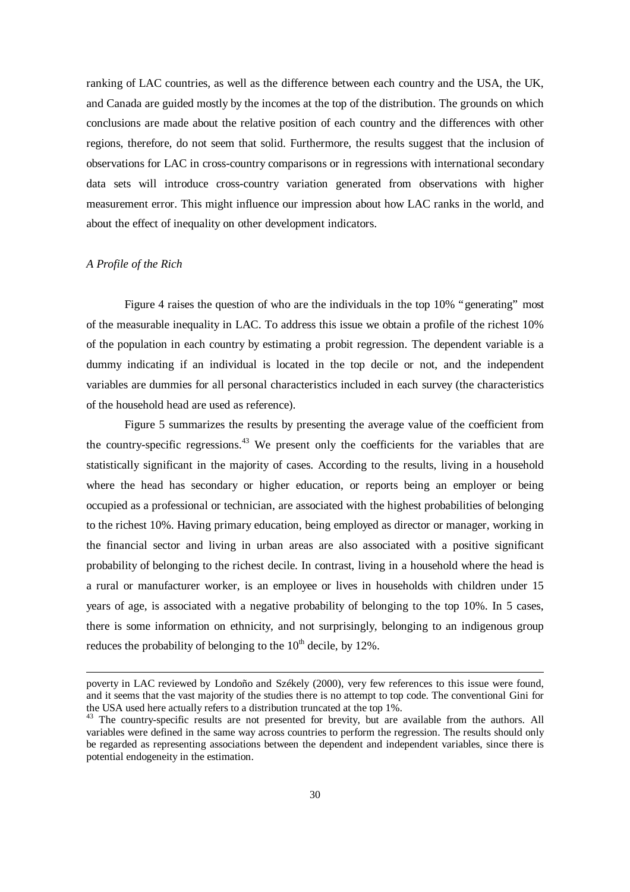ranking of LAC countries, as well as the difference between each country and the USA, the UK, and Canada are guided mostly by the incomes at the top of the distribution. The grounds on which conclusions are made about the relative position of each country and the differences with other regions, therefore, do not seem that solid. Furthermore, the results suggest that the inclusion of observations for LAC in cross-country comparisons or in regressions with international secondary data sets will introduce cross-country variation generated from observations with higher measurement error. This might influence our impression about how LAC ranks in the world, and about the effect of inequality on other development indicators.

*A Profile of the Rich*

Figure 4 raises the question of who are the individuals in the top 10% "generating" most of the measurable inequality in LAC. To address this issue we obtain a profile of the richest 10% of the population in each country by estimating a probit regression. The dependent variable is a dummy indicating if an individual is located in the top decile or not, and the independent variables are dummies for all personal characteristics included in each survey (the characteristics of the household head are used as reference).

Figure 5 summarizes the results by presenting the average value of the coefficient from the country-specific regressions.[43] We present only the coefficients for the variables that are statistically significant in the majority of cases. According to the results, living in a household where the head has secondary or higher education, or reports being an employer or being occupied as a professional or technician, are associated with the highest probabilities of belonging to the richest 10%. Having primary education, being employed as director or manager, working in the financial sector and living in urban areas are also associated with a positive significant probability of belonging to the richest decile. In contrast, living in a household where the head is a rural or manufacturer worker, is an employee or lives in households with children under 15 years of age, is associated with a negative probability of belonging to the top 10%. In 5 cases, there is some information on ethnicity, and not surprisingly, belonging to an indigenous group reduces the probability of belonging to the 10th decile, by 12%.

---

poverty in LAC reviewed by Londoño and Székely (2000), very few references to this issue were found, and it seems that the vast majority of the studies there is no attempt to top code. The conventional Gini for the USA used here actually refers to a distribution truncated at the top 1%.

[43] The country-specific results are not presented for brevity, but are available from the authors. All variables were defined in the same way across countries to perform the regression. The results should only be regarded as representing associations between the dependent and independent variables, since there is potential endogeneity in the estimation.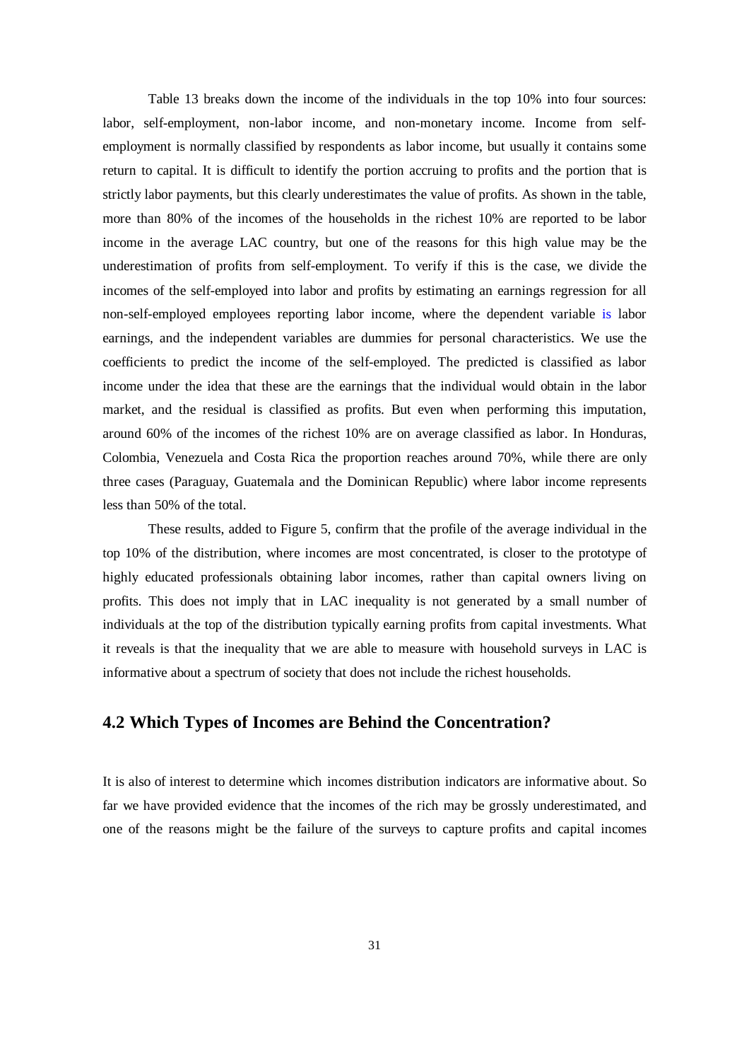Table 13 breaks down the income of the individuals in the top 10% into four sources: labor, self-employment, non-labor income, and non-monetary income. Income from self-employment is normally classified by respondents as labor income, but usually it contains some return to capital. It is difficult to identify the portion accruing to profits and the portion that is strictly labor payments, but this clearly underestimates the value of profits. As shown in the table, more than 80% of the incomes of the households in the richest 10% are reported to be labor income in the average LAC country, but one of the reasons for this high value may be the underestimation of profits from self-employment. To verify if this is the case, we divide the incomes of the self-employed into labor and profits by estimating an earnings regression for all non-self-employed employees reporting labor income, where the dependent variable is labor earnings, and the independent variables are dummies for personal characteristics. We use the coefficients to predict the income of the self-employed. The predicted is classified as labor income under the idea that these are the earnings that the individual would obtain in the labor market, and the residual is classified as profits. But even when performing this imputation, around 60% of the incomes of the richest 10% are on average classified as labor. In Honduras, Colombia, Venezuela and Costa Rica the proportion reaches around 70%, while there are only three cases (Paraguay, Guatemala and the Dominican Republic) where labor income represents less than 50% of the total.

These results, added to Figure 5, confirm that the profile of the average individual in the top 10% of the distribution, where incomes are most concentrated, is closer to the prototype of highly educated professionals obtaining labor incomes, rather than capital owners living on profits. This does not imply that in LAC inequality is not generated by a small number of individuals at the top of the distribution typically earning profits from capital investments. What it reveals is that the inequality that we are able to measure with household surveys in LAC is informative about a spectrum of society that does not include the richest households.

## 4.2 Which Types of Incomes are Behind the Concentration?

It is also of interest to determine which incomes distribution indicators are informative about. So far we have provided evidence that the incomes of the rich may be grossly underestimated, and one of the reasons might be the failure of the surveys to capture profits and capital incomes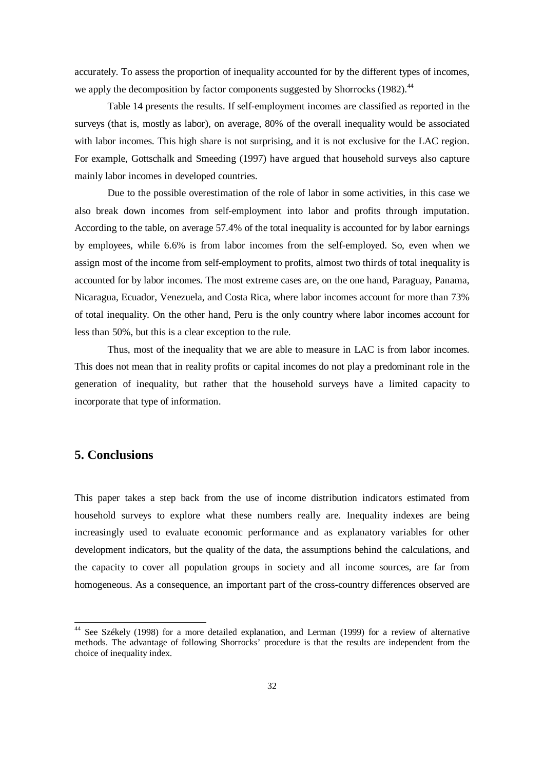accurately. To assess the proportion of inequality accounted for by the different types of incomes, we apply the decomposition by factor components suggested by Shorrocks (1982).[44]

Table 14 presents the results. If self-employment incomes are classified as reported in the surveys (that is, mostly as labor), on average, 80% of the overall inequality would be associated with labor incomes. This high share is not surprising, and it is not exclusive for the LAC region. For example, Gottschalk and Smeeding (1997) have argued that household surveys also capture mainly labor incomes in developed countries.

Due to the possible overestimation of the role of labor in some activities, in this case we also break down incomes from self-employment into labor and profits through imputation. According to the table, on average 57.4% of the total inequality is accounted for by labor earnings by employees, while 6.6% is from labor incomes from the self-employed. So, even when we assign most of the income from self-employment to profits, almost two thirds of total inequality is accounted for by labor incomes. The most extreme cases are, on the one hand, Paraguay, Panama, Nicaragua, Ecuador, Venezuela, and Costa Rica, where labor incomes account for more than 73% of total inequality. On the other hand, Peru is the only country where labor incomes account for less than 50%, but this is a clear exception to the rule.

Thus, most of the inequality that we are able to measure in LAC is from labor incomes. This does not mean that in reality profits or capital incomes do not play a predominant role in the generation of inequality, but rather that the household surveys have a limited capacity to incorporate that type of information.

## 5. Conclusions

This paper takes a step back from the use of income distribution indicators estimated from household surveys to explore what these numbers really are. Inequality indexes are being increasingly used to evaluate economic performance and as explanatory variables for other development indicators, but the quality of the data, the assumptions behind the calculations, and the capacity to cover all population groups in society and all income sources, are far from homogeneous. As a consequence, an important part of the cross-country differences observed are

[44] See Székely (1998) for a more detailed explanation, and Lerman (1999) for a review of alternative methods. The advantage of following Shorrocks' procedure is that the results are independent from the choice of inequality index.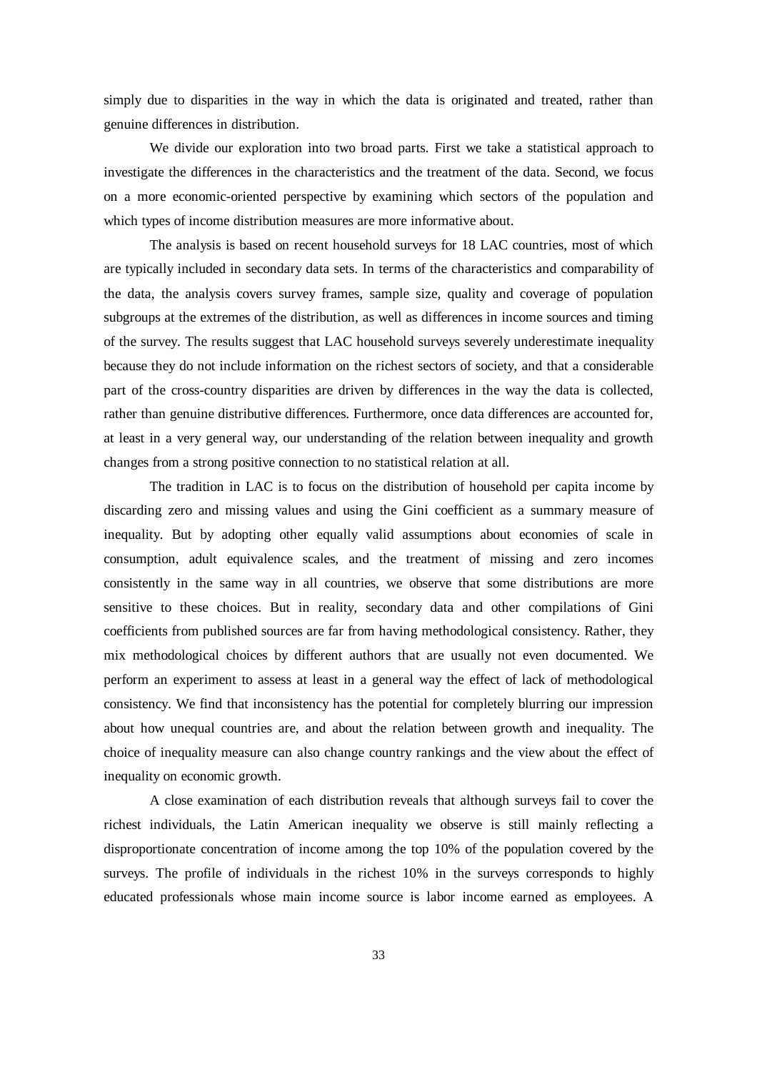simply due to disparities in the way in which the data is originated and treated, rather than genuine differences in distribution.

We divide our exploration into two broad parts. First we take a statistical approach to investigate the differences in the characteristics and the treatment of the data. Second, we focus on a more economic-oriented perspective by examining which sectors of the population and which types of income distribution measures are more informative about.

The analysis is based on recent household surveys for 18 LAC countries, most of which are typically included in secondary data sets. In terms of the characteristics and comparability of the data, the analysis covers survey frames, sample size, quality and coverage of population subgroups at the extremes of the distribution, as well as differences in income sources and timing of the survey. The results suggest that LAC household surveys severely underestimate inequality because they do not include information on the richest sectors of society, and that a considerable part of the cross-country disparities are driven by differences in the way the data is collected, rather than genuine distributive differences. Furthermore, once data differences are accounted for, at least in a very general way, our understanding of the relation between inequality and growth changes from a strong positive connection to no statistical relation at all.

The tradition in LAC is to focus on the distribution of household per capita income by discarding zero and missing values and using the Gini coefficient as a summary measure of inequality. But by adopting other equally valid assumptions about economies of scale in consumption, adult equivalence scales, and the treatment of missing and zero incomes consistently in the same way in all countries, we observe that some distributions are more sensitive to these choices. But in reality, secondary data and other compilations of Gini coefficients from published sources are far from having methodological consistency. Rather, they mix methodological choices by different authors that are usually not even documented. We perform an experiment to assess at least in a general way the effect of lack of methodological consistency. We find that inconsistency has the potential for completely blurring our impression about how unequal countries are, and about the relation between growth and inequality. The choice of inequality measure can also change country rankings and the view about the effect of inequality on economic growth.

A close examination of each distribution reveals that although surveys fail to cover the richest individuals, the Latin American inequality we observe is still mainly reflecting a disproportionate concentration of income among the top 10% of the population covered by the surveys. The profile of individuals in the richest 10% in the surveys corresponds to highly educated professionals whose main income source is labor income earned as employees. A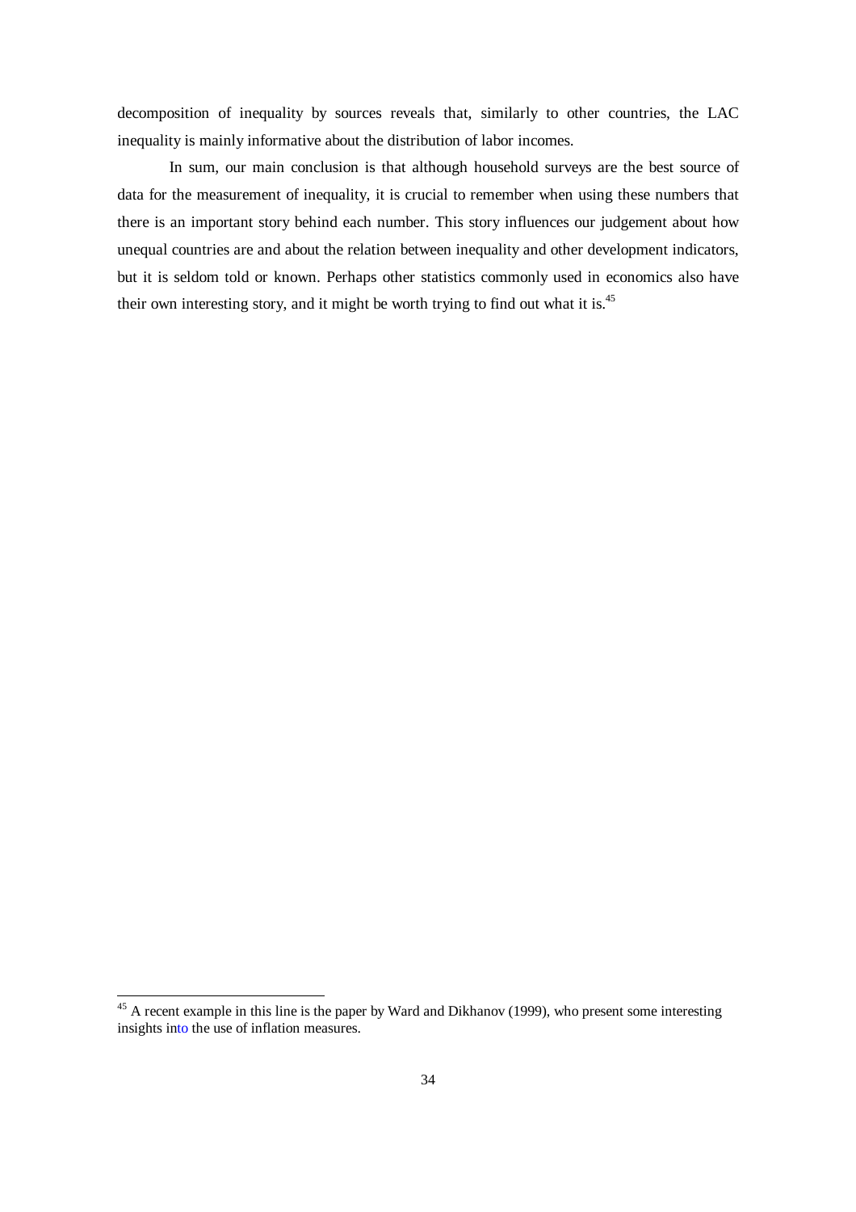decomposition of inequality by sources reveals that, similarly to other countries, the LAC inequality is mainly informative about the distribution of labor incomes.

In sum, our main conclusion is that although household surveys are the best source of data for the measurement of inequality, it is crucial to remember when using these numbers that there is an important story behind each number. This story influences our judgement about how unequal countries are and about the relation between inequality and other development indicators, but it is seldom told or known. Perhaps other statistics commonly used in economics also have their own interesting story, and it might be worth trying to find out what it is.[45]

[45] A recent example in this line is the paper by Ward and Dikhanov (1999), who present some interesting insights into the use of inflation measures.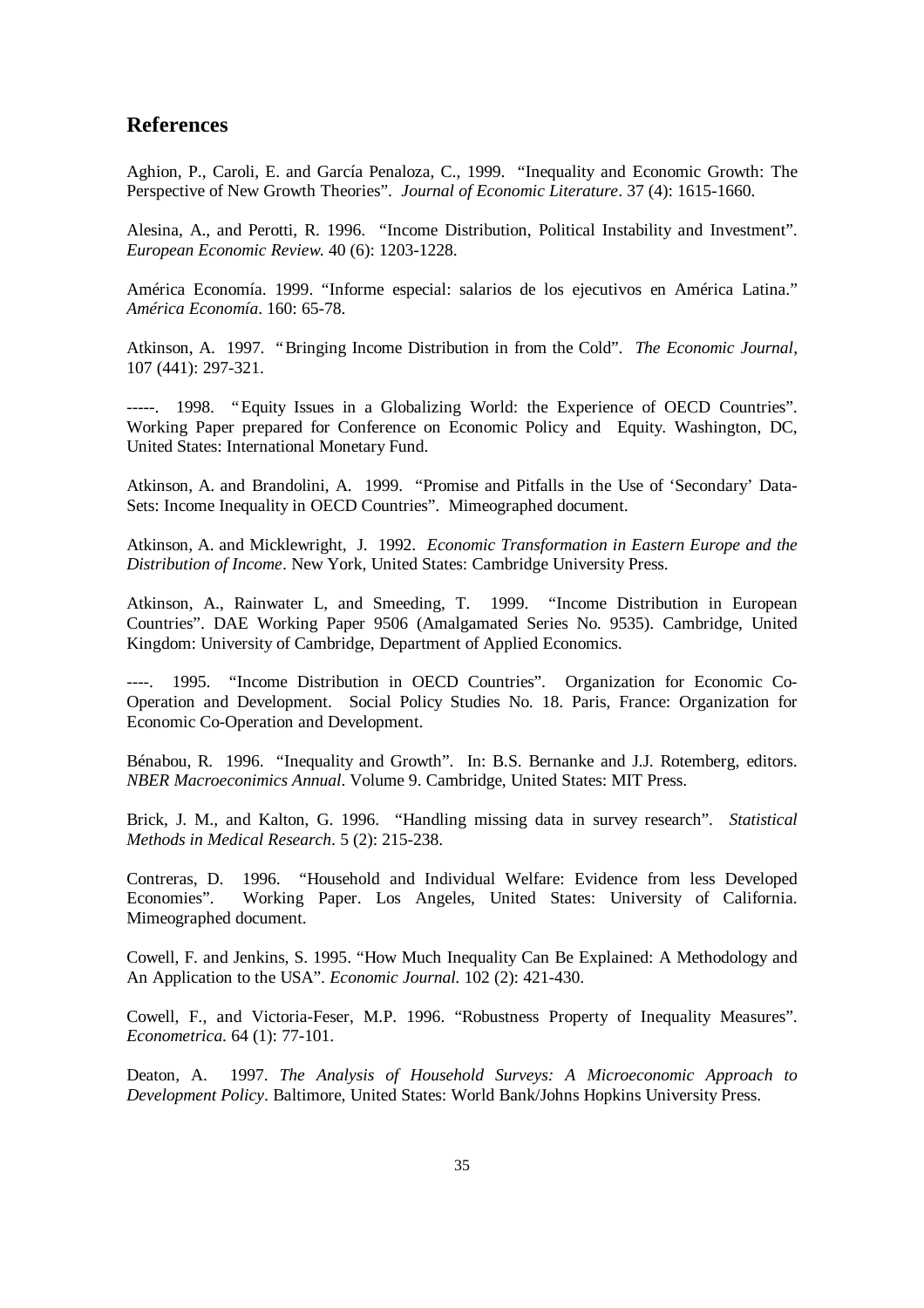## References

Aghion, P., Caroli, E. and García Penaloza, C., 1999. "Inequality and Economic Growth: The Perspective of New Growth Theories". *Journal of Economic Literature*. 37 (4): 1615-1660.

Alesina, A., and Perotti, R. 1996. "Income Distribution, Political Instability and Investment". *European Economic Review.* 40 (6): 1203-1228.

América Economía. 1999. "Informe especial: salarios de los ejecutivos en América Latina." *América Economía*. 160: 65-78.

Atkinson, A. 1997. "Bringing Income Distribution in from the Cold". *The Economic Journal*, 107 (441): 297-321.

-----. 1998. "Equity Issues in a Globalizing World: the Experience of OECD Countries". Working Paper prepared for Conference on Economic Policy and Equity. Washington, DC, United States: International Monetary Fund.

Atkinson, A. and Brandolini, A. 1999. "Promise and Pitfalls in the Use of 'Secondary' Data-Sets: Income Inequality in OECD Countries". Mimeographed document.

Atkinson, A. and Micklewright, J. 1992. *Economic Transformation in Eastern Europe and the Distribution of Income*. New York, United States: Cambridge University Press.

Atkinson, A., Rainwater L, and Smeeding, T. 1999. "Income Distribution in European Countries". DAE Working Paper 9506 (Amalgamated Series No. 9535). Cambridge, United Kingdom: University of Cambridge, Department of Applied Economics.

----. 1995. "Income Distribution in OECD Countries". Organization for Economic Co-Operation and Development. Social Policy Studies No. 18. Paris, France: Organization for Economic Co-Operation and Development.

Bénabou, R. 1996. "Inequality and Growth". In: B.S. Bernanke and J.J. Rotemberg, editors. *NBER Macroeconimics Annual*. Volume 9. Cambridge, United States: MIT Press.

Brick, J. M., and Kalton, G. 1996. "Handling missing data in survey research". *Statistical Methods in Medical Research*. 5 (2): 215-238.

Contreras, D. 1996. "Household and Individual Welfare: Evidence from less Developed Economies". Working Paper. Los Angeles, United States: University of California. Mimeographed document.

Cowell, F. and Jenkins, S. 1995. "How Much Inequality Can Be Explained: A Methodology and An Application to the USA". *Economic Journal.* 102 (2): 421-430.

Cowell, F., and Victoria-Feser, M.P. 1996. "Robustness Property of Inequality Measures". *Econometrica*. 64 (1): 77-101.

Deaton, A. 1997. *The Analysis of Household Surveys: A Microeconomic Approach to Development Policy*. Baltimore, United States: World Bank/Johns Hopkins University Press.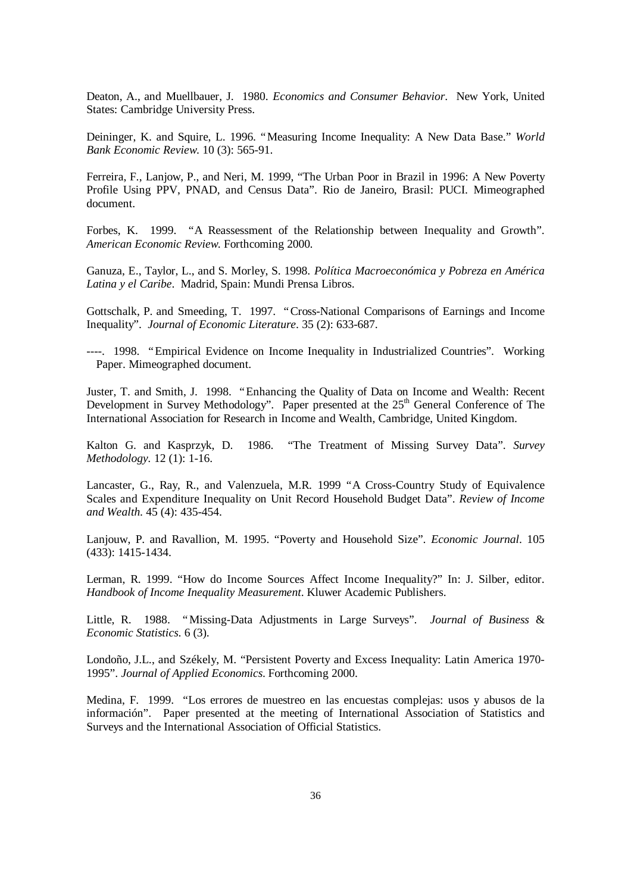Deaton, A., and Muellbauer, J. 1980. *Economics and Consumer Behavior*. New York, United States: Cambridge University Press.

Deininger, K. and Squire, L. 1996. "Measuring Income Inequality: A New Data Base." *World Bank Economic Review*. 10 (3): 565-91.

Ferreira, F., Lanjow, P., and Neri, M. 1999, "The Urban Poor in Brazil in 1996: A New Poverty Profile Using PPV, PNAD, and Census Data". Rio de Janeiro, Brasil: PUCI. Mimeographed document.

Forbes, K. 1999. "A Reassessment of the Relationship between Inequality and Growth". *American Economic Review*. Forthcoming 2000.

Ganuza, E., Taylor, L., and S. Morley, S. 1998. *Política Macroeconómica y Pobreza en América Latina y el Caribe*. Madrid, Spain: Mundi Prensa Libros.

Gottschalk, P. and Smeeding, T. 1997. "Cross-National Comparisons of Earnings and Income Inequality". *Journal of Economic Literature*. 35 (2): 633-687.

----. 1998. "Empirical Evidence on Income Inequality in Industrialized Countries". Working Paper. Mimeographed document.

Juster, T. and Smith, J. 1998. "Enhancing the Quality of Data on Income and Wealth: Recent Development in Survey Methodology". Paper presented at the 25th General Conference of The International Association for Research in Income and Wealth, Cambridge, United Kingdom.

Kalton G. and Kasprzyk, D. 1986. "The Treatment of Missing Survey Data". *Survey Methodology*. 12 (1): 1-16.

Lancaster, G., Ray, R., and Valenzuela, M.R. 1999 "A Cross-Country Study of Equivalence Scales and Expenditure Inequality on Unit Record Household Budget Data". *Review of Income and Wealth*. 45 (4): 435-454.

Lanjouw, P. and Ravallion, M. 1995. "Poverty and Household Size". *Economic Journal*. 105 (433): 1415-1434.

Lerman, R. 1999. "How do Income Sources Affect Income Inequality?" In: J. Silber, editor. *Handbook of Income Inequality Measurement*. Kluwer Academic Publishers.

Little, R. 1988. "Missing-Data Adjustments in Large Surveys". *Journal of Business & Economic Statistics*. 6 (3).

Londoño, J.L., and Székely, M. "Persistent Poverty and Excess Inequality: Latin America 1970-1995". *Journal of Applied Economics*. Forthcoming 2000.

Medina, F. 1999. "Los errores de muestreo en las encuestas complejas: usos y abusos de la información". Paper presented at the meeting of International Association of Statistics and Surveys and the International Association of Official Statistics.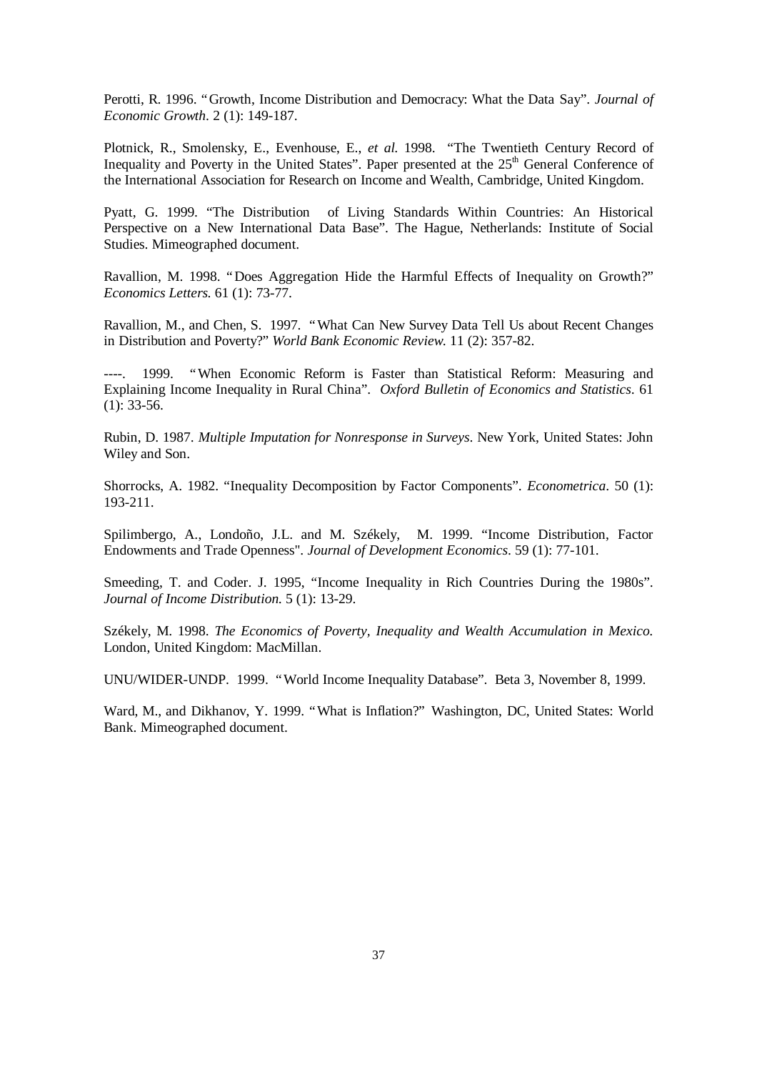Perotti, R. 1996. "Growth, Income Distribution and Democracy: What the Data Say". *Journal of Economic Growth*. 2 (1): 149-187.

Plotnick, R., Smolensky, E., Evenhouse, E., *et al.* 1998. "The Twentieth Century Record of Inequality and Poverty in the United States". Paper presented at the 25th General Conference of the International Association for Research on Income and Wealth, Cambridge, United Kingdom.

Pyatt, G. 1999. "The Distribution of Living Standards Within Countries: An Historical Perspective on a New International Data Base". The Hague, Netherlands: Institute of Social Studies. Mimeographed document.

Ravallion, M. 1998. "Does Aggregation Hide the Harmful Effects of Inequality on Growth?" *Economics Letters.* 61 (1): 73-77.

Ravallion, M., and Chen, S. 1997. "What Can New Survey Data Tell Us about Recent Changes in Distribution and Poverty?" *World Bank Economic Review.* 11 (2): 357-82.

----. 1999. "When Economic Reform is Faster than Statistical Reform: Measuring and Explaining Income Inequality in Rural China". *Oxford Bulletin of Economics and Statistics*. 61 (1): 33-56.

Rubin, D. 1987. *Multiple Imputation for Nonresponse in Surveys*. New York, United States: John Wiley and Son.

Shorrocks, A. 1982. "Inequality Decomposition by Factor Components". *Econometrica*. 50 (1): 193-211.

Spilimbergo, A., Londoño, J.L. and M. Székely, M. 1999. "Income Distribution, Factor Endowments and Trade Openness". *Journal of Development Economics*. 59 (1): 77-101.

Smeeding, T. and Coder. J. 1995, "Income Inequality in Rich Countries During the 1980s". *Journal of Income Distribution.* 5 (1): 13-29.

Székely, M. 1998. *The Economics of Poverty, Inequality and Wealth Accumulation in Mexico.* London, United Kingdom: MacMillan.

UNU/WIDER-UNDP. 1999. "World Income Inequality Database". Beta 3, November 8, 1999.

Ward, M., and Dikhanov, Y. 1999. "What is Inflation?" Washington, DC, United States: World Bank. Mimeographed document.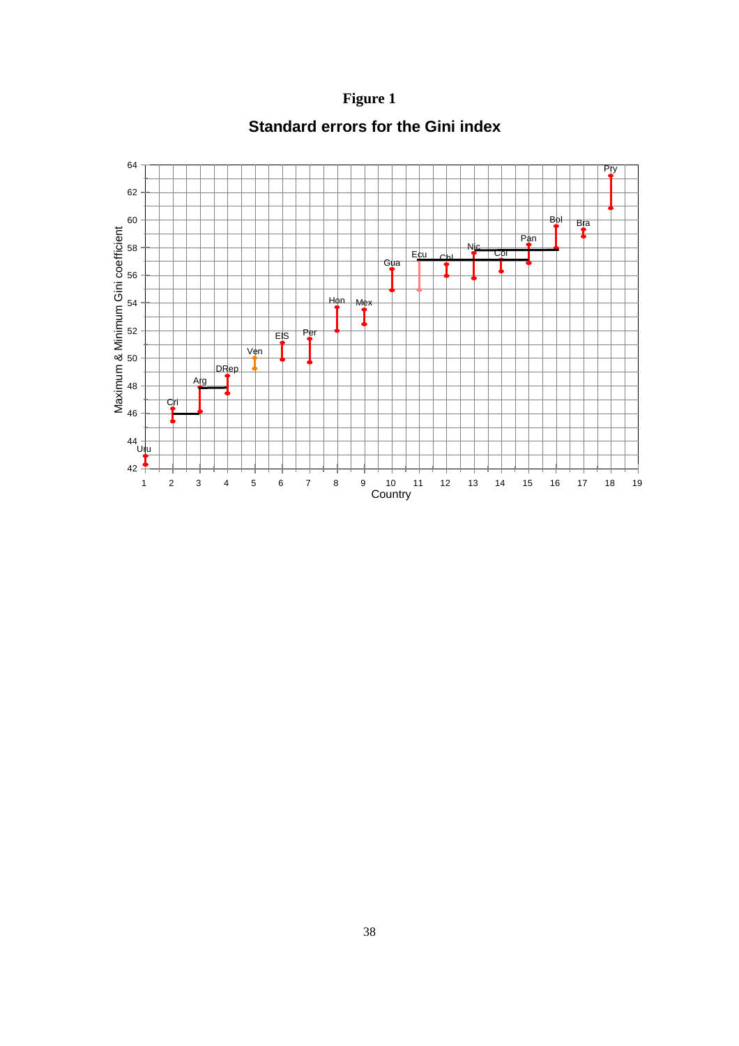**Figure 1**

**Standard errors for the Gini index**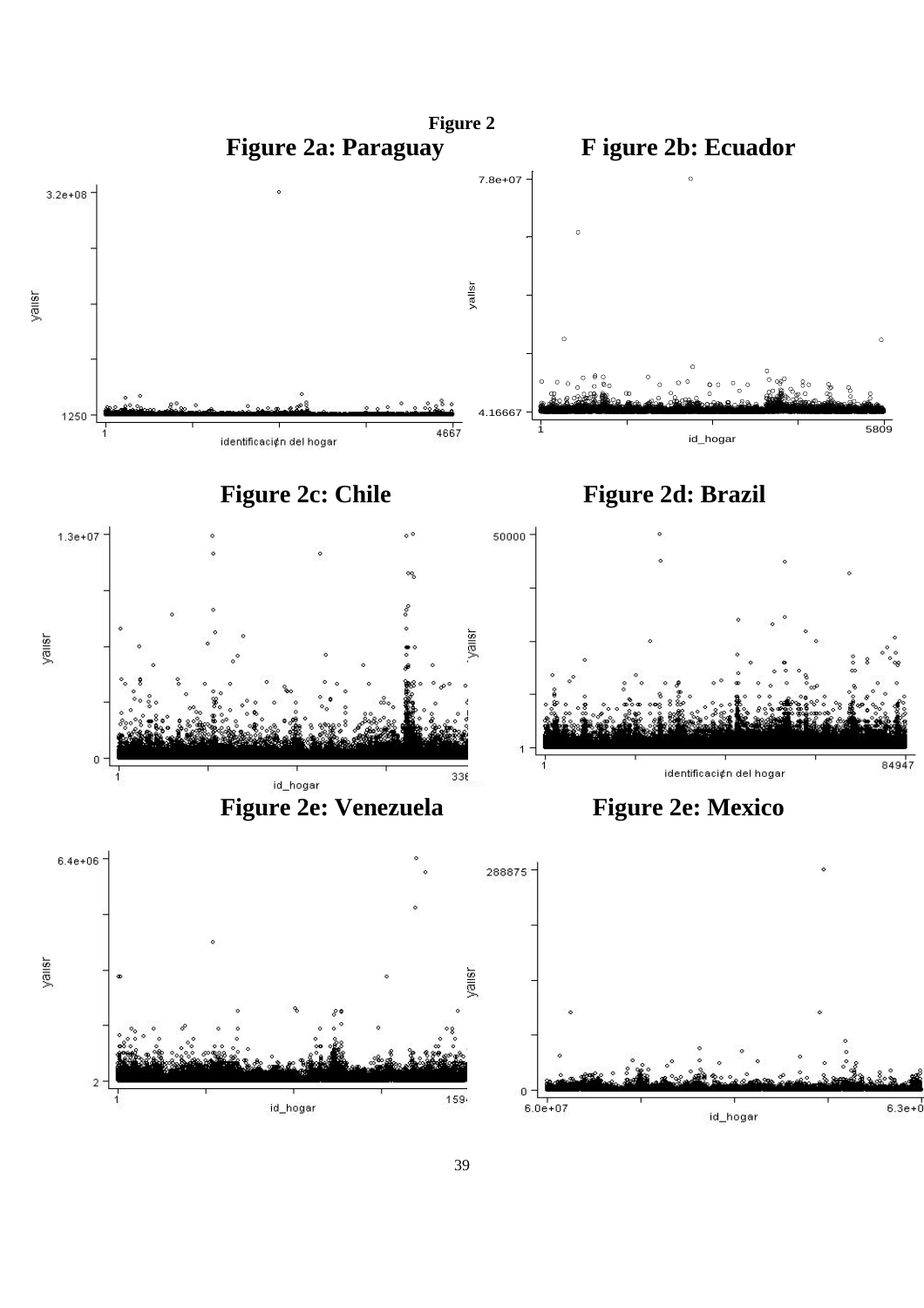**Figure 2**

**Figure 2a: Paraguay**

yallsr

3.2e+08

1250

1 identificación del hogar 4667

**F igure 2b: Ecuador**

yallsr

7.8e+07

4.16667

1 id_hogar 5809

**Figure 2c: Chile**

yallsr

1.3e+07

0

1 id_hogar 336

**Figure 2d: Brazil**

yallsr

50000

1

1 identificación del hogar 84947

**Figure 2e: Venezuela**

yallsr

6.4e+06

2

1 id_hogar 159

**Figure 2e: Mexico**

yallsr

288875

0

6.0e+07 id_hogar 6.3e+0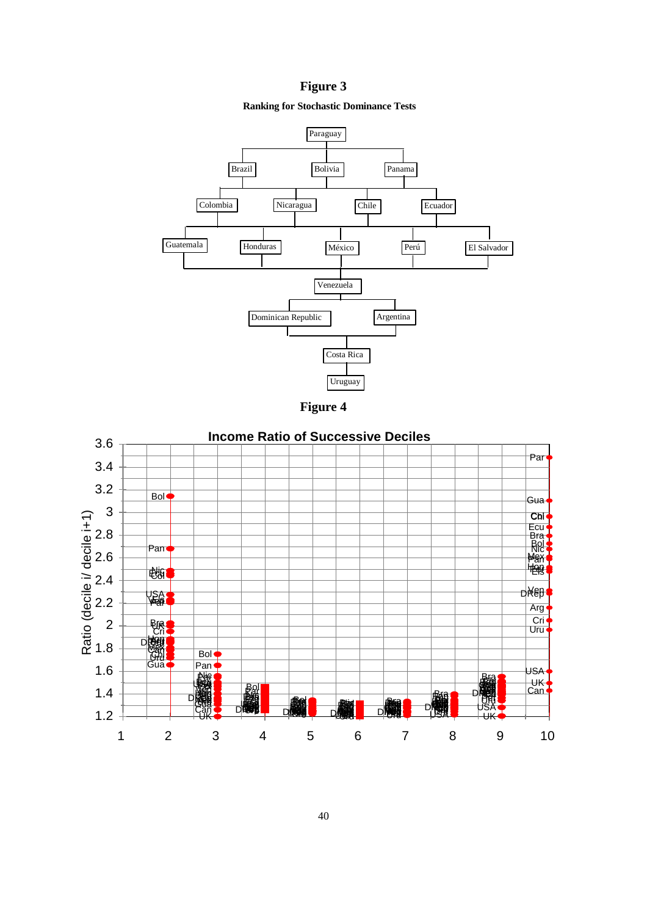**Figure 3**

**Ranking for Stochastic Dominance Tests**

Paraguay

Brazil | Bolivia | Panama

Colombia | Nicaragua | Chile | Ecuador

Guatemala | Honduras | México | Perú | El Salvador

Venezuela

Dominican Republic | Argentina

Costa Rica

Uruguay

**Figure 4**

**Income Ratio of Successive Deciles**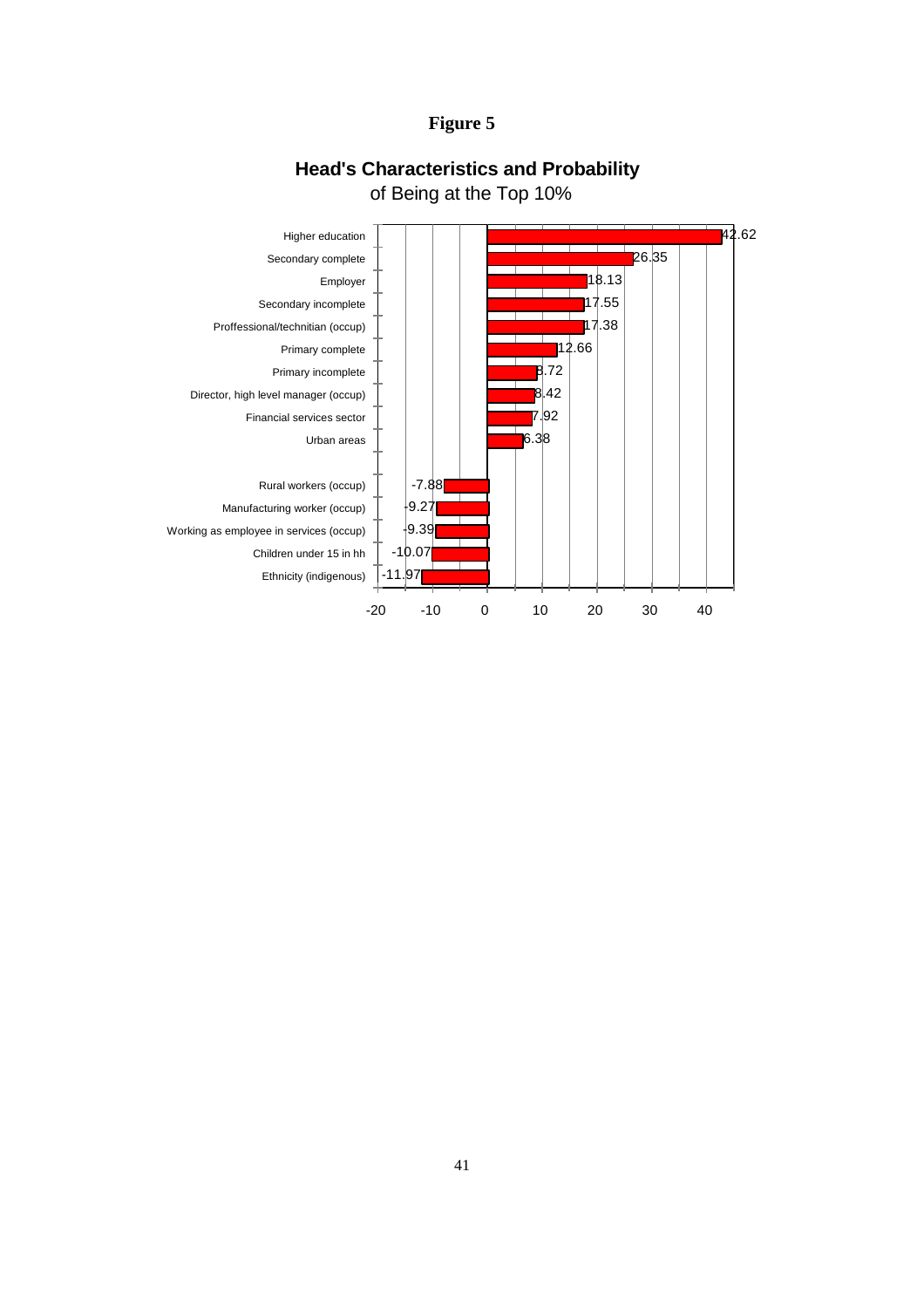**Figure 5**

**Head's Characteristics and Probability**
of Being at the Top 10%

| Characteristic | Value |
|---|---|
| Higher education | 42.62 |
| Secondary complete | 26.35 |
| Employer | 18.13 |
| Secondary incomplete | 17.55 |
| Proffessional/technitian (occup) | 17.38 |
| Primary complete | 12.66 |
| Primary incomplete | 8.72 |
| Director, high level manager (occup) | 8.42 |
| Financial services sector | 7.92 |
| Urban areas | 6.38 |
| Rural workers (occup) | -7.88 |
| Manufacturing worker (occup) | -9.27 |
| Working as employee in services (occup) | -9.39 |
| Children under 15 in hh | -10.07 |
| Ethnicity (indigenous) | -11.97 |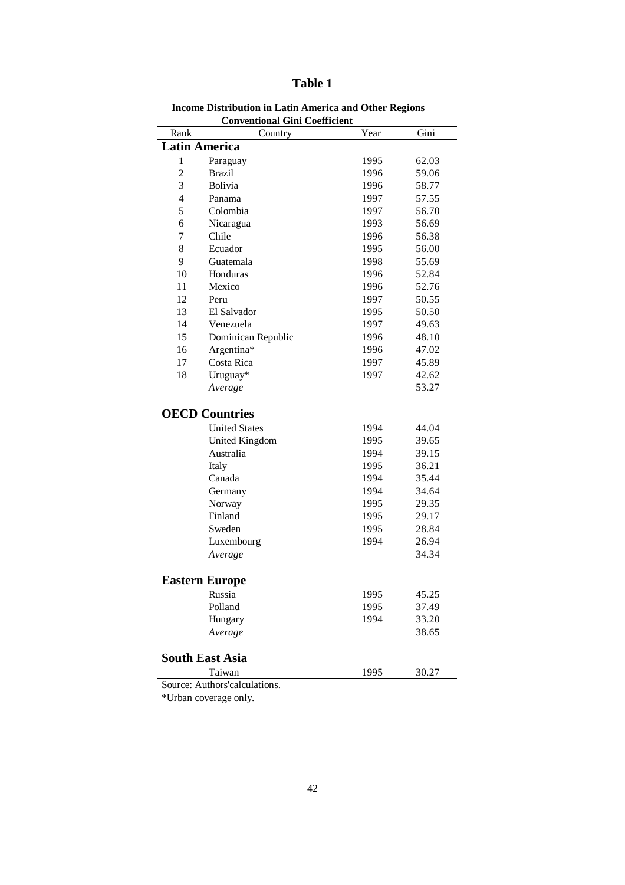# Table 1

**Income Distribution in Latin America and Other Regions**

**Conventional Gini Coefficient**

| Rank | Country | Year | Gini |
|---|---|---|---|
| **Latin America** | | | |
| 1 | Paraguay | 1995 | 62.03 |
| 2 | Brazil | 1996 | 59.06 |
| 3 | Bolivia | 1996 | 58.77 |
| 4 | Panama | 1997 | 57.55 |
| 5 | Colombia | 1997 | 56.70 |
| 6 | Nicaragua | 1993 | 56.69 |
| 7 | Chile | 1996 | 56.38 |
| 8 | Ecuador | 1995 | 56.00 |
| 9 | Guatemala | 1998 | 55.69 |
| 10 | Honduras | 1996 | 52.84 |
| 11 | Mexico | 1996 | 52.76 |
| 12 | Peru | 1997 | 50.55 |
| 13 | El Salvador | 1995 | 50.50 |
| 14 | Venezuela | 1997 | 49.63 |
| 15 | Dominican Republic | 1996 | 48.10 |
| 16 | Argentina* | 1996 | 47.02 |
| 17 | Costa Rica | 1997 | 45.89 |
| 18 | Uruguay* | 1997 | 42.62 |
| | *Average* | | 53.27 |
| **OECD Countries** | | | |
| | United States | 1994 | 44.04 |
| | United Kingdom | 1995 | 39.65 |
| | Australia | 1994 | 39.15 |
| | Italy | 1995 | 36.21 |
| | Canada | 1994 | 35.44 |
| | Germany | 1994 | 34.64 |
| | Norway | 1995 | 29.35 |
| | Finland | 1995 | 29.17 |
| | Sweden | 1995 | 28.84 |
| | Luxembourg | 1994 | 26.94 |
| | *Average* | | 34.34 |
| **Eastern Europe** | | | |
| | Russia | 1995 | 45.25 |
| | Polland | 1995 | 37.49 |
| | Hungary | 1994 | 33.20 |
| | *Average* | | 38.65 |
| **South East Asia** | | | |
| | Taiwan | 1995 | 30.27 |

Source: Authors'calculations.

*Urban coverage only.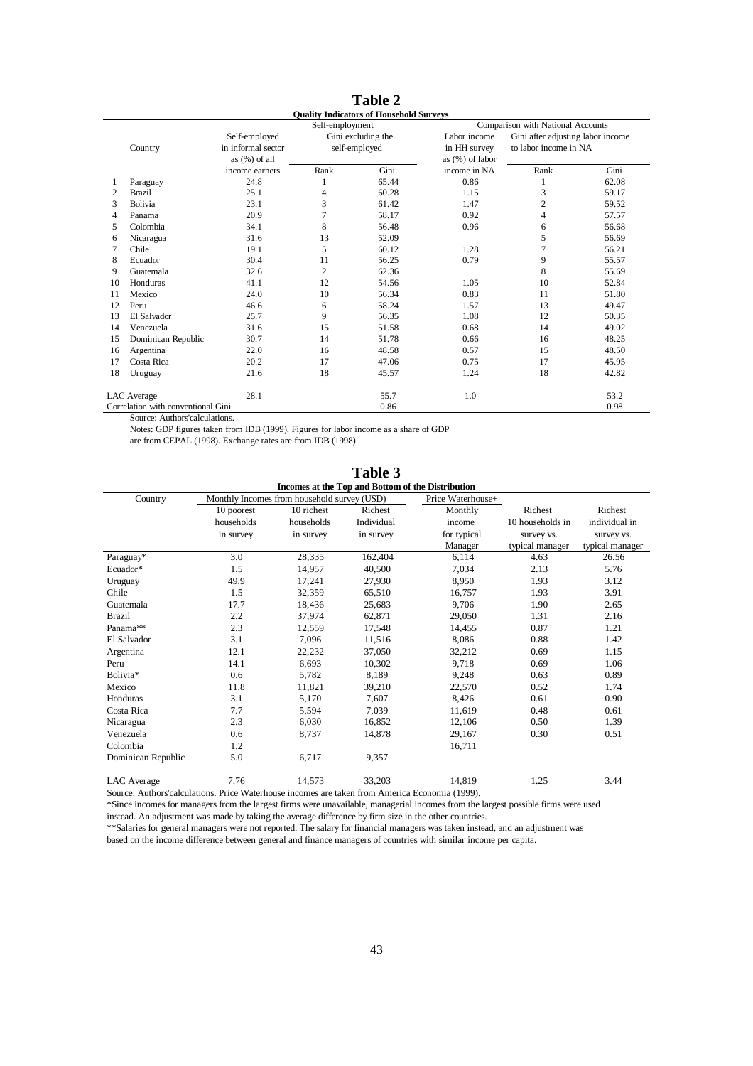# Table 2

**Quality Indicators of Household Surveys**

| | Country | Self-employment | | | Comparison with National Accounts | | |
|---|---|---|---|---|---|---|---|
| | | Self-employed in informal sector as (%) of all income earners | Gini excluding the self-employed | | Labor income in HH survey as (%) of labor income in NA | Gini after adjusting labor income to labor income in NA | |
| | | | Rank | Gini | | Rank | Gini |
| 1 | Paraguay | 24.8 | 1 | 65.44 | 0.86 | 1 | 62.08 |
| 2 | Brazil | 25.1 | 4 | 60.28 | 1.15 | 3 | 59.17 |
| 3 | Bolivia | 23.1 | 3 | 61.42 | 1.47 | 2 | 59.52 |
| 4 | Panama | 20.9 | 7 | 58.17 | 0.92 | 4 | 57.57 |
| 5 | Colombia | 34.1 | 8 | 56.48 | 0.96 | 6 | 56.68 |
| 6 | Nicaragua | 31.6 | 13 | 52.09 | | 5 | 56.69 |
| 7 | Chile | 19.1 | 5 | 60.12 | 1.28 | 7 | 56.21 |
| 8 | Ecuador | 30.4 | 11 | 56.25 | 0.79 | 9 | 55.57 |
| 9 | Guatemala | 32.6 | 2 | 62.36 | | 8 | 55.69 |
| 10 | Honduras | 41.1 | 12 | 54.56 | 1.05 | 10 | 52.84 |
| 11 | Mexico | 24.0 | 10 | 56.34 | 0.83 | 11 | 51.80 |
| 12 | Peru | 46.6 | 6 | 58.24 | 1.57 | 13 | 49.47 |
| 13 | El Salvador | 25.7 | 9 | 56.35 | 1.08 | 12 | 50.35 |
| 14 | Venezuela | 31.6 | 15 | 51.58 | 0.68 | 14 | 49.02 |
| 15 | Dominican Republic | 30.7 | 14 | 51.78 | 0.66 | 16 | 48.25 |
| 16 | Argentina | 22.0 | 16 | 48.58 | 0.57 | 15 | 48.50 |
| 17 | Costa Rica | 20.2 | 17 | 47.06 | 0.75 | 17 | 45.95 |
| 18 | Uruguay | 21.6 | 18 | 45.57 | 1.24 | 18 | 42.82 |
| | LAC Average | 28.1 | | 55.7 | 1.0 | | 53.2 |
| | Correlation with conventional Gini | | | 0.86 | | | 0.98 |

Source: Authors'calculations.

Notes: GDP figures taken from IDB (1999). Figures for labor income as a share of GDP are from CEPAL (1998). Exchange rates are from IDB (1998).

# Table 3

**Incomes at the Top and Bottom of the Distribution**

| Country | Monthly Incomes from household survey (USD) | | | Price Waterhouse+ | | |
|---|---|---|---|---|---|---|
| | 10 poorest households in survey | 10 richest households in survey | Richest Individual in survey | Monthly income for typical Manager | Richest 10 households in survey vs. typical manager | Richest individual in survey vs. typical manager |
| Paraguay* | 3.0 | 28,335 | 162,404 | 6,114 | 4.63 | 26.56 |
| Ecuador* | 1.5 | 14,957 | 40,500 | 7,034 | 2.13 | 5.76 |
| Uruguay | 49.9 | 17,241 | 27,930 | 8,950 | 1.93 | 3.12 |
| Chile | 1.5 | 32,359 | 65,510 | 16,757 | 1.93 | 3.91 |
| Guatemala | 17.7 | 18,436 | 25,683 | 9,706 | 1.90 | 2.65 |
| Brazil | 2.2 | 37,974 | 62,871 | 29,050 | 1.31 | 2.16 |
| Panama** | 2.3 | 12,559 | 17,548 | 14,455 | 0.87 | 1.21 |
| El Salvador | 3.1 | 7,096 | 11,516 | 8,086 | 0.88 | 1.42 |
| Argentina | 12.1 | 22,232 | 37,050 | 32,212 | 0.69 | 1.15 |
| Peru | 14.1 | 6,693 | 10,302 | 9,718 | 0.69 | 1.06 |
| Bolivia* | 0.6 | 5,782 | 8,189 | 9,248 | 0.63 | 0.89 |
| Mexico | 11.8 | 11,821 | 39,210 | 22,570 | 0.52 | 1.74 |
| Honduras | 3.1 | 5,170 | 7,607 | 8,426 | 0.61 | 0.90 |
| Costa Rica | 7.7 | 5,594 | 7,039 | 11,619 | 0.48 | 0.61 |
| Nicaragua | 2.3 | 6,030 | 16,852 | 12,106 | 0.50 | 1.39 |
| Venezuela | 0.6 | 8,737 | 14,878 | 29,167 | 0.30 | 0.51 |
| Colombia | 1.2 | | | 16,711 | | |
| Dominican Republic | 5.0 | 6,717 | 9,357 | | | |
| LAC Average | 7.76 | 14,573 | 33,203 | 14,819 | 1.25 | 3.44 |

Source: Authors'calculations. Price Waterhouse incomes are taken from America Economia (1999).

*Since incomes for managers from the largest firms were unavailable, managerial incomes from the largest possible firms were used instead. An adjustment was made by taking the average difference by firm size in the other countries.

**Salaries for general managers were not reported. The salary for financial managers was taken instead, and an adjustment was based on the income difference between general and finance managers of countries with similar income per capita.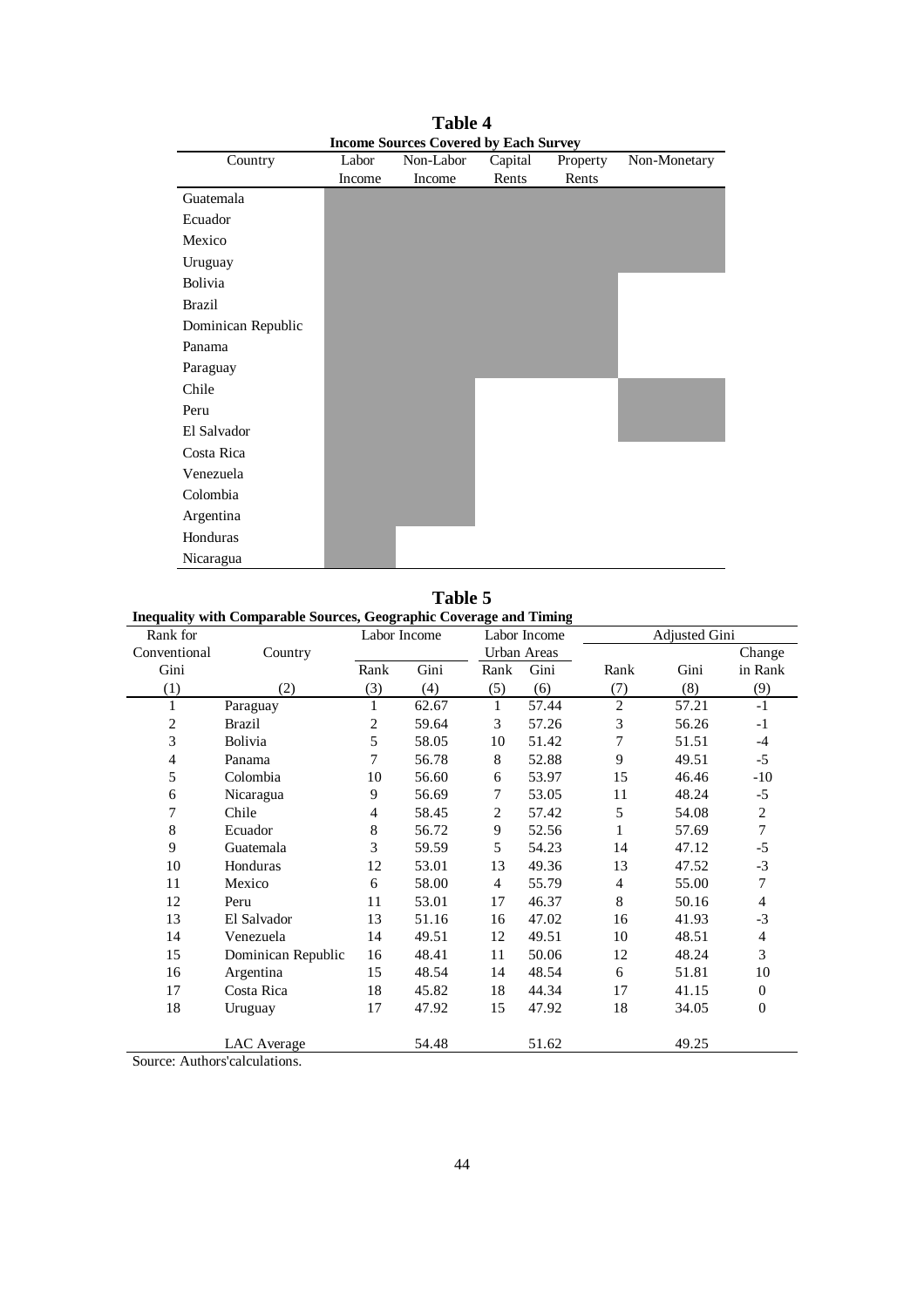**Table 4**

**Income Sources Covered by Each Survey**

| Country | Labor Income | Non-Labor Income | Capital Rents | Property Rents | Non-Monetary |
|---|---|---|---|---|---|
| Guatemala | ■ | ■ | ■ | ■ | ■ |
| Ecuador | ■ | ■ | ■ | ■ | ■ |
| Mexico | ■ | ■ | ■ | ■ | ■ |
| Uruguay | ■ | ■ | ■ | ■ | ■ |
| Bolivia | ■ | ■ | ■ | ■ | |
| Brazil | ■ | ■ | ■ | ■ | |
| Dominican Republic | ■ | ■ | ■ | ■ | |
| Panama | ■ | ■ | ■ | ■ | |
| Paraguay | ■ | ■ | ■ | ■ | |
| Chile | ■ | ■ | | | ■ |
| Peru | ■ | ■ | | | ■ |
| El Salvador | ■ | ■ | | | ■ |
| Costa Rica | ■ | ■ | | | |
| Venezuela | ■ | ■ | | | |
| Colombia | ■ | ■ | | | |
| Argentina | ■ | ■ | | | |
| Honduras | ■ | | | | |
| Nicaragua | ■ | | | | |

**Table 5**

**Inequality with Comparable Sources, Geographic Coverage and Timing**

| Rank for Conventional Gini | Country | Labor Income | | Labor Income Urban Areas | | Adjusted Gini | | |
|---|---|---|---|---|---|---|---|---|
| | | Rank | Gini | Rank | Gini | Rank | Gini | Change in Rank |
| (1) | (2) | (3) | (4) | (5) | (6) | (7) | (8) | (9) |
| 1 | Paraguay | 1 | 62.67 | 1 | 57.44 | 2 | 57.21 | -1 |
| 2 | Brazil | 2 | 59.64 | 3 | 57.26 | 3 | 56.26 | -1 |
| 3 | Bolivia | 5 | 58.05 | 10 | 51.42 | 7 | 51.51 | -4 |
| 4 | Panama | 7 | 56.78 | 8 | 52.88 | 9 | 49.51 | -5 |
| 5 | Colombia | 10 | 56.60 | 6 | 53.97 | 15 | 46.46 | -10 |
| 6 | Nicaragua | 9 | 56.69 | 7 | 53.05 | 11 | 48.24 | -5 |
| 7 | Chile | 4 | 58.45 | 2 | 57.42 | 5 | 54.08 | 2 |
| 8 | Ecuador | 8 | 56.72 | 9 | 52.56 | 1 | 57.69 | 7 |
| 9 | Guatemala | 3 | 59.59 | 5 | 54.23 | 14 | 47.12 | -5 |
| 10 | Honduras | 12 | 53.01 | 13 | 49.36 | 13 | 47.52 | -3 |
| 11 | Mexico | 6 | 58.00 | 4 | 55.79 | 4 | 55.00 | 7 |
| 12 | Peru | 11 | 53.01 | 17 | 46.37 | 8 | 50.16 | 4 |
| 13 | El Salvador | 13 | 51.16 | 16 | 47.02 | 16 | 41.93 | -3 |
| 14 | Venezuela | 14 | 49.51 | 12 | 49.51 | 10 | 48.51 | 4 |
| 15 | Dominican Republic | 16 | 48.41 | 11 | 50.06 | 12 | 48.24 | 3 |
| 16 | Argentina | 15 | 48.54 | 14 | 48.54 | 6 | 51.81 | 10 |
| 17 | Costa Rica | 18 | 45.82 | 18 | 44.34 | 17 | 41.15 | 0 |
| 18 | Uruguay | 17 | 47.92 | 15 | 47.92 | 18 | 34.05 | 0 |
| | LAC Average | | 54.48 | | 51.62 | | 49.25 | |

Source: Authors'calculations.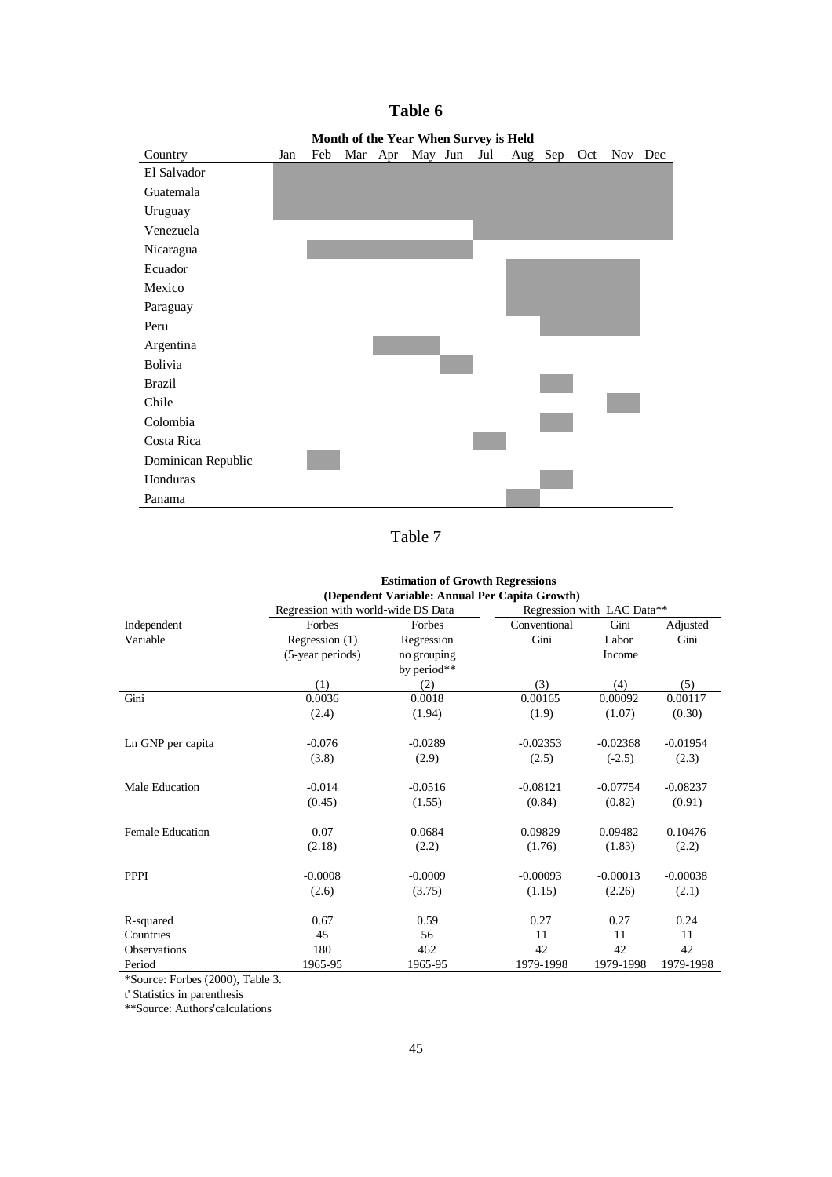## Table 6

**Month of the Year When Survey is Held**

| Country | Jan | Feb | Mar | Apr | May | Jun | Jul | Aug | Sep | Oct | Nov | Dec |
|---|---|---|---|---|---|---|---|---|---|---|---|---|
| El Salvador | X | X | X | X | X | X | X | X | X | X | X | X |
| Guatemala | X | X | X | X | X | X | X | X | X | X | X | X |
| Uruguay | X | X | X | X | X | X | X | X | X | X | X | X |
| Venezuela | | | | | | | X | X | X | X | X | X |
| Nicaragua | | X | X | X | X | X | | | | | | |
| Ecuador | | | | | | | | X | X | X | X | |
| Mexico | | | | | | | | X | X | X | X | |
| Paraguay | | | | | | | | X | X | X | X | |
| Peru | | | | | | | | | X | X | X | |
| Argentina | | | | X | X | | | | | | | |
| Bolivia | | | | | | X | | | | | | |
| Brazil | | | | | | | | | X | | | |
| Chile | | | | | | | | | | | X | |
| Colombia | | | | | | | | | X | | | |
| Costa Rica | | | | | | | X | | | | | |
| Dominican Republic | | X | | | | | | | | | | |
| Honduras | | | | | | | | | X | | | |
| Panama | | | | | | | | X | | | | |

## Table 7

**Estimation of Growth Regressions**
**(Dependent Variable: Annual Per Capita Growth)**

| Independent Variable | Regression with world-wide DS Data: Forbes Regression (1) (5-year periods) | Forbes Regression no grouping by period** | Regression with LAC Data**: Conventional Gini | Gini Labor Income | Adjusted Gini |
|---|---|---|---|---|---|
| | (1) | (2) | (3) | (4) | (5) |
| Gini | 0.0036 | 0.0018 | 0.00165 | 0.00092 | 0.00117 |
| | (2.4) | (1.94) | (1.9) | (1.07) | (0.30) |
| Ln GNP per capita | -0.076 | -0.0289 | -0.02353 | -0.02368 | -0.01954 |
| | (3.8) | (2.9) | (2.5) | (-2.5) | (2.3) |
| Male Education | -0.014 | -0.0516 | -0.08121 | -0.07754 | -0.08237 |
| | (0.45) | (1.55) | (0.84) | (0.82) | (0.91) |
| Female Education | 0.07 | 0.0684 | 0.09829 | 0.09482 | 0.10476 |
| | (2.18) | (2.2) | (1.76) | (1.83) | (2.2) |
| PPPI | -0.0008 | -0.0009 | -0.00093 | -0.00013 | -0.00038 |
| | (2.6) | (3.75) | (1.15) | (2.26) | (2.1) |
| R-squared | 0.67 | 0.59 | 0.27 | 0.27 | 0.24 |
| Countries | 45 | 56 | 11 | 11 | 11 |
| Observations | 180 | 462 | 42 | 42 | 42 |
| Period | 1965-95 | 1965-95 | 1979-1998 | 1979-1998 | 1979-1998 |

*Source: Forbes (2000), Table 3.
t' Statistics in parenthesis
**Source: Authors'calculations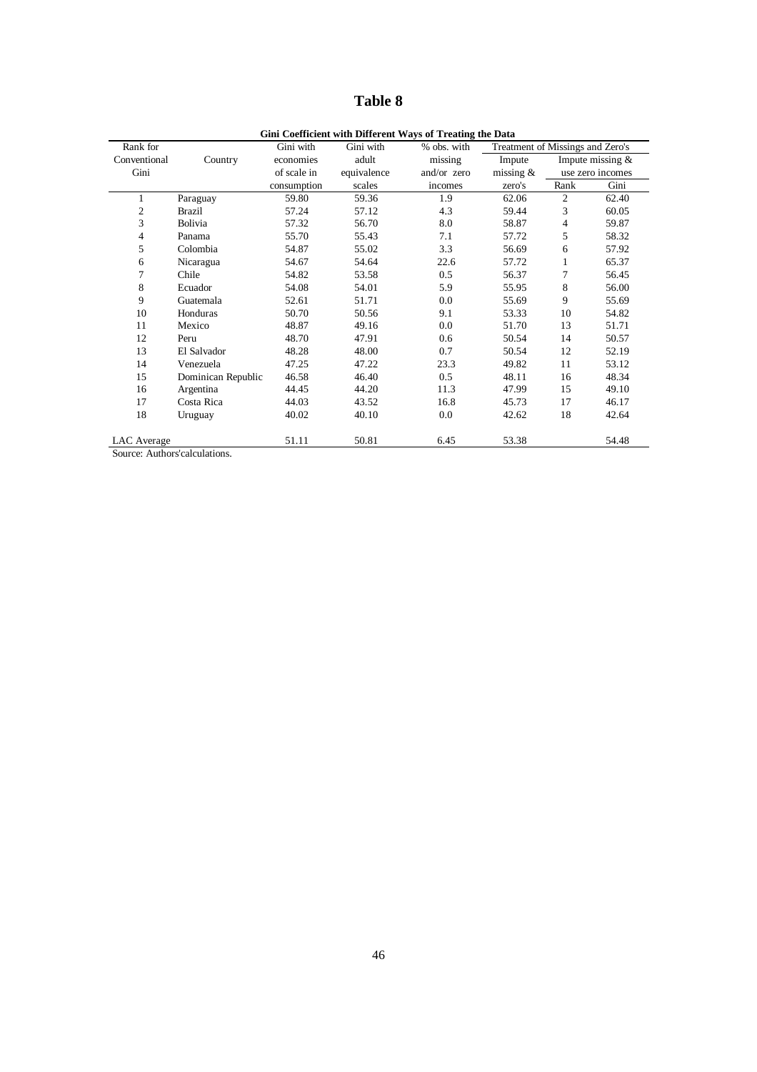# Table 8

**Gini Coefficient with Different Ways of Treating the Data**

| Rank for Conventional Gini | Country | Gini with economies of scale in consumption | Gini with adult equivalence scales | % obs. with missing and/or zero incomes | Treatment of Missings and Zero's: Impute missing & zero's | Impute missing & use zero incomes: Rank | Impute missing & use zero incomes: Gini |
|---|---|---|---|---|---|---|---|
| 1 | Paraguay | 59.80 | 59.36 | 1.9 | 62.06 | 2 | 62.40 |
| 2 | Brazil | 57.24 | 57.12 | 4.3 | 59.44 | 3 | 60.05 |
| 3 | Bolivia | 57.32 | 56.70 | 8.0 | 58.87 | 4 | 59.87 |
| 4 | Panama | 55.70 | 55.43 | 7.1 | 57.72 | 5 | 58.32 |
| 5 | Colombia | 54.87 | 55.02 | 3.3 | 56.69 | 6 | 57.92 |
| 6 | Nicaragua | 54.67 | 54.64 | 22.6 | 57.72 | 1 | 65.37 |
| 7 | Chile | 54.82 | 53.58 | 0.5 | 56.37 | 7 | 56.45 |
| 8 | Ecuador | 54.08 | 54.01 | 5.9 | 55.95 | 8 | 56.00 |
| 9 | Guatemala | 52.61 | 51.71 | 0.0 | 55.69 | 9 | 55.69 |
| 10 | Honduras | 50.70 | 50.56 | 9.1 | 53.33 | 10 | 54.82 |
| 11 | Mexico | 48.87 | 49.16 | 0.0 | 51.70 | 13 | 51.71 |
| 12 | Peru | 48.70 | 47.91 | 0.6 | 50.54 | 14 | 50.57 |
| 13 | El Salvador | 48.28 | 48.00 | 0.7 | 50.54 | 12 | 52.19 |
| 14 | Venezuela | 47.25 | 47.22 | 23.3 | 49.82 | 11 | 53.12 |
| 15 | Dominican Republic | 46.58 | 46.40 | 0.5 | 48.11 | 16 | 48.34 |
| 16 | Argentina | 44.45 | 44.20 | 11.3 | 47.99 | 15 | 49.10 |
| 17 | Costa Rica | 44.03 | 43.52 | 16.8 | 45.73 | 17 | 46.17 |
| 18 | Uruguay | 40.02 | 40.10 | 0.0 | 42.62 | 18 | 42.64 |
| LAC Average | | 51.11 | 50.81 | 6.45 | 53.38 | | 54.48 |

Source: Authors'calculations.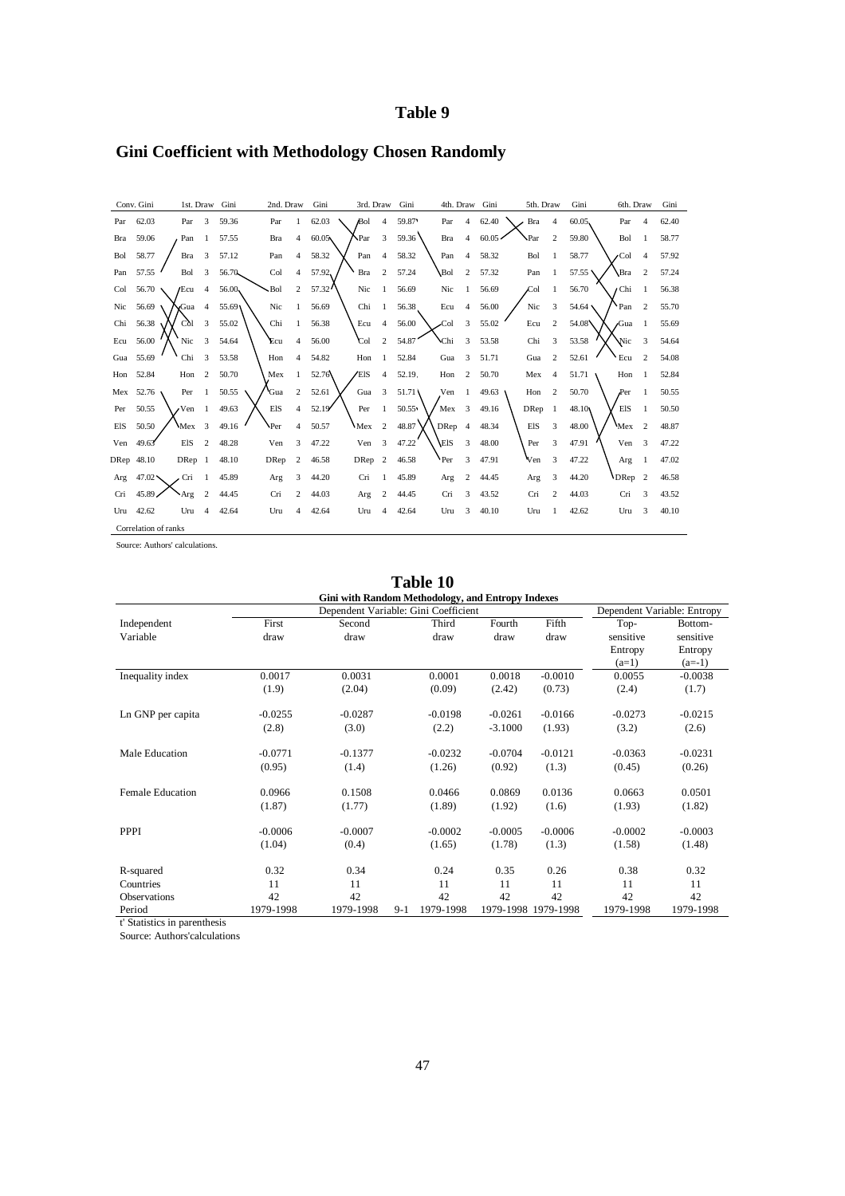# Table 9

## Gini Coefficient with Methodology Chosen Randomly

| Conv. Gini | | 1st. Draw | | Gini | 2nd. Draw | | Gini | 3rd. Draw | | Gini | 4th. Draw | | Gini | 5th. Draw | | Gini | 6th. Draw | | Gini |
|---|---|---|---|---|---|---|---|---|---|---|---|---|---|---|---|---|---|---|---|
| Par | 62.03 | Par | 3 | 59.36 | Par | 1 | 62.03 | Bol | 4 | 59.87 | Par | 4 | 62.40 | Bra | 4 | 60.05 | Par | 4 | 62.40 |
| Bra | 59.06 | Pan | 1 | 57.55 | Bra | 4 | 60.05 | Par | 3 | 59.36 | Bra | 4 | 60.05 | Par | 2 | 59.80 | Bol | 1 | 58.77 |
| Bol | 58.77 | Bra | 3 | 57.12 | Pan | 4 | 58.32 | Pan | 4 | 58.32 | Pan | 4 | 58.32 | Bol | 1 | 58.77 | Col | 4 | 57.92 |
| Pan | 57.55 | Bol | 3 | 56.70 | Col | 4 | 57.92 | Bra | 2 | 57.24 | Bol | 2 | 57.32 | Pan | 1 | 57.55 | Bra | 2 | 57.24 |
| Col | 56.70 | Ecu | 4 | 56.00 | Bol | 2 | 57.32 | Nic | 1 | 56.69 | Nic | 1 | 56.69 | Col | 1 | 56.70 | Chi | 1 | 56.38 |
| Nic | 56.69 | Gua | 4 | 55.69 | Nic | 1 | 56.69 | Chi | 1 | 56.38 | Ecu | 4 | 56.00 | Nic | 3 | 54.64 | Pan | 2 | 55.70 |
| Chi | 56.38 | Col | 3 | 55.02 | Chi | 1 | 56.38 | Ecu | 4 | 56.00 | Col | 3 | 55.02 | Ecu | 2 | 54.08 | Gua | 1 | 55.69 |
| Ecu | 56.00 | Nic | 3 | 54.64 | Ecu | 4 | 56.00 | Col | 2 | 54.87 | Chi | 3 | 53.58 | Chi | 3 | 53.58 | Nic | 3 | 54.64 |
| Gua | 55.69 | Chi | 3 | 53.58 | Hon | 4 | 54.82 | Hon | 1 | 52.84 | Gua | 3 | 51.71 | Gua | 2 | 52.61 | Ecu | 2 | 54.08 |
| Hon | 52.84 | Hon | 2 | 50.70 | Mex | 1 | 52.76 | ElS | 4 | 52.19 | Hon | 2 | 50.70 | Mex | 4 | 51.71 | Hon | 1 | 52.84 |
| Mex | 52.76 | Per | 1 | 50.55 | Gua | 2 | 52.61 | Gua | 3 | 51.71 | Ven | 1 | 49.63 | Hon | 2 | 50.70 | Per | 1 | 50.55 |
| Per | 50.55 | Ven | 1 | 49.63 | ElS | 4 | 52.19 | Per | 1 | 50.55 | Mex | 3 | 49.16 | DRep | 1 | 48.10 | ElS | 1 | 50.50 |
| ElS | 50.50 | Mex | 3 | 49.16 | Per | 4 | 50.57 | Mex | 2 | 48.87 | DRep | 4 | 48.34 | ElS | 3 | 48.00 | Mex | 2 | 48.87 |
| Ven | 49.63 | ElS | 2 | 48.28 | Ven | 3 | 47.22 | Ven | 3 | 47.22 | ElS | 3 | 48.00 | Per | 3 | 47.91 | Ven | 3 | 47.22 |
| DRep | 48.10 | DRep | 1 | 48.10 | DRep | 2 | 46.58 | DRep | 2 | 46.58 | Per | 3 | 47.91 | Ven | 3 | 47.22 | Arg | 1 | 47.02 |
| Arg | 47.02 | Cri | 1 | 45.89 | Arg | 3 | 44.20 | Cri | 1 | 45.89 | Arg | 2 | 44.45 | Arg | 3 | 44.20 | DRep | 2 | 46.58 |
| Cri | 45.89 | Arg | 2 | 44.45 | Cri | 2 | 44.03 | Arg | 2 | 44.45 | Cri | 3 | 43.52 | Cri | 2 | 44.03 | Cri | 3 | 43.52 |
| Uru | 42.62 | Uru | 4 | 42.64 | Uru | 4 | 42.64 | Uru | 4 | 42.64 | Uru | 3 | 40.10 | Uru | 1 | 42.62 | Uru | 3 | 40.10 |
| Correlation of ranks | | | | | | | | | | | | | | | | | | | |

Source: Authors' calculations.

# Table 10

**Gini with Random Methodology, and Entropy Indexes**

| Independent Variable | Dependent Variable: Gini Coefficient | | | | | Dependent Variable: Entropy | |
|---|---|---|---|---|---|---|---|
| | First draw | Second draw | Third draw | Fourth draw | Fifth draw | Top-sensitive Entropy (a=1) | Bottom-sensitive Entropy (a=-1) |
| Inequality index | 0.0017 | 0.0031 | 0.0001 | 0.0018 | -0.0010 | 0.0055 | -0.0038 |
| | (1.9) | (2.04) | (0.09) | (2.42) | (0.73) | (2.4) | (1.7) |
| Ln GNP per capita | -0.0255 | -0.0287 | -0.0198 | -0.0261 | -0.0166 | -0.0273 | -0.0215 |
| | (2.8) | (3.0) | (2.2) | -3.1000 | (1.93) | (3.2) | (2.6) |
| Male Education | -0.0771 | -0.1377 | -0.0232 | -0.0704 | -0.0121 | -0.0363 | -0.0231 |
| | (0.95) | (1.4) | (1.26) | (0.92) | (1.3) | (0.45) | (0.26) |
| Female Education | 0.0966 | 0.1508 | 0.0466 | 0.0869 | 0.0136 | 0.0663 | 0.0501 |
| | (1.87) | (1.77) | (1.89) | (1.92) | (1.6) | (1.93) | (1.82) |
| PPPI | -0.0006 | -0.0007 | -0.0002 | -0.0005 | -0.0006 | -0.0002 | -0.0003 |
| | (1.04) | (0.4) | (1.65) | (1.78) | (1.3) | (1.58) | (1.48) |
| R-squared | 0.32 | 0.34 | 0.24 | 0.35 | 0.26 | 0.38 | 0.32 |
| Countries | 11 | 11 | 11 | 11 | 11 | 11 | 11 |
| Observations | 42 | 42 | 42 | 42 | 42 | 42 | 42 |
| Period | 1979-1998 | 1979-1998 9-1 | 1979-1998 | 1979-1998 | 1979-1998 | 1979-1998 | 1979-1998 |

t' Statistics in parenthesis

Source: Authors'calculations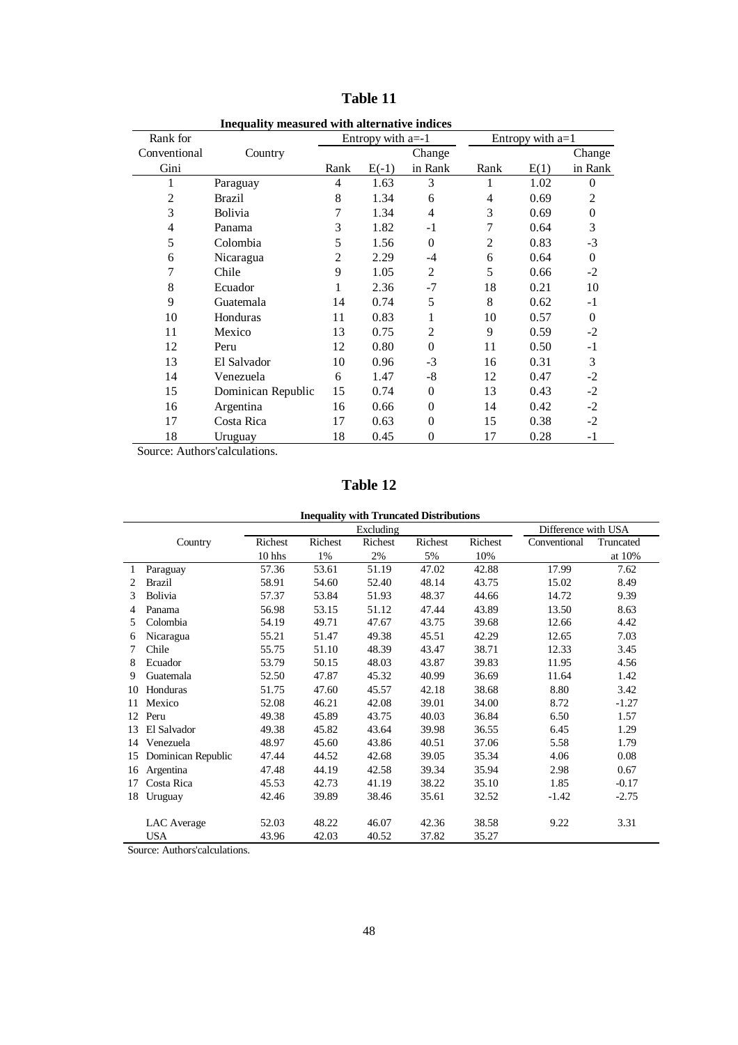# Table 11

**Inequality measured with alternative indices**

| Rank for Conventional Gini | Country | Entropy with a=-1 | | | Entropy with a=1 | | |
|---|---|---|---|---|---|---|---|
| | | Rank | E(-1) | Change in Rank | Rank | E(1) | Change in Rank |
| 1 | Paraguay | 4 | 1.63 | 3 | 1 | 1.02 | 0 |
| 2 | Brazil | 8 | 1.34 | 6 | 4 | 0.69 | 2 |
| 3 | Bolivia | 7 | 1.34 | 4 | 3 | 0.69 | 0 |
| 4 | Panama | 3 | 1.82 | -1 | 7 | 0.64 | 3 |
| 5 | Colombia | 5 | 1.56 | 0 | 2 | 0.83 | -3 |
| 6 | Nicaragua | 2 | 2.29 | -4 | 6 | 0.64 | 0 |
| 7 | Chile | 9 | 1.05 | 2 | 5 | 0.66 | -2 |
| 8 | Ecuador | 1 | 2.36 | -7 | 18 | 0.21 | 10 |
| 9 | Guatemala | 14 | 0.74 | 5 | 8 | 0.62 | -1 |
| 10 | Honduras | 11 | 0.83 | 1 | 10 | 0.57 | 0 |
| 11 | Mexico | 13 | 0.75 | 2 | 9 | 0.59 | -2 |
| 12 | Peru | 12 | 0.80 | 0 | 11 | 0.50 | -1 |
| 13 | El Salvador | 10 | 0.96 | -3 | 16 | 0.31 | 3 |
| 14 | Venezuela | 6 | 1.47 | -8 | 12 | 0.47 | -2 |
| 15 | Dominican Republic | 15 | 0.74 | 0 | 13 | 0.43 | -2 |
| 16 | Argentina | 16 | 0.66 | 0 | 14 | 0.42 | -2 |
| 17 | Costa Rica | 17 | 0.63 | 0 | 15 | 0.38 | -2 |
| 18 | Uruguay | 18 | 0.45 | 0 | 17 | 0.28 | -1 |

Source: Authors'calculations.

# Table 12

**Inequality with Truncated Distributions**

| | Country | Excluding | | | | | Difference with USA | |
|---|---|---|---|---|---|---|---|---|
| | | Richest 10 hhs | Richest 1% | Richest 2% | Richest 5% | Richest 10% | Conventional | Truncated at 10% |
| 1 | Paraguay | 57.36 | 53.61 | 51.19 | 47.02 | 42.88 | 17.99 | 7.62 |
| 2 | Brazil | 58.91 | 54.60 | 52.40 | 48.14 | 43.75 | 15.02 | 8.49 |
| 3 | Bolivia | 57.37 | 53.84 | 51.93 | 48.37 | 44.66 | 14.72 | 9.39 |
| 4 | Panama | 56.98 | 53.15 | 51.12 | 47.44 | 43.89 | 13.50 | 8.63 |
| 5 | Colombia | 54.19 | 49.71 | 47.67 | 43.75 | 39.68 | 12.66 | 4.42 |
| 6 | Nicaragua | 55.21 | 51.47 | 49.38 | 45.51 | 42.29 | 12.65 | 7.03 |
| 7 | Chile | 55.75 | 51.10 | 48.39 | 43.47 | 38.71 | 12.33 | 3.45 |
| 8 | Ecuador | 53.79 | 50.15 | 48.03 | 43.87 | 39.83 | 11.95 | 4.56 |
| 9 | Guatemala | 52.50 | 47.87 | 45.32 | 40.99 | 36.69 | 11.64 | 1.42 |
| 10 | Honduras | 51.75 | 47.60 | 45.57 | 42.18 | 38.68 | 8.80 | 3.42 |
| 11 | Mexico | 52.08 | 46.21 | 42.08 | 39.01 | 34.00 | 8.72 | -1.27 |
| 12 | Peru | 49.38 | 45.89 | 43.75 | 40.03 | 36.84 | 6.50 | 1.57 |
| 13 | El Salvador | 49.38 | 45.82 | 43.64 | 39.98 | 36.55 | 6.45 | 1.29 |
| 14 | Venezuela | 48.97 | 45.60 | 43.86 | 40.51 | 37.06 | 5.58 | 1.79 |
| 15 | Dominican Republic | 47.44 | 44.52 | 42.68 | 39.05 | 35.34 | 4.06 | 0.08 |
| 16 | Argentina | 47.48 | 44.19 | 42.58 | 39.34 | 35.94 | 2.98 | 0.67 |
| 17 | Costa Rica | 45.53 | 42.73 | 41.19 | 38.22 | 35.10 | 1.85 | -0.17 |
| 18 | Uruguay | 42.46 | 39.89 | 38.46 | 35.61 | 32.52 | -1.42 | -2.75 |
| | LAC Average | 52.03 | 48.22 | 46.07 | 42.36 | 38.58 | 9.22 | 3.31 |
| | USA | 43.96 | 42.03 | 40.52 | 37.82 | 35.27 | | |

Source: Authors'calculations.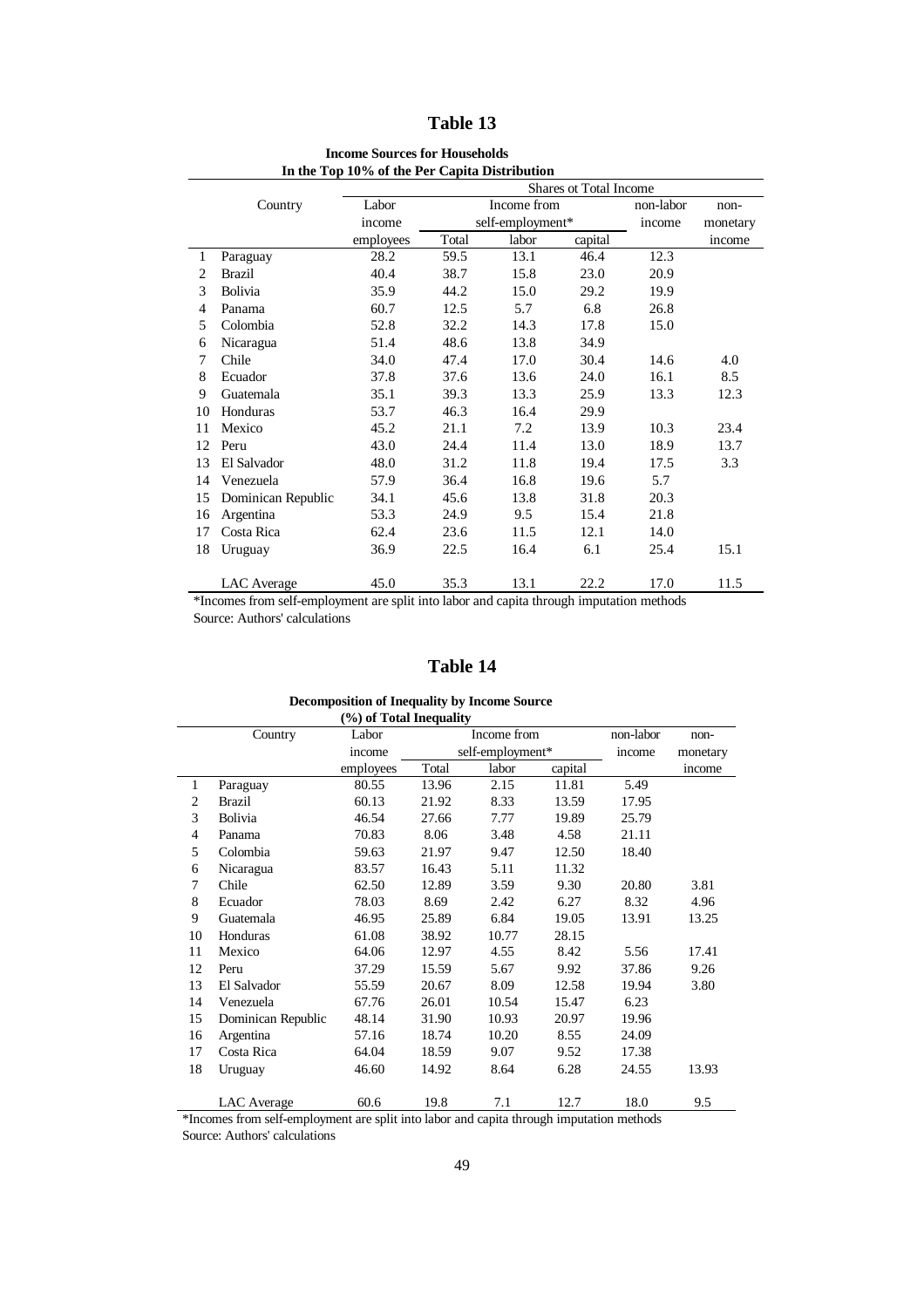# Table 13

**Income Sources for Households**
**In the Top 10% of the Per Capita Distribution**

| | Country | Shares ot Total Income | | | | | |
|---|---|---|---|---|---|---|---|
| | | Labor income employees | Income from self-employment* | | | non-labor income | non-monetary income |
| | | | Total | labor | capital | | |
| 1 | Paraguay | 28.2 | 59.5 | 13.1 | 46.4 | 12.3 | |
| 2 | Brazil | 40.4 | 38.7 | 15.8 | 23.0 | 20.9 | |
| 3 | Bolivia | 35.9 | 44.2 | 15.0 | 29.2 | 19.9 | |
| 4 | Panama | 60.7 | 12.5 | 5.7 | 6.8 | 26.8 | |
| 5 | Colombia | 52.8 | 32.2 | 14.3 | 17.8 | 15.0 | |
| 6 | Nicaragua | 51.4 | 48.6 | 13.8 | 34.9 | | |
| 7 | Chile | 34.0 | 47.4 | 17.0 | 30.4 | 14.6 | 4.0 |
| 8 | Ecuador | 37.8 | 37.6 | 13.6 | 24.0 | 16.1 | 8.5 |
| 9 | Guatemala | 35.1 | 39.3 | 13.3 | 25.9 | 13.3 | 12.3 |
| 10 | Honduras | 53.7 | 46.3 | 16.4 | 29.9 | | |
| 11 | Mexico | 45.2 | 21.1 | 7.2 | 13.9 | 10.3 | 23.4 |
| 12 | Peru | 43.0 | 24.4 | 11.4 | 13.0 | 18.9 | 13.7 |
| 13 | El Salvador | 48.0 | 31.2 | 11.8 | 19.4 | 17.5 | 3.3 |
| 14 | Venezuela | 57.9 | 36.4 | 16.8 | 19.6 | 5.7 | |
| 15 | Dominican Republic | 34.1 | 45.6 | 13.8 | 31.8 | 20.3 | |
| 16 | Argentina | 53.3 | 24.9 | 9.5 | 15.4 | 21.8 | |
| 17 | Costa Rica | 62.4 | 23.6 | 11.5 | 12.1 | 14.0 | |
| 18 | Uruguay | 36.9 | 22.5 | 16.4 | 6.1 | 25.4 | 15.1 |
| | LAC Average | 45.0 | 35.3 | 13.1 | 22.2 | 17.0 | 11.5 |

*Incomes from self-employment are split into labor and capita through imputation methods
Source: Authors' calculations

# Table 14

**Decomposition of Inequality by Income Source**
**(%) of Total Inequality**

| | Country | Labor income employees | Income from self-employment* | | | non-labor income | non-monetary income |
|---|---|---|---|---|---|---|---|
| | | | Total | labor | capital | | |
| 1 | Paraguay | 80.55 | 13.96 | 2.15 | 11.81 | 5.49 | |
| 2 | Brazil | 60.13 | 21.92 | 8.33 | 13.59 | 17.95 | |
| 3 | Bolivia | 46.54 | 27.66 | 7.77 | 19.89 | 25.79 | |
| 4 | Panama | 70.83 | 8.06 | 3.48 | 4.58 | 21.11 | |
| 5 | Colombia | 59.63 | 21.97 | 9.47 | 12.50 | 18.40 | |
| 6 | Nicaragua | 83.57 | 16.43 | 5.11 | 11.32 | | |
| 7 | Chile | 62.50 | 12.89 | 3.59 | 9.30 | 20.80 | 3.81 |
| 8 | Ecuador | 78.03 | 8.69 | 2.42 | 6.27 | 8.32 | 4.96 |
| 9 | Guatemala | 46.95 | 25.89 | 6.84 | 19.05 | 13.91 | 13.25 |
| 10 | Honduras | 61.08 | 38.92 | 10.77 | 28.15 | | |
| 11 | Mexico | 64.06 | 12.97 | 4.55 | 8.42 | 5.56 | 17.41 |
| 12 | Peru | 37.29 | 15.59 | 5.67 | 9.92 | 37.86 | 9.26 |
| 13 | El Salvador | 55.59 | 20.67 | 8.09 | 12.58 | 19.94 | 3.80 |
| 14 | Venezuela | 67.76 | 26.01 | 10.54 | 15.47 | 6.23 | |
| 15 | Dominican Republic | 48.14 | 31.90 | 10.93 | 20.97 | 19.96 | |
| 16 | Argentina | 57.16 | 18.74 | 10.20 | 8.55 | 24.09 | |
| 17 | Costa Rica | 64.04 | 18.59 | 9.07 | 9.52 | 17.38 | |
| 18 | Uruguay | 46.60 | 14.92 | 8.64 | 6.28 | 24.55 | 13.93 |
| | LAC Average | 60.6 | 19.8 | 7.1 | 12.7 | 18.0 | 9.5 |

*Incomes from self-employment are split into labor and capita through imputation methods
Source: Authors' calculations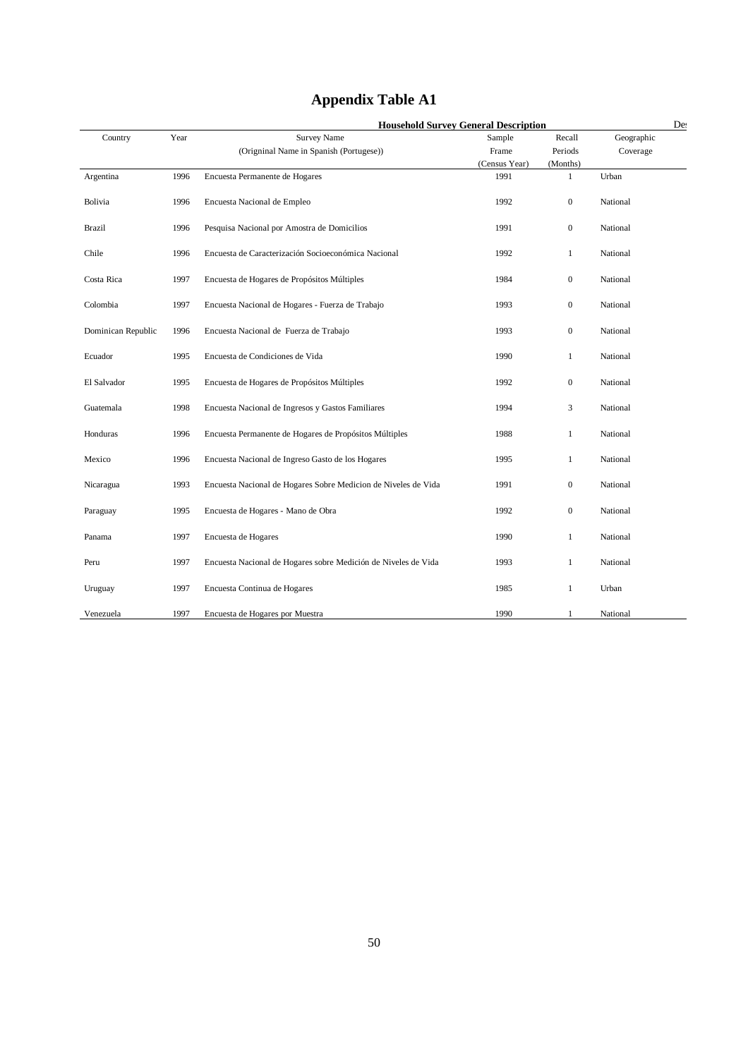# Appendix Table A1

| Household Survey General Description | | | | | | Des |
|---|---|---|---|---|---|---|
| Country | Year | Survey Name (Origninal Name in Spanish (Portugese)) | Sample Frame (Census Year) | Recall Periods (Months) | Geographic Coverage | |
| Argentina | 1996 | Encuesta Permanente de Hogares | 1991 | 1 | Urban | |
| Bolivia | 1996 | Encuesta Nacional de Empleo | 1992 | 0 | National | |
| Brazil | 1996 | Pesquisa Nacional por Amostra de Domicilios | 1991 | 0 | National | |
| Chile | 1996 | Encuesta de Caracterización Socioeconómica Nacional | 1992 | 1 | National | |
| Costa Rica | 1997 | Encuesta de Hogares de Propósitos Múltiples | 1984 | 0 | National | |
| Colombia | 1997 | Encuesta Nacional de Hogares - Fuerza de Trabajo | 1993 | 0 | National | |
| Dominican Republic | 1996 | Encuesta Nacional de Fuerza de Trabajo | 1993 | 0 | National | |
| Ecuador | 1995 | Encuesta de Condiciones de Vida | 1990 | 1 | National | |
| El Salvador | 1995 | Encuesta de Hogares de Propósitos Múltiples | 1992 | 0 | National | |
| Guatemala | 1998 | Encuesta Nacional de Ingresos y Gastos Familiares | 1994 | 3 | National | |
| Honduras | 1996 | Encuesta Permanente de Hogares de Propósitos Múltiples | 1988 | 1 | National | |
| Mexico | 1996 | Encuesta Nacional de Ingreso Gasto de los Hogares | 1995 | 1 | National | |
| Nicaragua | 1993 | Encuesta Nacional de Hogares Sobre Medicion de Niveles de Vida | 1991 | 0 | National | |
| Paraguay | 1995 | Encuesta de Hogares - Mano de Obra | 1992 | 0 | National | |
| Panama | 1997 | Encuesta de Hogares | 1990 | 1 | National | |
| Peru | 1997 | Encuesta Nacional de Hogares sobre Medición de Niveles de Vida | 1993 | 1 | National | |
| Uruguay | 1997 | Encuesta Continua de Hogares | 1985 | 1 | Urban | |
| Venezuela | 1997 | Encuesta de Hogares por Muestra | 1990 | 1 | National | |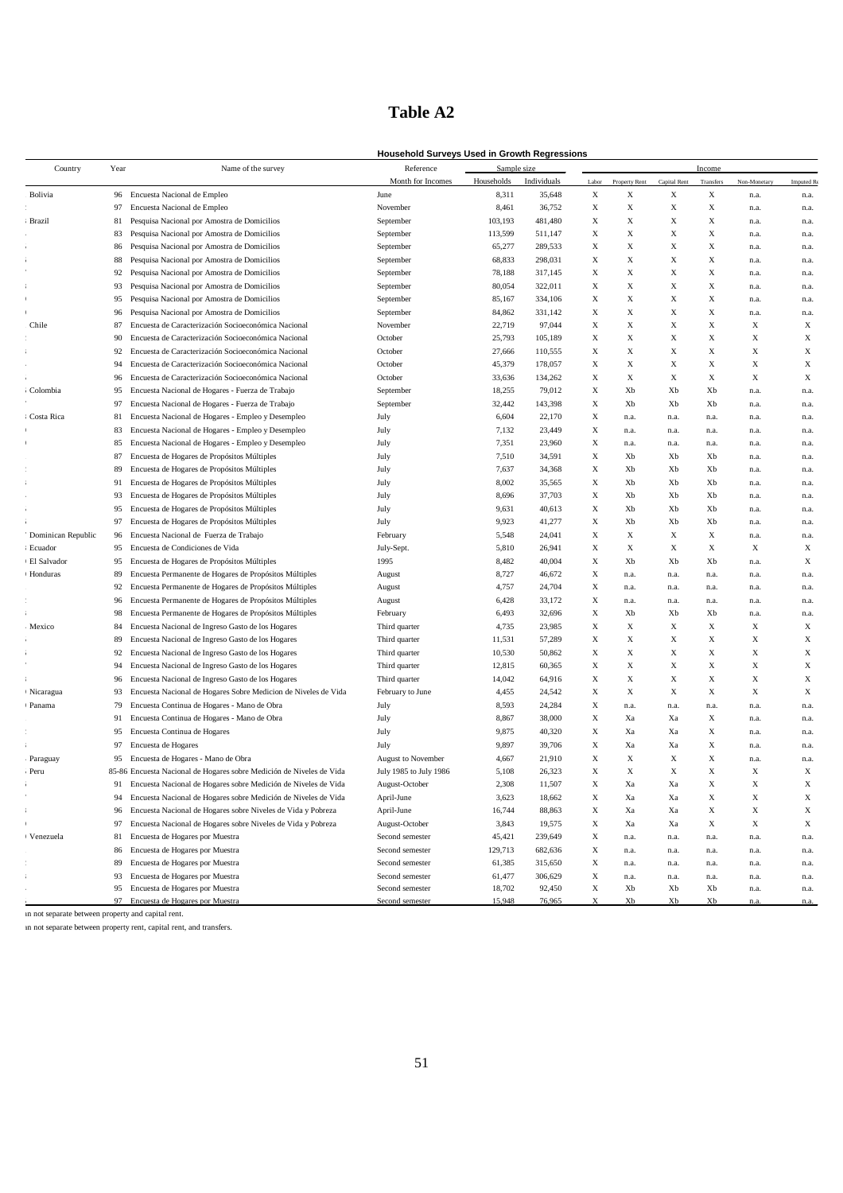# Table A2

**Household Surveys Used in Growth Regressions**

| Country | Year | Name of the survey | Reference | Sample size | | Income | | | | | |
|---|---|---|---|---|---|---|---|---|---|---|---|
| | | | Month for Incomes | Households | Individuals | Labor | Property Rent | Capital Rent | Transfers | Non-Monetary | Imputed Re |
| Bolivia | 96 | Encuesta Nacional de Empleo | June | 8,311 | 35,648 | X | X | X | X | n.a. | n.a. |
| | 97 | Encuesta Nacional de Empleo | November | 8,461 | 36,752 | X | X | X | X | n.a. | n.a. |
| Brazil | 81 | Pesquisa Nacional por Amostra de Domicilios | September | 103,193 | 481,480 | X | X | X | X | n.a. | n.a. |
| | 83 | Pesquisa Nacional por Amostra de Domicilios | September | 113,599 | 511,147 | X | X | X | X | n.a. | n.a. |
| | 86 | Pesquisa Nacional por Amostra de Domicilios | September | 65,277 | 289,533 | X | X | X | X | n.a. | n.a. |
| | 88 | Pesquisa Nacional por Amostra de Domicilios | September | 68,833 | 298,031 | X | X | X | X | n.a. | n.a. |
| | 92 | Pesquisa Nacional por Amostra de Domicilios | September | 78,188 | 317,145 | X | X | X | X | n.a. | n.a. |
| | 93 | Pesquisa Nacional por Amostra de Domicilios | September | 80,054 | 322,011 | X | X | X | X | n.a. | n.a. |
| | 95 | Pesquisa Nacional por Amostra de Domicilios | September | 85,167 | 334,106 | X | X | X | X | n.a. | n.a. |
| | 96 | Pesquisa Nacional por Amostra de Domicilios | September | 84,862 | 331,142 | X | X | X | X | n.a. | n.a. |
| Chile | 87 | Encuesta de Caracterización Socioeconómica Nacional | November | 22,719 | 97,044 | X | X | X | X | X | X |
| | 90 | Encuesta de Caracterización Socioeconómica Nacional | October | 25,793 | 105,189 | X | X | X | X | X | X |
| | 92 | Encuesta de Caracterización Socioeconómica Nacional | October | 27,666 | 110,555 | X | X | X | X | X | X |
| | 94 | Encuesta de Caracterización Socioeconómica Nacional | October | 45,379 | 178,057 | X | X | X | X | X | X |
| | 96 | Encuesta de Caracterización Socioeconómica Nacional | October | 33,636 | 134,262 | X | X | X | X | X | X |
| Colombia | 95 | Encuesta Nacional de Hogares - Fuerza de Trabajo | September | 18,255 | 79,012 | X | Xb | Xb | Xb | n.a. | n.a. |
| | 97 | Encuesta Nacional de Hogares - Fuerza de Trabajo | September | 32,442 | 143,398 | X | Xb | Xb | Xb | n.a. | n.a. |
| Costa Rica | 81 | Encuesta Nacional de Hogares - Empleo y Desempleo | July | 6,604 | 22,170 | X | n.a. | n.a. | n.a. | n.a. | n.a. |
| | 83 | Encuesta Nacional de Hogares - Empleo y Desempleo | July | 7,132 | 23,449 | X | n.a. | n.a. | n.a. | n.a. | n.a. |
| | 85 | Encuesta Nacional de Hogares - Empleo y Desempleo | July | 7,351 | 23,960 | X | n.a. | n.a. | n.a. | n.a. | n.a. |
| | 87 | Encuesta de Hogares de Propósitos Múltiples | July | 7,510 | 34,591 | X | Xb | Xb | Xb | n.a. | n.a. |
| | 89 | Encuesta de Hogares de Propósitos Múltiples | July | 7,637 | 34,368 | X | Xb | Xb | Xb | n.a. | n.a. |
| | 91 | Encuesta de Hogares de Propósitos Múltiples | July | 8,002 | 35,565 | X | Xb | Xb | Xb | n.a. | n.a. |
| | 93 | Encuesta de Hogares de Propósitos Múltiples | July | 8,696 | 37,703 | X | Xb | Xb | Xb | n.a. | n.a. |
| | 95 | Encuesta de Hogares de Propósitos Múltiples | July | 9,631 | 40,613 | X | Xb | Xb | Xb | n.a. | n.a. |
| | 97 | Encuesta de Hogares de Propósitos Múltiples | July | 9,923 | 41,277 | X | Xb | Xb | Xb | n.a. | n.a. |
| Dominican Republic | 96 | Encuesta Nacional de Fuerza de Trabajo | February | 5,548 | 24,041 | X | X | X | X | n.a. | n.a. |
| Ecuador | 95 | Encuesta de Condiciones de Vida | July-Sept. | 5,810 | 26,941 | X | X | X | X | X | X |
| El Salvador | 95 | Encuesta de Hogares de Propósitos Múltiples | 1995 | 8,482 | 40,004 | X | Xb | Xb | Xb | n.a. | X |
| Honduras | 89 | Encuesta Permanente de Hogares de Propósitos Múltiples | August | 8,727 | 46,672 | X | n.a. | n.a. | n.a. | n.a. | n.a. |
| | 92 | Encuesta Permanente de Hogares de Propósitos Múltiples | August | 4,757 | 24,704 | X | n.a. | n.a. | n.a. | n.a. | n.a. |
| | 96 | Encuesta Permanente de Hogares de Propósitos Múltiples | August | 6,428 | 33,172 | X | n.a. | n.a. | n.a. | n.a. | n.a. |
| | 98 | Encuesta Permanente de Hogares de Propósitos Múltiples | February | 6,493 | 32,696 | X | Xb | Xb | Xb | n.a. | n.a. |
| Mexico | 84 | Encuesta Nacional de Ingreso Gasto de los Hogares | Third quarter | 4,735 | 23,985 | X | X | X | X | X | X |
| | 89 | Encuesta Nacional de Ingreso Gasto de los Hogares | Third quarter | 11,531 | 57,289 | X | X | X | X | X | X |
| | 92 | Encuesta Nacional de Ingreso Gasto de los Hogares | Third quarter | 10,530 | 50,862 | X | X | X | X | X | X |
| | 94 | Encuesta Nacional de Ingreso Gasto de los Hogares | Third quarter | 12,815 | 60,365 | X | X | X | X | X | X |
| | 96 | Encuesta Nacional de Ingreso Gasto de los Hogares | Third quarter | 14,042 | 64,916 | X | X | X | X | X | X |
| Nicaragua | 93 | Encuesta Nacional de Hogares Sobre Medicion de Niveles de Vida | February to June | 4,455 | 24,542 | X | X | X | X | X | X |
| Panama | 79 | Encuesta Continua de Hogares - Mano de Obra | July | 8,593 | 24,284 | X | n.a. | n.a. | n.a. | n.a. | n.a. |
| | 91 | Encuesta Continua de Hogares - Mano de Obra | July | 8,867 | 38,000 | X | Xa | Xa | X | n.a. | n.a. |
| | 95 | Encuesta Continua de Hogares | July | 9,875 | 40,320 | X | Xa | Xa | X | n.a. | n.a. |
| | 97 | Encuesta de Hogares | July | 9,897 | 39,706 | X | Xa | Xa | X | n.a. | n.a. |
| Paraguay | 95 | Encuesta de Hogares - Mano de Obra | August to November | 4,667 | 21,910 | X | X | X | X | n.a. | n.a. |
| Peru | 85-86 | Encuesta Nacional de Hogares sobre Medición de Niveles de Vida | July 1985 to July 1986 | 5,108 | 26,323 | X | X | X | X | X | X |
| | 91 | Encuesta Nacional de Hogares sobre Medición de Niveles de Vida | August-October | 2,308 | 11,507 | X | Xa | Xa | X | X | X |
| | 94 | Encuesta Nacional de Hogares sobre Medición de Niveles de Vida | April-June | 3,623 | 18,662 | X | Xa | Xa | X | X | X |
| | 96 | Encuesta Nacional de Hogares sobre Niveles de Vida y Pobreza | April-June | 16,744 | 88,863 | X | Xa | Xa | X | X | X |
| | 97 | Encuesta Nacional de Hogares sobre Niveles de Vida y Pobreza | August-October | 3,843 | 19,575 | X | Xa | Xa | X | X | X |
| Venezuela | 81 | Encuesta de Hogares por Muestra | Second semester | 45,421 | 239,649 | X | n.a. | n.a. | n.a. | n.a. | n.a. |
| | 86 | Encuesta de Hogares por Muestra | Second semester | 129,713 | 682,636 | X | n.a. | n.a. | n.a. | n.a. | n.a. |
| | 89 | Encuesta de Hogares por Muestra | Second semester | 61,385 | 315,650 | X | n.a. | n.a. | n.a. | n.a. | n.a. |
| | 93 | Encuesta de Hogares por Muestra | Second semester | 61,477 | 306,629 | X | n.a. | n.a. | n.a. | n.a. | n.a. |
| | 95 | Encuesta de Hogares por Muestra | Second semester | 18,702 | 92,450 | X | Xb | Xb | Xb | n.a. | n.a. |
| | 97 | Encuesta de Hogares por Muestra | Second semester | 15,948 | 76,965 | X | Xb | Xb | Xb | n.a. | n.a. |

...an not separate between property and capital rent.

...an not separate between property rent, capital rent, and transfers.